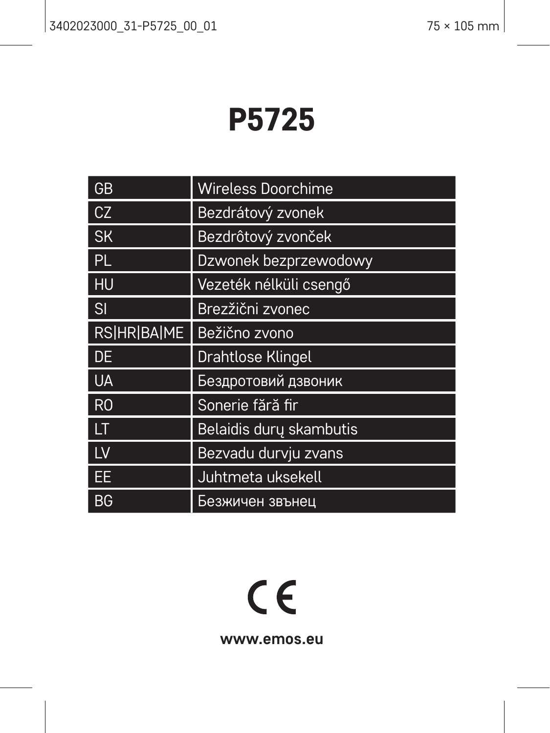# P5725

| GB | Wireless Doorchime |
|---|---|
| CZ | Bezdrátový zvonek |
| SK | Bezdrôtový zvonček |
| PL | Dzwonek bezprzewodowy |
| HU | Vezeték nélküli csengő |
| SI | Brezžični zvonec |
| RS\|HR\|BA\|ME | Bežično zvono |
| DE | Drahtlose Klingel |
| UA | Бездротовий дзвоник |
| RO | Sonerie fără fir |
| LT | Belaidis durų skambutis |
| LV | Bezvadu durvju zvans |
| EE | Juhtmeta uksekell |
| BG | Безжичен звънец |

CE

**www.emos.eu**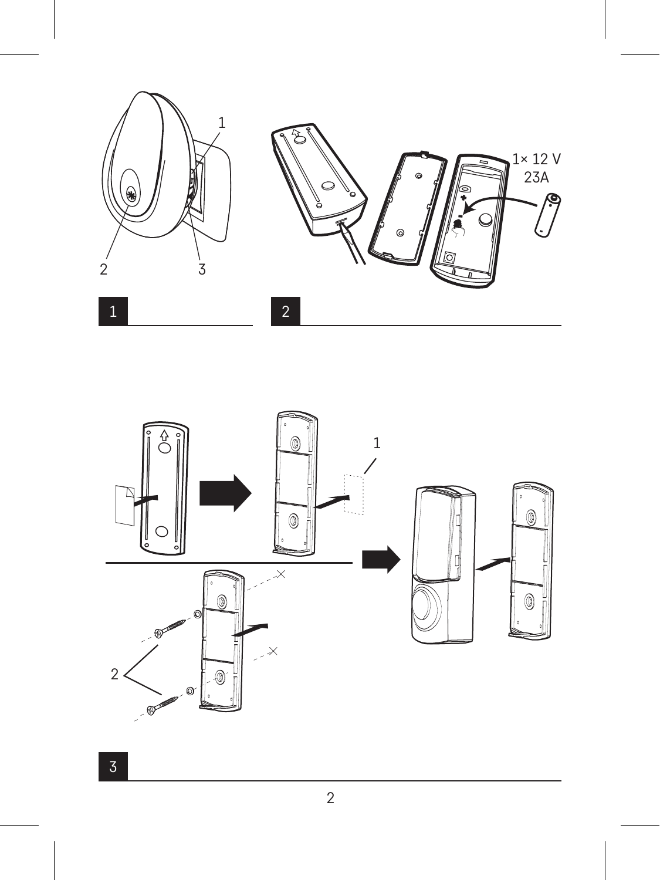1

2

3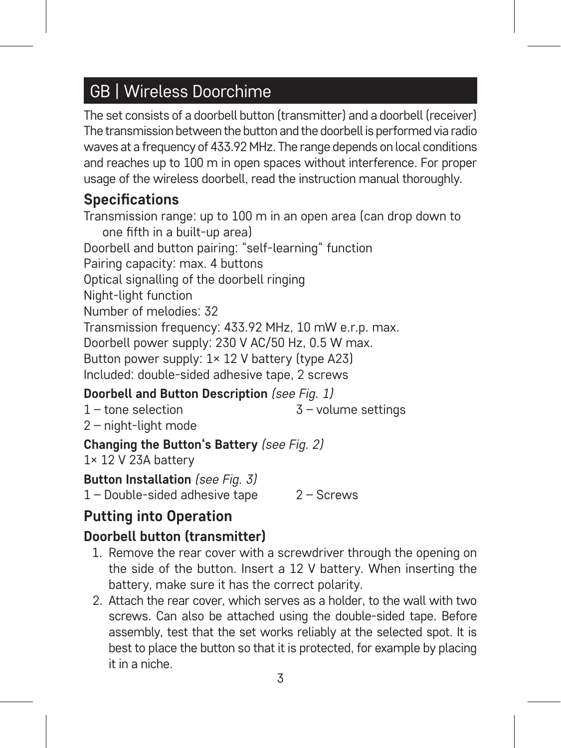# GB | Wireless Doorchime

The set consists of a doorbell button (transmitter) and a doorbell (receiver) The transmission between the button and the doorbell is performed via radio waves at a frequency of 433.92 MHz. The range depends on local conditions and reaches up to 100 m in open spaces without interference. For proper usage of the wireless doorbell, read the instruction manual thoroughly.

## Specifications

Transmission range: up to 100 m in an open area (can drop down to one fifth in a built-up area)
Doorbell and button pairing: "self-learning" function
Pairing capacity: max. 4 buttons
Optical signalling of the doorbell ringing
Night-light function
Number of melodies: 32
Transmission frequency: 433.92 MHz, 10 mW e.r.p. max.
Doorbell power supply: 230 V AC/50 Hz, 0.5 W max.
Button power supply: 1× 12 V battery (type A23)
Included: double-sided adhesive tape, 2 screws

**Doorbell and Button Description** *(see Fig. 1)*

1 – tone selection
2 – night-light mode
3 – volume settings

**Changing the Button's Battery** *(see Fig. 2)*

1× 12 V 23A battery

**Button Installation** *(see Fig. 3)*

1 – Double-sided adhesive tape
2 – Screws

## Putting into Operation

### Doorbell button (transmitter)

1. Remove the rear cover with a screwdriver through the opening on the side of the button. Insert a 12 V battery. When inserting the battery, make sure it has the correct polarity.
2. Attach the rear cover, which serves as a holder, to the wall with two screws. Can also be attached using the double-sided tape. Before assembly, test that the set works reliably at the selected spot. It is best to place the button so that it is protected, for example by placing it in a niche.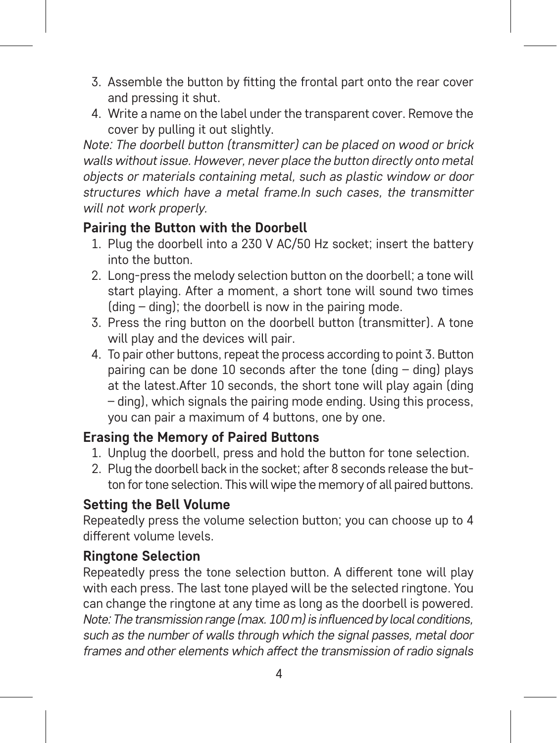3. Assemble the button by fitting the frontal part onto the rear cover and pressing it shut.
4. Write a name on the label under the transparent cover. Remove the cover by pulling it out slightly.

*Note: The doorbell button (transmitter) can be placed on wood or brick walls without issue. However, never place the button directly onto metal objects or materials containing metal, such as plastic window or door structures which have a metal frame.In such cases, the transmitter will not work properly.*

### Pairing the Button with the Doorbell

1. Plug the doorbell into a 230 V AC/50 Hz socket; insert the battery into the button.
2. Long-press the melody selection button on the doorbell; a tone will start playing. After a moment, a short tone will sound two times (ding – ding); the doorbell is now in the pairing mode.
3. Press the ring button on the doorbell button (transmitter). A tone will play and the devices will pair.
4. To pair other buttons, repeat the process according to point 3. Button pairing can be done 10 seconds after the tone (ding – ding) plays at the latest.After 10 seconds, the short tone will play again (ding – ding), which signals the pairing mode ending. Using this process, you can pair a maximum of 4 buttons, one by one.

### Erasing the Memory of Paired Buttons

1. Unplug the doorbell, press and hold the button for tone selection.
2. Plug the doorbell back in the socket; after 8 seconds release the button for tone selection. This will wipe the memory of all paired buttons.

### Setting the Bell Volume

Repeatedly press the volume selection button; you can choose up to 4 different volume levels.

### Ringtone Selection

Repeatedly press the tone selection button. A different tone will play with each press. The last tone played will be the selected ringtone. You can change the ringtone at any time as long as the doorbell is powered.

*Note: The transmission range (max. 100 m) is influenced by local conditions, such as the number of walls through which the signal passes, metal door frames and other elements which affect the transmission of radio signals*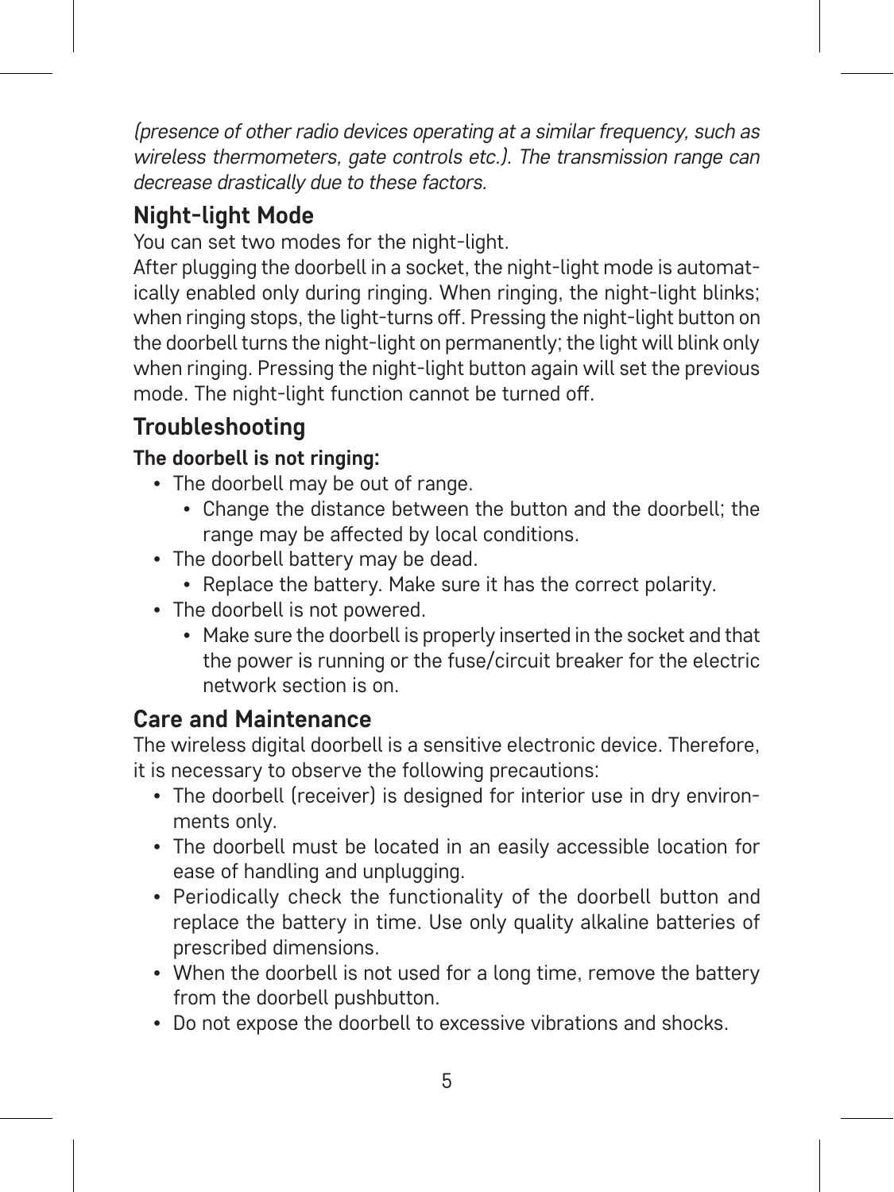*(presence of other radio devices operating at a similar frequency, such as wireless thermometers, gate controls etc.). The transmission range can decrease drastically due to these factors.*

## Night-light Mode

You can set two modes for the night-light.

After plugging the doorbell in a socket, the night-light mode is automatically enabled only during ringing. When ringing, the night-light blinks; when ringing stops, the light-turns off. Pressing the night-light button on the doorbell turns the night-light on permanently; the light will blink only when ringing. Pressing the night-light button again will set the previous mode. The night-light function cannot be turned off.

## Troubleshooting

**The doorbell is not ringing:**

- The doorbell may be out of range.
  - Change the distance between the button and the doorbell; the range may be affected by local conditions.
- The doorbell battery may be dead.
  - Replace the battery. Make sure it has the correct polarity.
- The doorbell is not powered.
  - Make sure the doorbell is properly inserted in the socket and that the power is running or the fuse/circuit breaker for the electric network section is on.

## Care and Maintenance

The wireless digital doorbell is a sensitive electronic device. Therefore, it is necessary to observe the following precautions:

- The doorbell (receiver) is designed for interior use in dry environments only.
- The doorbell must be located in an easily accessible location for ease of handling and unplugging.
- Periodically check the functionality of the doorbell button and replace the battery in time. Use only quality alkaline batteries of prescribed dimensions.
- When the doorbell is not used for a long time, remove the battery from the doorbell pushbutton.
- Do not expose the doorbell to excessive vibrations and shocks.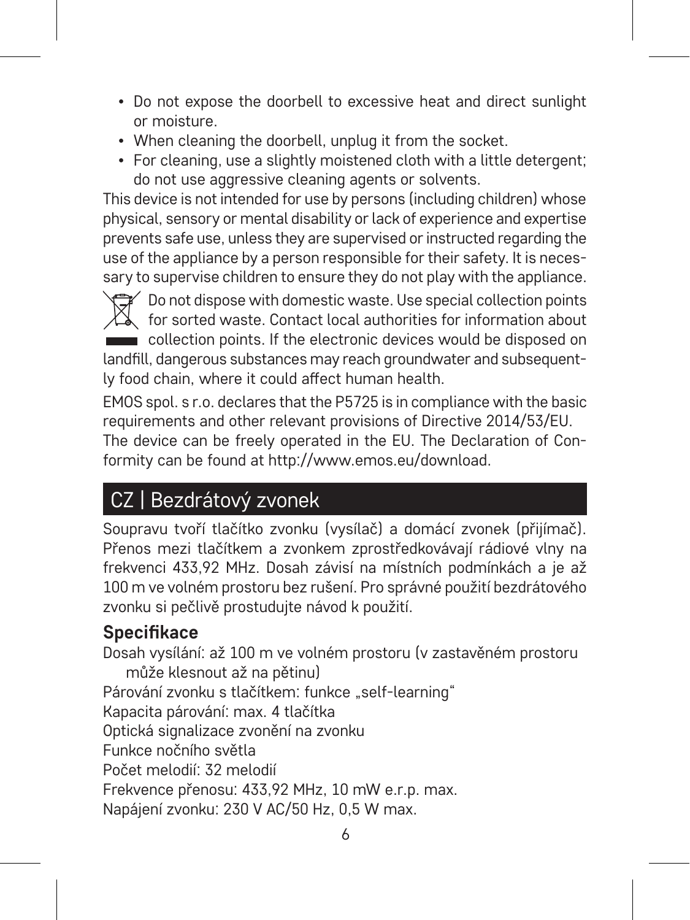- Do not expose the doorbell to excessive heat and direct sunlight or moisture.
- When cleaning the doorbell, unplug it from the socket.
- For cleaning, use a slightly moistened cloth with a little detergent; do not use aggressive cleaning agents or solvents.

This device is not intended for use by persons (including children) whose physical, sensory or mental disability or lack of experience and expertise prevents safe use, unless they are supervised or instructed regarding the use of the appliance by a person responsible for their safety. It is necessary to supervise children to ensure they do not play with the appliance.

Do not dispose with domestic waste. Use special collection points for sorted waste. Contact local authorities for information about collection points. If the electronic devices would be disposed on landfill, dangerous substances may reach groundwater and subsequently food chain, where it could affect human health.

EMOS spol. s r.o. declares that the P5725 is in compliance with the basic requirements and other relevant provisions of Directive 2014/53/EU. The device can be freely operated in the EU. The Declaration of Conformity can be found at http://www.emos.eu/download.

## CZ | Bezdrátový zvonek

Soupravu tvoří tlačítko zvonku (vysílač) a domácí zvonek (přijímač). Přenos mezi tlačítkem a zvonkem zprostředkovávají rádiové vlny na frekvenci 433,92 MHz. Dosah závisí na místních podmínkách a je až 100 m ve volném prostoru bez rušení. Pro správné použití bezdrátového zvonku si pečlivě prostudujte návod k použití.

### Specifikace

Dosah vysílání: až 100 m ve volném prostoru (v zastavěném prostoru může klesnout až na pětinu)
Párování zvonku s tlačítkem: funkce „self-learning"
Kapacita párování: max. 4 tlačítka
Optická signalizace zvonění na zvonku
Funkce nočního světla
Počet melodií: 32 melodií
Frekvence přenosu: 433,92 MHz, 10 mW e.r.p. max.
Napájení zvonku: 230 V AC/50 Hz, 0,5 W max.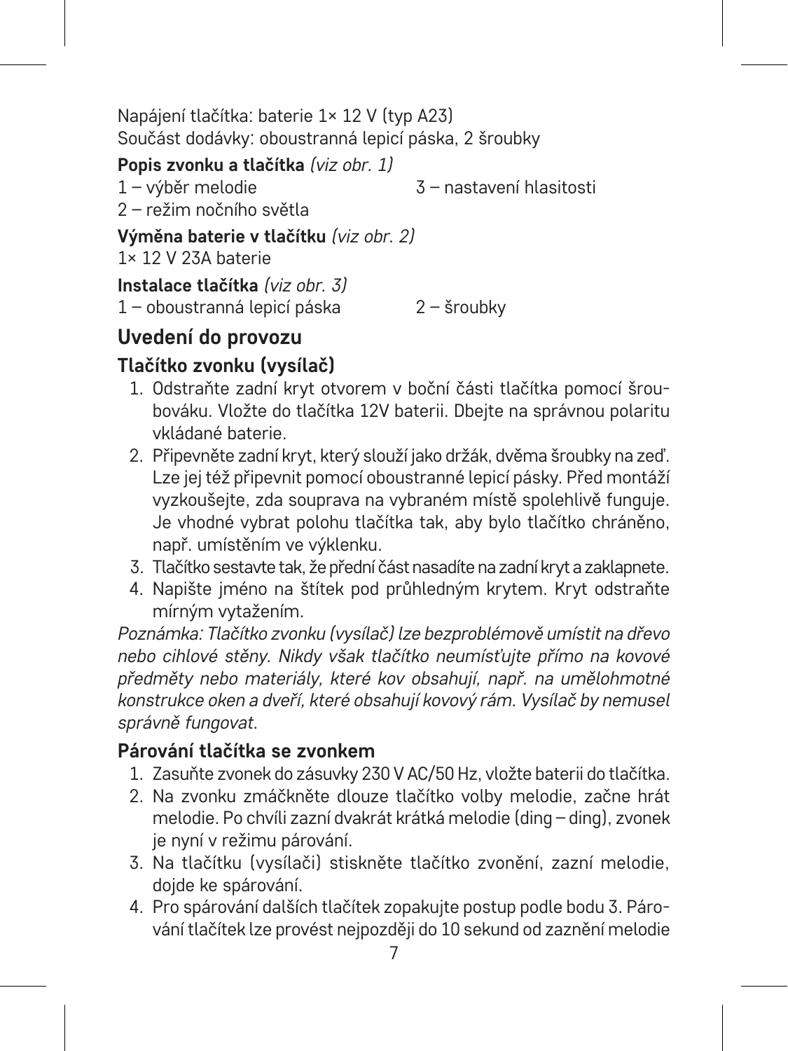Napájení tlačítka: baterie 1× 12 V (typ A23)
Součást dodávky: oboustranná lepicí páska, 2 šroubky

**Popis zvonku a tlačítka** *(viz obr. 1)*

1 – výběr melodie
2 – režim nočního světla
3 – nastavení hlasitosti

**Výměna baterie v tlačítku** *(viz obr. 2)*

1× 12 V 23A baterie

**Instalace tlačítka** *(viz obr. 3)*

1 – oboustranná lepicí páska
2 – šroubky

## Uvedení do provozu

### Tlačítko zvonku (vysílač)

1. Odstraňte zadní kryt otvorem v boční části tlačítka pomocí šroubováku. Vložte do tlačítka 12V baterii. Dbejte na správnou polaritu vkládané baterie.
2. Připevněte zadní kryt, který slouží jako držák, dvěma šroubky na zeď. Lze jej též připevnit pomocí oboustranné lepicí pásky. Před montáží vyzkoušejte, zda souprava na vybraném místě spolehlivě funguje. Je vhodné vybrat polohu tlačítka tak, aby bylo tlačítko chráněno, např. umístěním ve výklenku.
3. Tlačítko sestavte tak, že přední část nasadíte na zadní kryt a zaklapnete.
4. Napište jméno na štítek pod průhledným krytem. Kryt odstraňte mírným vytažením.

*Poznámka: Tlačítko zvonku (vysílač) lze bezproblémově umístit na dřevo nebo cihlové stěny. Nikdy však tlačítko neumísťujte přímo na kovové předměty nebo materiály, které kov obsahují, např. na umělohmotné konstrukce oken a dveří, které obsahují kovový rám. Vysílač by nemusel správně fungovat.*

### Párování tlačítka se zvonkem

1. Zasuňte zvonek do zásuvky 230 V AC/50 Hz, vložte baterii do tlačítka.
2. Na zvonku zmáčkněte dlouze tlačítko volby melodie, začne hrát melodie. Po chvíli zazní dvakrát krátká melodie (ding – ding), zvonek je nyní v režimu párování.
3. Na tlačítku (vysílači) stiskněte tlačítko zvonění, zazní melodie, dojde ke spárování.
4. Pro spárování dalších tlačítek zopakujte postup podle bodu 3. Párování tlačítek lze provést nejpozději do 10 sekund od zaznění melodie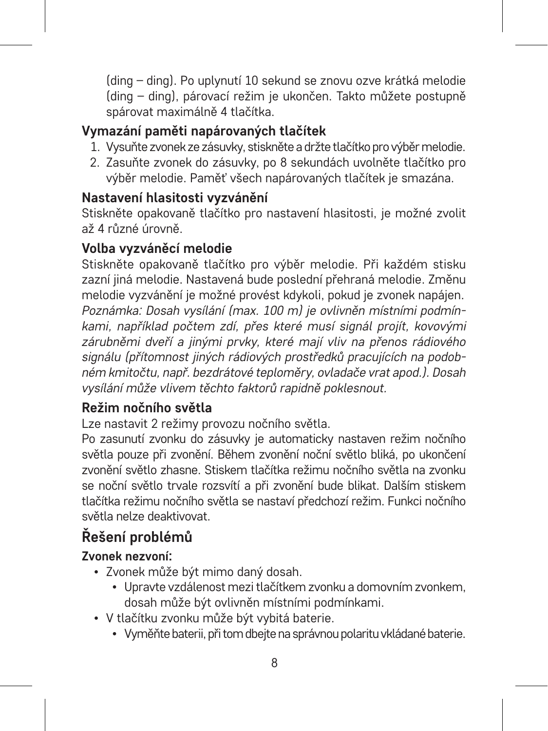(ding – ding). Po uplynutí 10 sekund se znovu ozve krátká melodie (ding – ding), párovací režim je ukončen. Takto můžete postupně spárovat maximálně 4 tlačítka.

### Vymazání paměti napárovaných tlačítek

1. Vysuňte zvonek ze zásuvky, stiskněte a držte tlačítko pro výběr melodie.
2. Zasuňte zvonek do zásuvky, po 8 sekundách uvolněte tlačítko pro výběr melodie. Paměť všech napárovaných tlačítek je smazána.

### Nastavení hlasitosti vyzvánění

Stiskněte opakovaně tlačítko pro nastavení hlasitosti, je možné zvolit až 4 různé úrovně.

### Volba vyzváněcí melodie

Stiskněte opakovaně tlačítko pro výběr melodie. Při každém stisku zazní jiná melodie. Nastavená bude poslední přehraná melodie. Změnu melodie vyzvánění je možné provést kdykoli, pokud je zvonek napájen.
*Poznámka: Dosah vysílání (max. 100 m) je ovlivněn místními podmínkami, například počtem zdí, přes které musí signál projít, kovovými zárubněmi dveří a jinými prvky, které mají vliv na přenos rádiového signálu (přítomnost jiných rádiových prostředků pracujících na podobném kmitočtu, např. bezdrátové teploměry, ovladače vrat apod.). Dosah vysílání může vlivem těchto faktorů rapidně poklesnout.*

### Režim nočního světla

Lze nastavit 2 režimy provozu nočního světla.
Po zasunutí zvonku do zásuvky je automaticky nastaven režim nočního světla pouze při zvonění. Během zvonění noční světlo bliká, po ukončení zvonění světlo zhasne. Stiskem tlačítka režimu nočního světla na zvonku se noční světlo trvale rozsvítí a při zvonění bude blikat. Dalším stiskem tlačítka režimu nočního světla se nastaví předchozí režim. Funkci nočního světla nelze deaktivovat.

## Řešení problémů

**Zvonek nezvoní:**

- Zvonek může být mimo daný dosah.
  - Upravte vzdálenost mezi tlačítkem zvonku a domovním zvonkem, dosah může být ovlivněn místními podmínkami.
- V tlačítku zvonku může být vybitá baterie.
  - Vyměňte baterii, při tom dbejte na správnou polaritu vkládané baterie.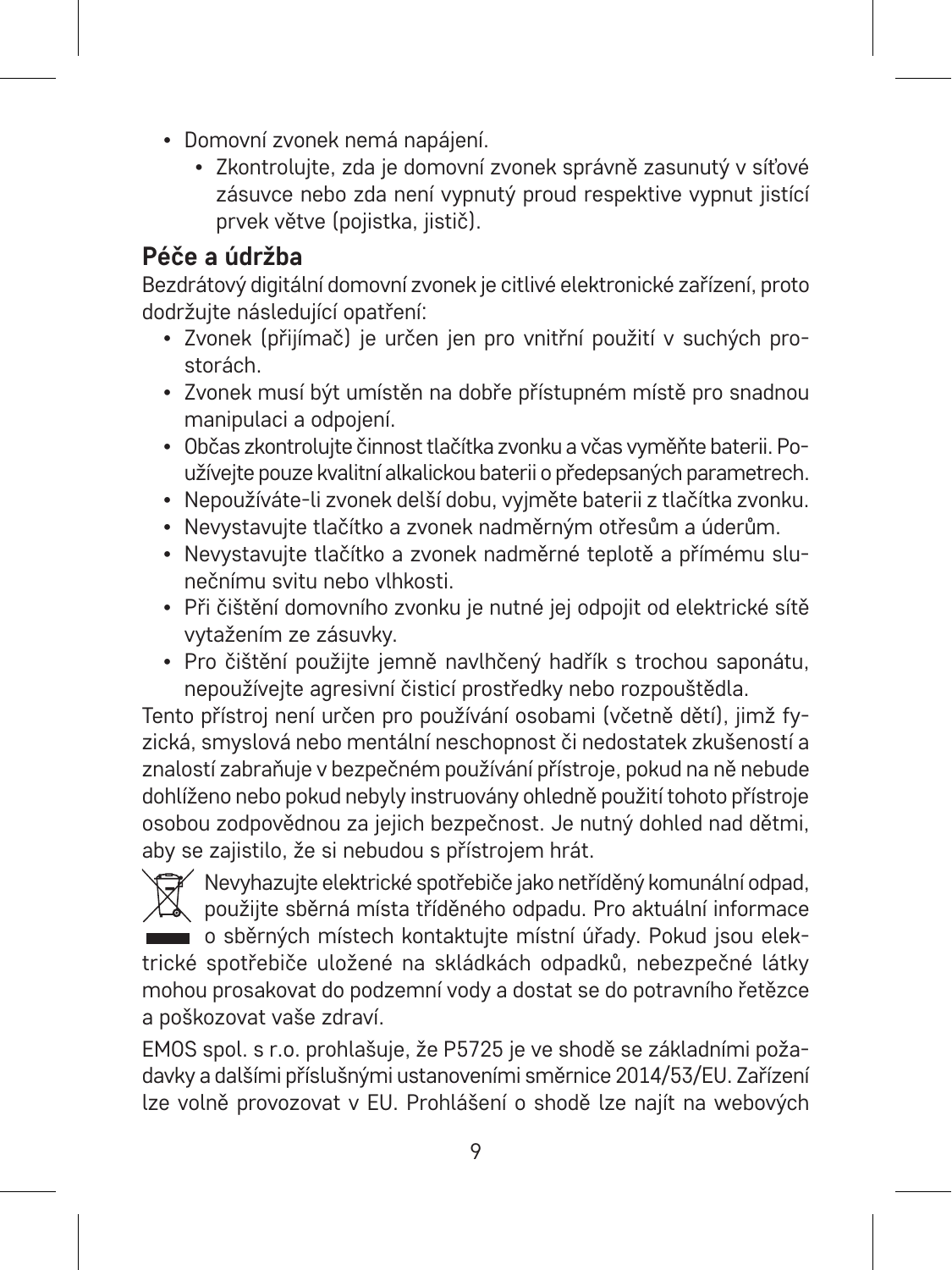- Domovní zvonek nemá napájení.
  - Zkontrolujte, zda je domovní zvonek správně zasunutý v síťové zásuvce nebo zda není vypnutý proud respektive vypnut jistící prvek větve (pojistka, jistič).

## Péče a údržba

Bezdrátový digitální domovní zvonek je citlivé elektronické zařízení, proto dodržujte následující opatření:

- Zvonek (přijímač) je určen jen pro vnitřní použití v suchých prostorách.
- Zvonek musí být umístěn na dobře přístupném místě pro snadnou manipulaci a odpojení.
- Občas zkontrolujte činnost tlačítka zvonku a včas vyměňte baterii. Používejte pouze kvalitní alkalickou baterii o předepsaných parametrech.
- Nepoužíváte-li zvonek delší dobu, vyjměte baterii z tlačítka zvonku.
- Nevystavujte tlačítko a zvonek nadměrným otřesům a úderům.
- Nevystavujte tlačítko a zvonek nadměrné teplotě a přímému slunečnímu svitu nebo vlhkosti.
- Při čištění domovního zvonku je nutné jej odpojit od elektrické sítě vytažením ze zásuvky.
- Pro čištění použijte jemně navlhčený hadřík s trochou saponátu, nepoužívejte agresivní čisticí prostředky nebo rozpouštědla.

Tento přístroj není určen pro používání osobami (včetně dětí), jimž fyzická, smyslová nebo mentální neschopnost či nedostatek zkušeností a znalostí zabraňuje v bezpečném používání přístroje, pokud na ně nebude dohlíženo nebo pokud nebyly instruovány ohledně použití tohoto přístroje osobou zodpovědnou za jejich bezpečnost. Je nutný dohled nad dětmi, aby se zajistilo, že si nebudou s přístrojem hrát.

Nevyhazujte elektrické spotřebiče jako netříděný komunální odpad, použijte sběrná místa tříděného odpadu. Pro aktuální informace o sběrných místech kontaktujte místní úřady. Pokud jsou elektrické spotřebiče uložené na skládkách odpadků, nebezpečné látky mohou prosakovat do podzemní vody a dostat se do potravního řetězce a poškozovat vaše zdraví.

EMOS spol. s r.o. prohlašuje, že P5725 je ve shodě se základními požadavky a dalšími příslušnými ustanoveními směrnice 2014/53/EU. Zařízení lze volně provozovat v EU. Prohlášení o shodě lze najít na webových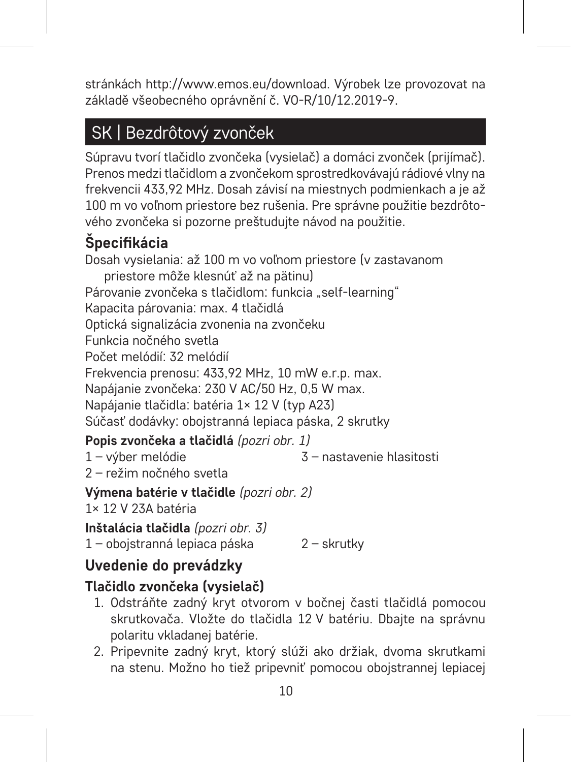stránkách http://www.emos.eu/download. Výrobek lze provozovat na základě všeobecného oprávnění č. VO-R/10/12.2019-9.

# SK | Bezdrôtový zvonček

Súpravu tvorí tlačidlo zvončeka (vysielač) a domáci zvonček (prijímač). Prenos medzi tlačidlom a zvončekom sprostredkovávajú rádiové vlny na frekvencii 433,92 MHz. Dosah závisí na miestnych podmienkach a je až 100 m vo voľnom priestore bez rušenia. Pre správne použitie bezdrôtového zvončeka si pozorne preštudujte návod na použitie.

## Špecifikácia

Dosah vysielania: až 100 m vo voľnom priestore (v zastavanom priestore môže klesnúť až na pätinu)
Párovanie zvončeka s tlačidlom: funkcia „self-learning"
Kapacita párovania: max. 4 tlačidlá
Optická signalizácia zvonenia na zvončeku
Funkcia nočného svetla
Počet melódií: 32 melódií
Frekvencia prenosu: 433,92 MHz, 10 mW e.r.p. max.
Napájanie zvončeka: 230 V AC/50 Hz, 0,5 W max.
Napájanie tlačidla: batéria 1× 12 V (typ A23)
Súčasť dodávky: obojstranná lepiaca páska, 2 skrutky

**Popis zvončeka a tlačidlá** *(pozri obr. 1)*
1 – výber melódie
2 – režim nočného svetla
3 – nastavenie hlasitosti

**Výmena batérie v tlačidle** *(pozri obr. 2)*
1× 12 V 23A batéria

**Inštalácia tlačidla** *(pozri obr. 3)*
1 – obojstranná lepiaca páska
2 – skrutky

## Uvedenie do prevádzky

### Tlačidlo zvončeka (vysielač)

1. Odstráňte zadný kryt otvorom v bočnej časti tlačidlá pomocou skrutkovača. Vložte do tlačidla 12 V batériu. Dbajte na správnu polaritu vkladanej batérie.
2. Pripevnite zadný kryt, ktorý slúži ako držiak, dvoma skrutkami na stenu. Možno ho tiež pripevniť pomocou obojstrannej lepiacej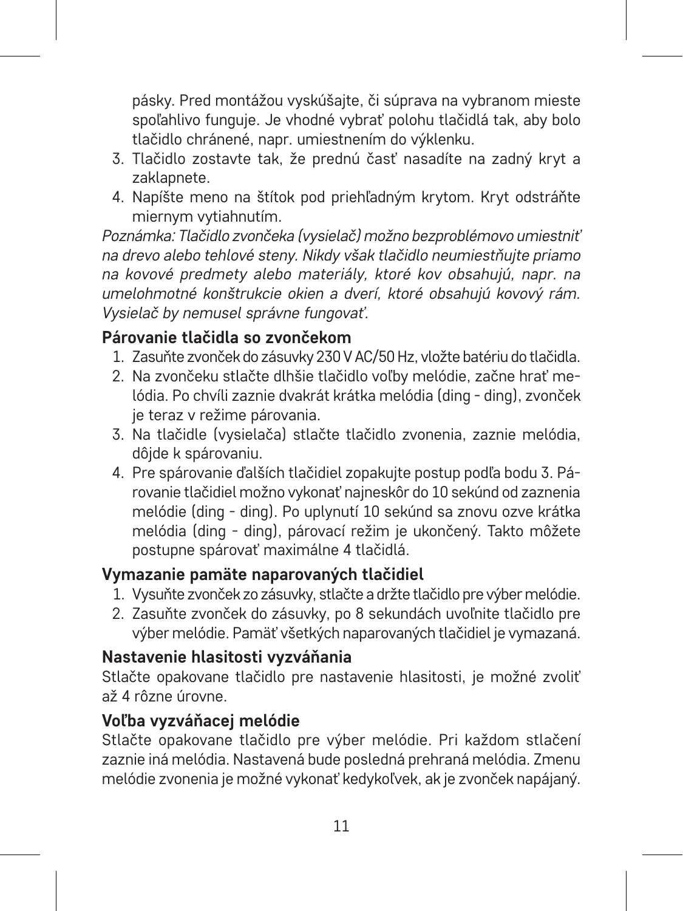pásky. Pred montážou vyskúšajte, či súprava na vybranom mieste spoľahlivo funguje. Je vhodné vybrať polohu tlačidlá tak, aby bolo tlačidlo chránené, napr. umiestnením do výklenku.

3. Tlačidlo zostavte tak, že prednú časť nasadíte na zadný kryt a zaklapnete.
4. Napíšte meno na štítok pod priehľadným krytom. Kryt odstráňte miernym vytiahnutím.

*Poznámka: Tlačidlo zvončeka (vysielač) možno bezproblémovo umiestniť na drevo alebo tehlové steny. Nikdy však tlačidlo neumiestňujte priamo na kovové predmety alebo materiály, ktoré kov obsahujú, napr. na umelohmotné konštrukcie okien a dverí, ktoré obsahujú kovový rám. Vysielač by nemusel správne fungovať.*

### Párovanie tlačidla so zvončekom

1. Zasuňte zvonček do zásuvky 230 V AC/50 Hz, vložte batériu do tlačidla.
2. Na zvončeku stlačte dlhšie tlačidlo voľby melódie, začne hrať melódia. Po chvíli zaznie dvakrát krátka melódia (ding - ding), zvonček je teraz v režime párovania.
3. Na tlačidle (vysielača) stlačte tlačidlo zvonenia, zaznie melódia, dôjde k spárovaniu.
4. Pre spárovanie ďalších tlačidiel zopakujte postup podľa bodu 3. Párovanie tlačidiel možno vykonať najneskôr do 10 sekúnd od zaznenia melódie (ding - ding). Po uplynutí 10 sekúnd sa znovu ozve krátka melódia (ding - ding), párovací režim je ukončený. Takto môžete postupne spárovať maximálne 4 tlačidlá.

### Vymazanie pamäte naparovaných tlačidiel

1. Vysuňte zvonček zo zásuvky, stlačte a držte tlačidlo pre výber melódie.
2. Zasuňte zvonček do zásuvky, po 8 sekundách uvoľnite tlačidlo pre výber melódie. Pamäť všetkých naparovaných tlačidiel je vymazaná.

### Nastavenie hlasitosti vyzváňania

Stlačte opakovane tlačidlo pre nastavenie hlasitosti, je možné zvoliť až 4 rôzne úrovne.

### Voľba vyzváňacej melódie

Stlačte opakovane tlačidlo pre výber melódie. Pri každom stlačení zaznie iná melódia. Nastavená bude posledná prehraná melódia. Zmenu melódie zvonenia je možné vykonať kedykoľvek, ak je zvonček napájaný.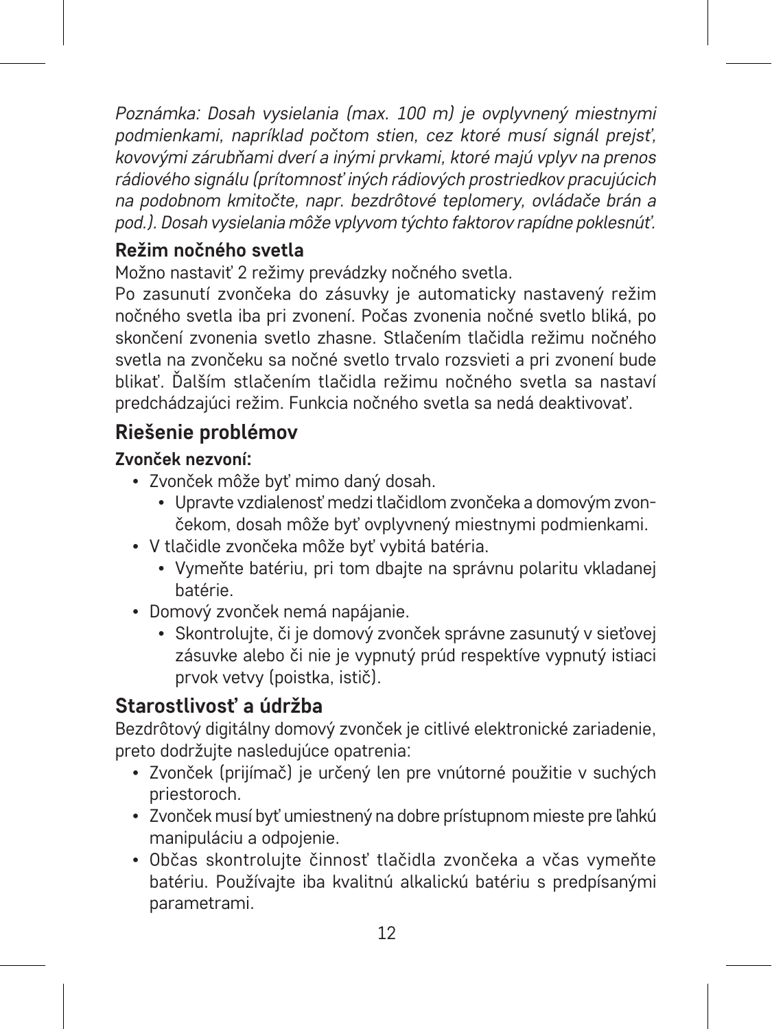*Poznámka: Dosah vysielania (max. 100 m) je ovplyvnený miestnymi podmienkami, napríklad počtom stien, cez ktoré musí signál prejsť, kovovými zárubňami dverí a inými prvkami, ktoré majú vplyv na prenos rádiového signálu (prítomnosť iných rádiových prostriedkov pracujúcich na podobnom kmitočte, napr. bezdrôtové teplomery, ovládače brán a pod.). Dosah vysielania môže vplyvom týchto faktorov rapídne poklesnúť.*

### Režim nočného svetla

Možno nastaviť 2 režimy prevádzky nočného svetla.

Po zasunutí zvončeka do zásuvky je automaticky nastavený režim nočného svetla iba pri zvonení. Počas zvonenia nočné svetlo bliká, po skončení zvonenia svetlo zhasne. Stlačením tlačidla režimu nočného svetla na zvončeku sa nočné svetlo trvalo rozsvieti a pri zvonení bude blikať. Ďalším stlačením tlačidla režimu nočného svetla sa nastaví predchádzajúci režim. Funkcia nočného svetla sa nedá deaktivovať.

## Riešenie problémov

### Zvonček nezvoní:

- Zvonček môže byť mimo daný dosah.
  - Upravte vzdialenosť medzi tlačidlom zvončeka a domovým zvončekom, dosah môže byť ovplyvnený miestnymi podmienkami.
- V tlačidle zvončeka môže byť vybitá batéria.
  - Vymeňte batériu, pri tom dbajte na správnu polaritu vkladanej batérie.
- Domový zvonček nemá napájanie.
  - Skontrolujte, či je domový zvonček správne zasunutý v sieťovej zásuvke alebo či nie je vypnutý prúd respektíve vypnutý istiaci prvok vetvy (poistka, istič).

## Starostlivosť a údržba

Bezdrôtový digitálny domový zvonček je citlivé elektronické zariadenie, preto dodržujte nasledujúce opatrenia:

- Zvonček (prijímač) je určený len pre vnútorné použitie v suchých priestoroch.
- Zvonček musí byť umiestnený na dobre prístupnom mieste pre ľahkú manipuláciu a odpojenie.
- Občas skontrolujte činnosť tlačidla zvončeka a včas vymeňte batériu. Používajte iba kvalitnú alkalickú batériu s predpísanými parametrami.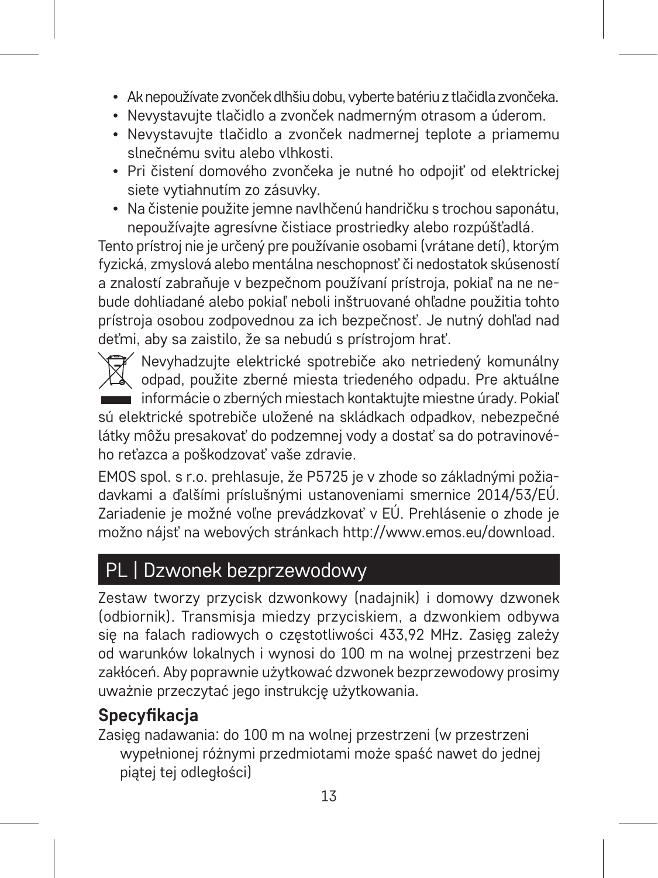- Ak nepoužívate zvonček dlhšiu dobu, vyberte batériu z tlačidla zvončeka.
- Nevystavujte tlačidlo a zvonček nadmerným otrasom a úderom.
- Nevystavujte tlačidlo a zvonček nadmernej teplote a priamemu slnečnému svitu alebo vlhkosti.
- Pri čistení domového zvončeka je nutné ho odpojiť od elektrickej siete vytiahnutím zo zásuvky.
- Na čistenie použite jemne navlhčenú handričku s trochou saponátu, nepoužívajte agresívne čistiace prostriedky alebo rozpúšťadlá.

Tento prístroj nie je určený pre používanie osobami (vrátane detí), ktorým fyzická, zmyslová alebo mentálna neschopnosť či nedostatok skúseností a znalostí zabraňuje v bezpečnom používaní prístroja, pokiaľ na ne nebude dohliadané alebo pokiaľ neboli inštruované ohľadne použitia tohto prístroja osobou zodpovednou za ich bezpečnosť. Je nutný dohľad nad deťmi, aby sa zaistilo, že sa nebudú s prístrojom hrať.

Nevyhadzujte elektrické spotrebiče ako netriedený komunálny odpad, použite zberné miesta triedeného odpadu. Pre aktuálne informácie o zberných miestach kontaktujte miestne úrady. Pokiaľ sú elektrické spotrebiče uložené na skládkach odpadkov, nebezpečné látky môžu presakovať do podzemnej vody a dostať sa do potravinového reťazca a poškodzovať vaše zdravie.

EMOS spol. s r.o. prehlasuje, že P5725 je v zhode so základnými požiadavkami a ďalšími príslušnými ustanoveniami smernice 2014/53/EÚ. Zariadenie je možné voľne prevádzkovať v EÚ. Prehlásenie o zhode je možno nájsť na webových stránkach http://www.emos.eu/download.

## PL | Dzwonek bezprzewodowy

Zestaw tworzy przycisk dzwonkowy (nadajnik) i domowy dzwonek (odbiornik). Transmisja miedzy przyciskiem, a dzwonkiem odbywa się na falach radiowych o częstotliwości 433,92 MHz. Zasięg zależy od warunków lokalnych i wynosi do 100 m na wolnej przestrzeni bez zakłóceń. Aby poprawnie użytkować dzwonek bezprzewodowy prosimy uważnie przeczytać jego instrukcję użytkowania.

### Specyfikacja

Zasięg nadawania: do 100 m na wolnej przestrzeni (w przestrzeni wypełnionej różnymi przedmiotami może spaść nawet do jednej piątej tej odległości)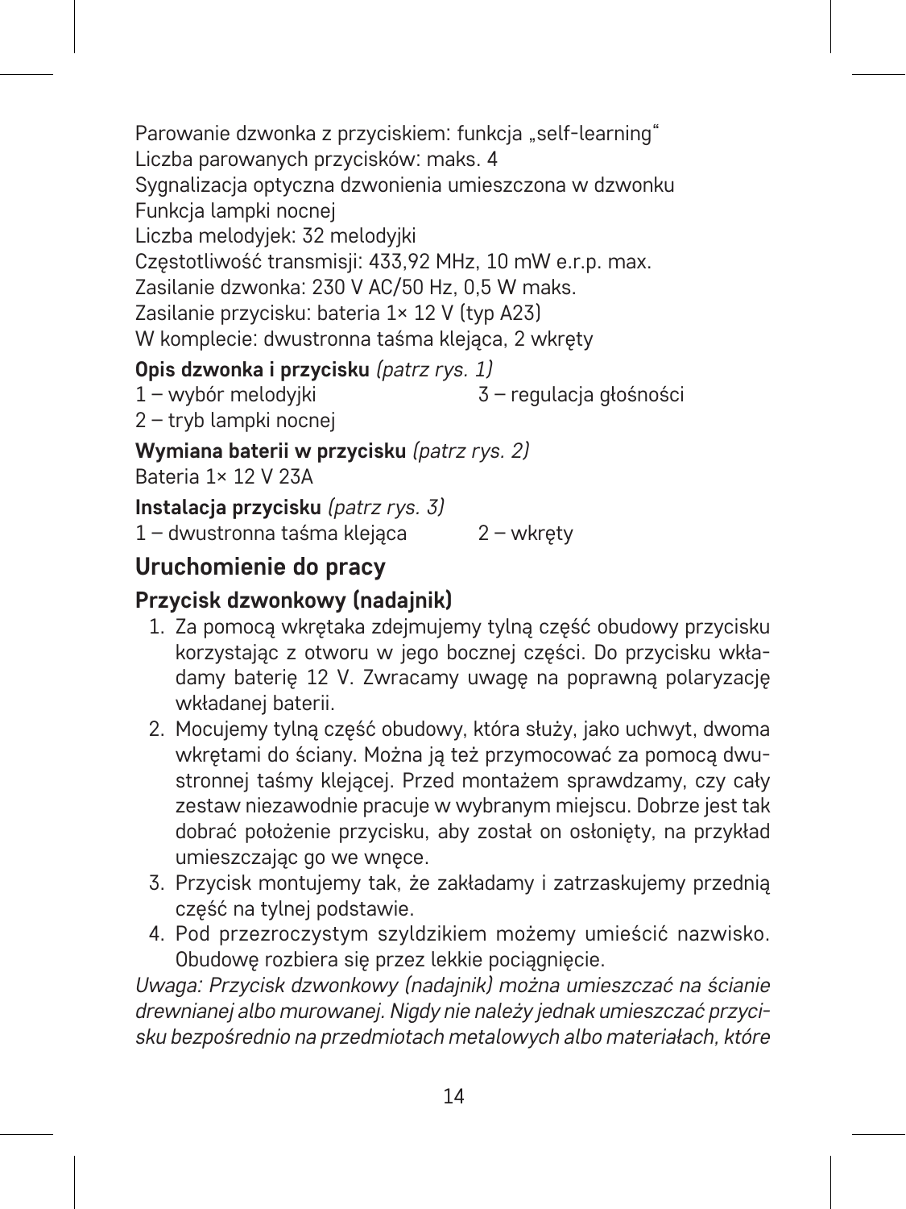Parowanie dzwonka z przyciskiem: funkcja „self-learning"
Liczba parowanych przycisków: maks. 4
Sygnalizacja optyczna dzwonienia umieszczona w dzwonku
Funkcja lampki nocnej
Liczba melodyjek: 32 melodyjki
Częstotliwość transmisji: 433,92 MHz, 10 mW e.r.p. max.
Zasilanie dzwonka: 230 V AC/50 Hz, 0,5 W maks.
Zasilanie przycisku: bateria 1× 12 V (typ A23)
W komplecie: dwustronna taśma klejąca, 2 wkręty

**Opis dzwonka i przycisku** *(patrz rys. 1)*
1 – wybór melodyjki
2 – tryb lampki nocnej
3 – regulacja głośności

**Wymiana baterii w przycisku** *(patrz rys. 2)*
Bateria 1× 12 V 23A

**Instalacja przycisku** *(patrz rys. 3)*
1 – dwustronna taśma klejąca
2 – wkręty

## Uruchomienie do pracy

### Przycisk dzwonkowy (nadajnik)

1. Za pomocą wkrętaka zdejmujemy tylną część obudowy przycisku korzystając z otworu w jego bocznej części. Do przycisku wkładamy baterię 12 V. Zwracamy uwagę na poprawną polaryzację wkładanej baterii.
2. Mocujemy tylną część obudowy, która służy, jako uchwyt, dwoma wkrętami do ściany. Można ją też przymocować za pomocą dwustronnej taśmy klejącej. Przed montażem sprawdzamy, czy cały zestaw niezawodnie pracuje w wybranym miejscu. Dobrze jest tak dobrać położenie przycisku, aby został on osłonięty, na przykład umieszczając go we wnęce.
3. Przycisk montujemy tak, że zakładamy i zatrzaskujemy przednią część na tylnej podstawie.
4. Pod przezroczystym szyldzikiem możemy umieścić nazwisko. Obudowę rozbiera się przez lekkie pociągnięcie.

*Uwaga: Przycisk dzwonkowy (nadajnik) można umieszczać na ścianie drewnianej albo murowanej. Nigdy nie należy jednak umieszczać przycisku bezpośrednio na przedmiotach metalowych albo materiałach, które*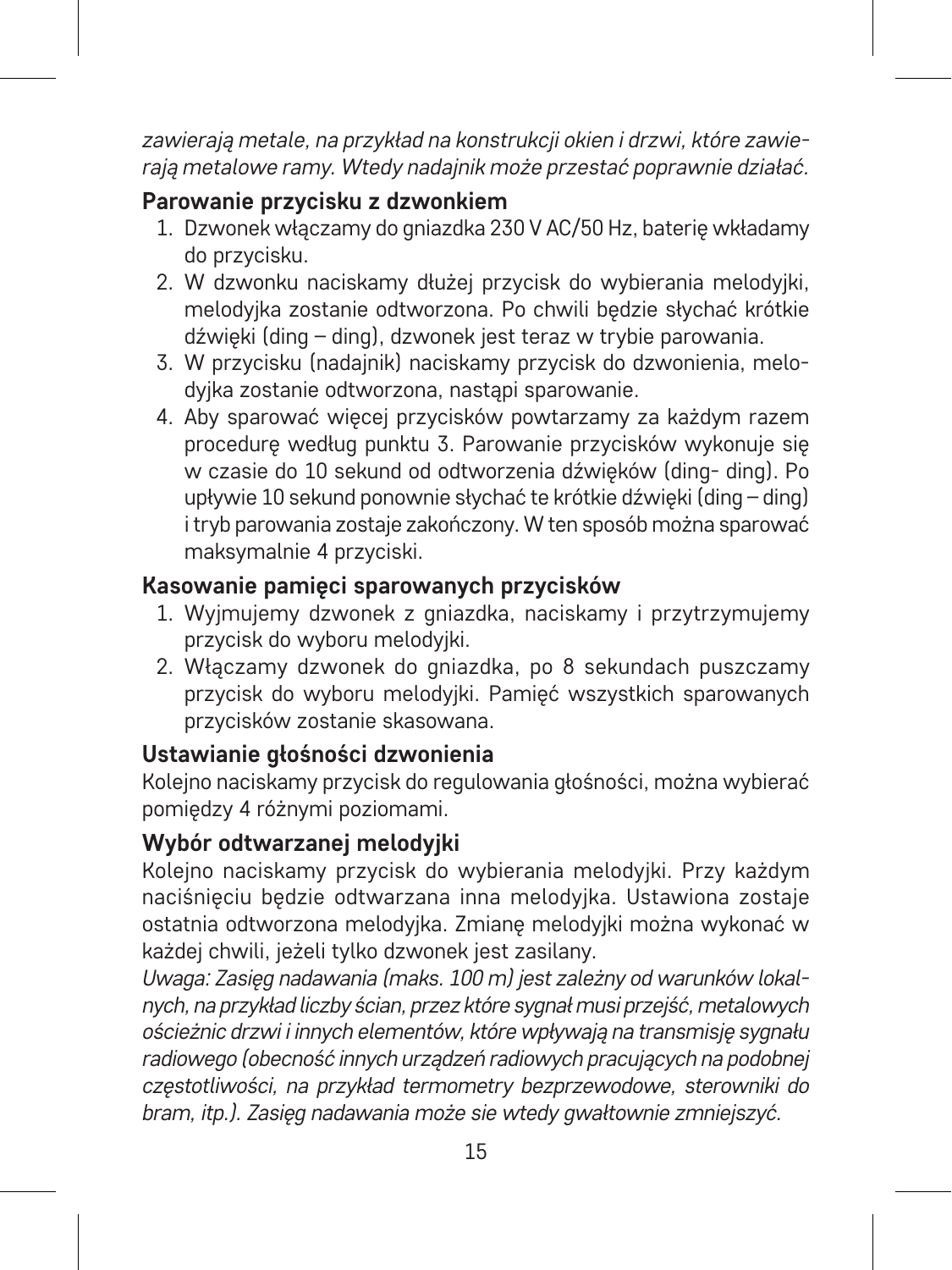*zawierają metale, na przykład na konstrukcji okien i drzwi, które zawierają metalowe ramy. Wtedy nadajnik może przestać poprawnie działać.*

**Parowanie przycisku z dzwonkiem**

1. Dzwonek włączamy do gniazdka 230 V AC/50 Hz, baterię wkładamy do przycisku.
2. W dzwonku naciskamy dłużej przycisk do wybierania melodyjki, melodyjka zostanie odtworzona. Po chwili będzie słychać krótkie dźwięki (ding – ding), dzwonek jest teraz w trybie parowania.
3. W przycisku (nadajnik) naciskamy przycisk do dzwonienia, melodyjka zostanie odtworzona, nastąpi sparowanie.
4. Aby sparować więcej przycisków powtarzamy za każdym razem procedurę według punktu 3. Parowanie przycisków wykonuje się w czasie do 10 sekund od odtworzenia dźwięków (ding- ding). Po upływie 10 sekund ponownie słychać te krótkie dźwięki (ding – ding) i tryb parowania zostaje zakończony. W ten sposób można sparować maksymalnie 4 przyciski.

**Kasowanie pamięci sparowanych przycisków**

1. Wyjmujemy dzwonek z gniazdka, naciskamy i przytrzymujemy przycisk do wyboru melodyjki.
2. Włączamy dzwonek do gniazdka, po 8 sekundach puszczamy przycisk do wyboru melodyjki. Pamięć wszystkich sparowanych przycisków zostanie skasowana.

**Ustawianie głośności dzwonienia**

Kolejno naciskamy przycisk do regulowania głośności, można wybierać pomiędzy 4 różnymi poziomami.

**Wybór odtwarzanej melodyjki**

Kolejno naciskamy przycisk do wybierania melodyjki. Przy każdym naciśnięciu będzie odtwarzana inna melodyjka. Ustawiona zostaje ostatnia odtworzona melodyjka. Zmianę melodyjki można wykonać w każdej chwili, jeżeli tylko dzwonek jest zasilany.

*Uwaga: Zasięg nadawania (maks. 100 m) jest zależny od warunków lokalnych, na przykład liczby ścian, przez które sygnał musi przejść, metalowych ościeżnic drzwi i innych elementów, które wpływają na transmisję sygnału radiowego (obecność innych urządzeń radiowych pracujących na podobnej częstotliwości, na przykład termometry bezprzewodowe, sterowniki do bram, itp.). Zasięg nadawania może sie wtedy gwałtownie zmniejszyć.*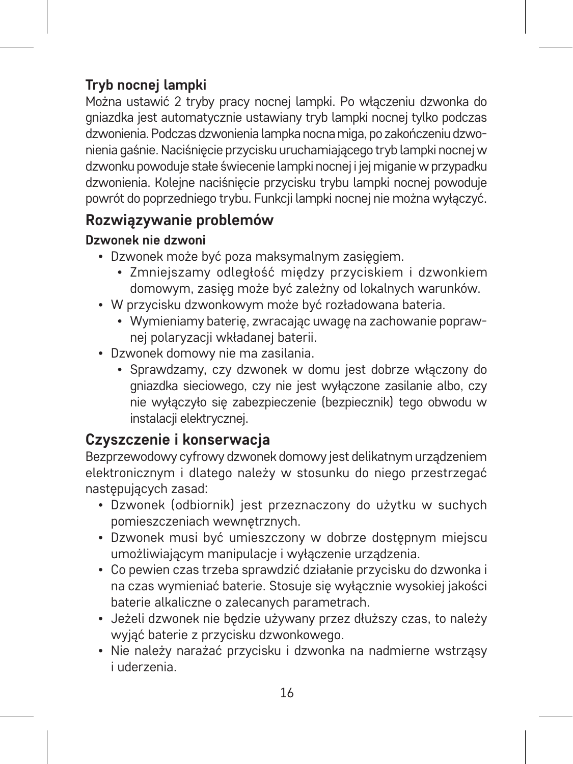### Tryb nocnej lampki

Można ustawić 2 tryby pracy nocnej lampki. Po włączeniu dzwonka do gniazdka jest automatycznie ustawiany tryb lampki nocnej tylko podczas dzwonienia. Podczas dzwonienia lampka nocna miga, po zakończeniu dzwonienia gaśnie. Naciśnięcie przycisku uruchamiającego tryb lampki nocnej w dzwonku powoduje stałe świecenie lampki nocnej i jej miganie w przypadku dzwonienia. Kolejne naciśnięcie przycisku trybu lampki nocnej powoduje powrót do poprzedniego trybu. Funkcji lampki nocnej nie można wyłączyć.

## Rozwiązywanie problemów

**Dzwonek nie dzwoni**

- Dzwonek może być poza maksymalnym zasięgiem.
  - Zmniejszamy odległość między przyciskiem i dzwonkiem domowym, zasięg może być zależny od lokalnych warunków.
- W przycisku dzwonkowym może być rozładowana bateria.
  - Wymieniamy baterię, zwracając uwagę na zachowanie poprawnej polaryzacji wkładanej baterii.
- Dzwonek domowy nie ma zasilania.
  - Sprawdzamy, czy dzwonek w domu jest dobrze włączony do gniazdka sieciowego, czy nie jest wyłączone zasilanie albo, czy nie wyłączyło się zabezpieczenie (bezpiecznik) tego obwodu w instalacji elektrycznej.

## Czyszczenie i konserwacja

Bezprzewodowy cyfrowy dzwonek domowy jest delikatnym urządzeniem elektronicznym i dlatego należy w stosunku do niego przestrzegać następujących zasad:

- Dzwonek (odbiornik) jest przeznaczony do użytku w suchych pomieszczeniach wewnętrznych.
- Dzwonek musi być umieszczony w dobrze dostępnym miejscu umożliwiającym manipulacje i wyłączenie urządzenia.
- Co pewien czas trzeba sprawdzić działanie przycisku do dzwonka i na czas wymieniać baterie. Stosuje się wyłącznie wysokiej jakości baterie alkaliczne o zalecanych parametrach.
- Jeżeli dzwonek nie będzie używany przez dłuższy czas, to należy wyjąć baterie z przycisku dzwonkowego.
- Nie należy narażać przycisku i dzwonka na nadmierne wstrząsy i uderzenia.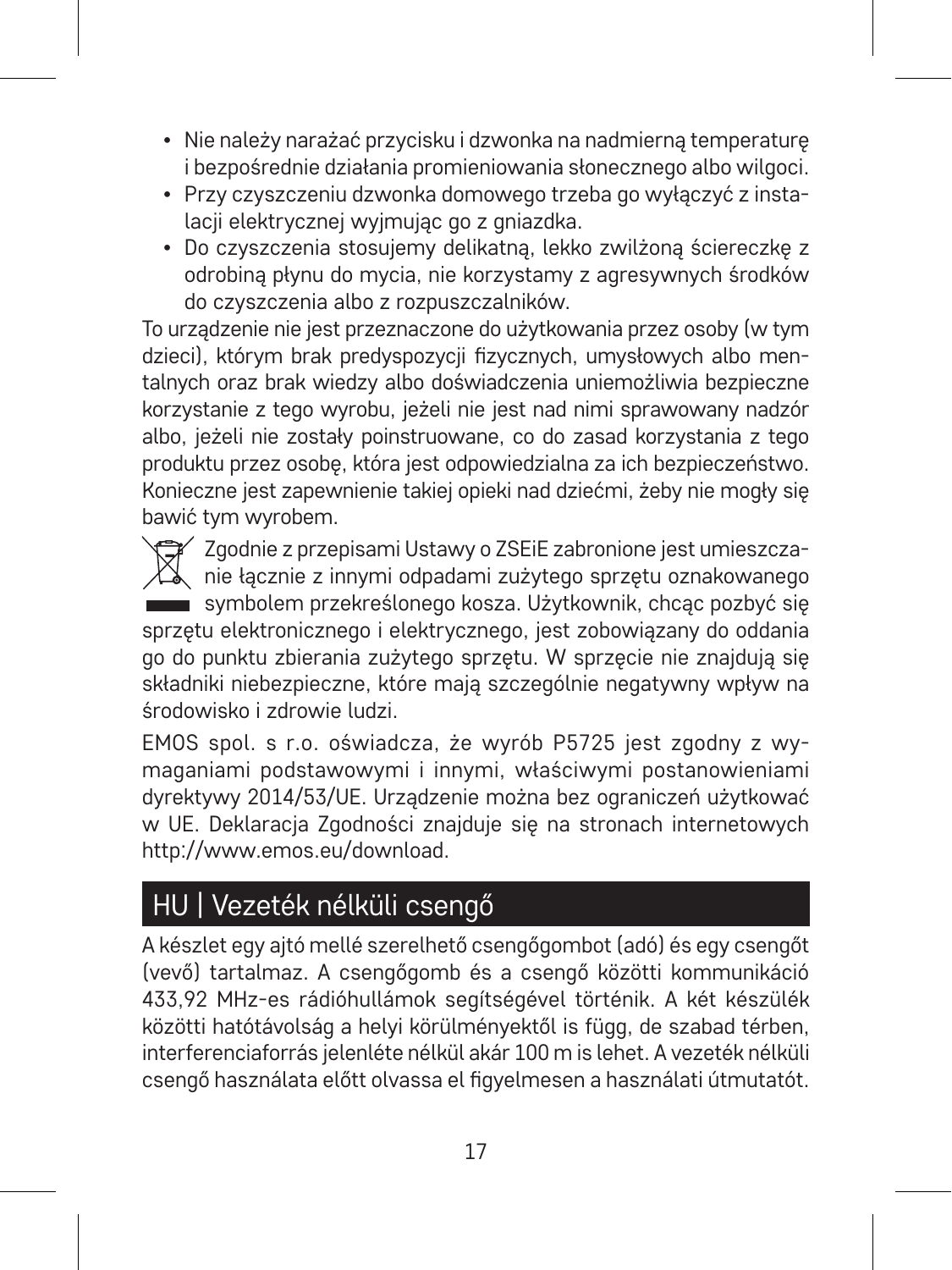- Nie należy narażać przycisku i dzwonka na nadmierną temperaturę i bezpośrednie działania promieniowania słonecznego albo wilgoci.
- Przy czyszczeniu dzwonka domowego trzeba go wyłączyć z instalacji elektrycznej wyjmując go z gniazdka.
- Do czyszczenia stosujemy delikatną, lekko zwilżoną ściereczkę z odrobiną płynu do mycia, nie korzystamy z agresywnych środków do czyszczenia albo z rozpuszczalników.

To urządzenie nie jest przeznaczone do użytkowania przez osoby (w tym dzieci), którym brak predyspozycji fizycznych, umysłowych albo mentalnych oraz brak wiedzy albo doświadczenia uniemożliwia bezpieczne korzystanie z tego wyrobu, jeżeli nie jest nad nimi sprawowany nadzór albo, jeżeli nie zostały poinstruowane, co do zasad korzystania z tego produktu przez osobę, która jest odpowiedzialna za ich bezpieczeństwo. Konieczne jest zapewnienie takiej opieki nad dziećmi, żeby nie mogły się bawić tym wyrobem.

Zgodnie z przepisami Ustawy o ZSEiE zabronione jest umieszczanie łącznie z innymi odpadami zużytego sprzętu oznakowanego symbolem przekreślonego kosza. Użytkownik, chcąc pozbyć się sprzętu elektronicznego i elektrycznego, jest zobowiązany do oddania go do punktu zbierania zużytego sprzętu. W sprzęcie nie znajdują się składniki niebezpieczne, które mają szczególnie negatywny wpływ na środowisko i zdrowie ludzi.

EMOS spol. s r.o. oświadcza, że wyrób P5725 jest zgodny z wymaganiami podstawowymi i innymi, właściwymi postanowieniami dyrektywy 2014/53/UE. Urządzenie można bez ograniczeń użytkować w UE. Deklaracja Zgodności znajduje się na stronach internetowych http://www.emos.eu/download.

## HU | Vezeték nélküli csengő

A készlet egy ajtó mellé szerelhető csengőgombot (adó) és egy csengőt (vevő) tartalmaz. A csengőgomb és a csengő közötti kommunikáció 433,92 MHz-es rádióhullámok segítségével történik. A két készülék közötti hatótávolság a helyi körülményektől is függ, de szabad térben, interferenciaforrás jelenléte nélkül akár 100 m is lehet. A vezeték nélküli csengő használata előtt olvassa el figyelmesen a használati útmutatót.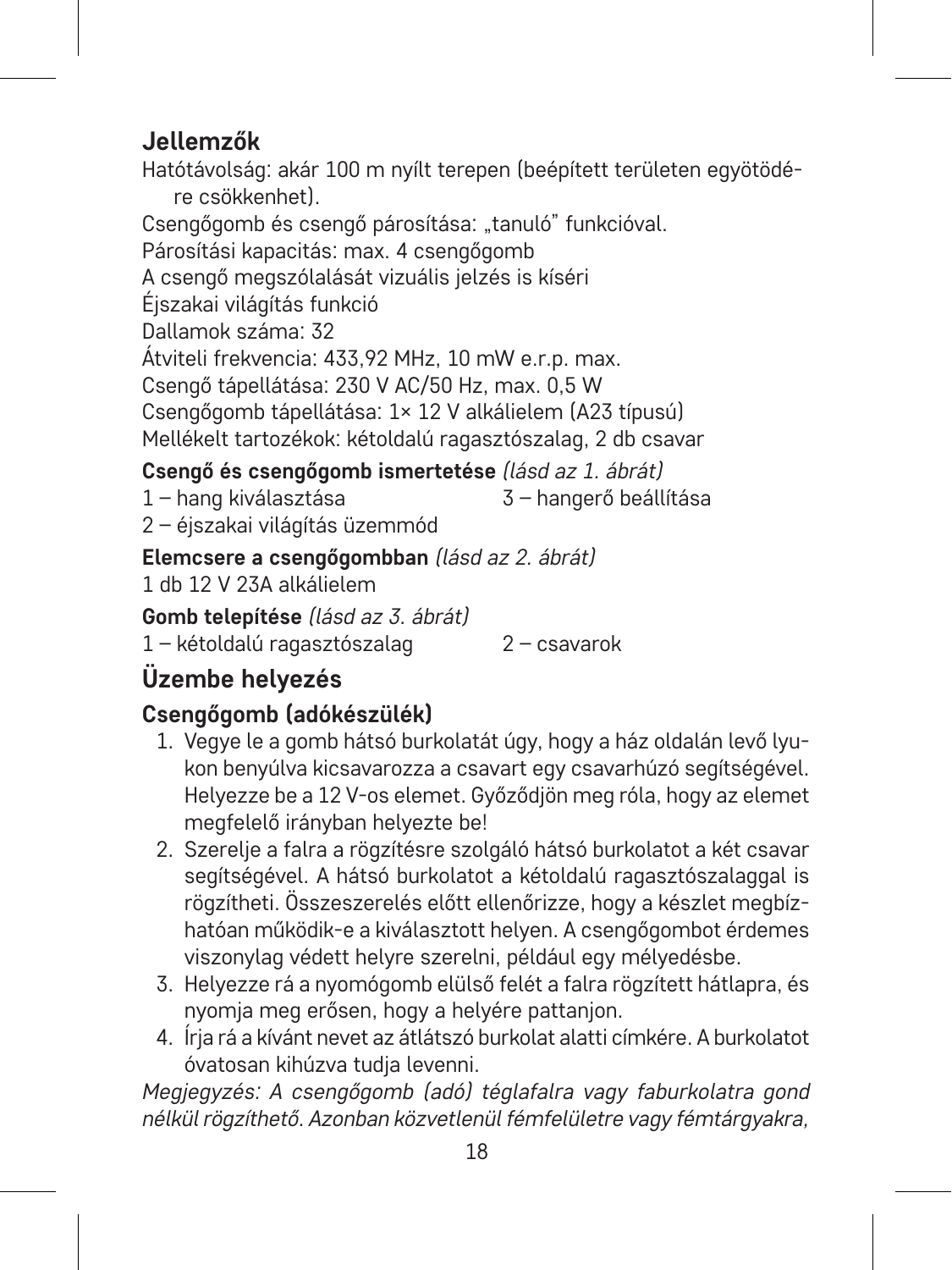## Jellemzők

Hatótávolság: akár 100 m nyílt terepen (beépített területen egyötödére csökkenhet).
Csengőgomb és csengő párosítása: „tanuló” funkcióval.
Párosítási kapacitás: max. 4 csengőgomb
A csengő megszólalását vizuális jelzés is kíséri
Éjszakai világítás funkció
Dallamok száma: 32
Átviteli frekvencia: 433,92 MHz, 10 mW e.r.p. max.
Csengő tápellátása: 230 V AC/50 Hz, max. 0,5 W
Csengőgomb tápellátása: 1× 12 V alkálielem (A23 típusú)
Mellékelt tartozékok: kétoldalú ragasztószalag, 2 db csavar

**Csengő és csengőgomb ismertetése** *(lásd az 1. ábrát)*
1 – hang kiválasztása
2 – éjszakai világítás üzemmód
3 – hangerő beállítása

**Elemcsere a csengőgombban** *(lásd az 2. ábrát)*
1 db 12 V 23A alkálielem

**Gomb telepítése** *(lásd az 3. ábrát)*
1 – kétoldalú ragasztószalag
2 – csavarok

## Üzembe helyezés

### Csengőgomb (adókészülék)

1. Vegye le a gomb hátsó burkolatát úgy, hogy a ház oldalán levő lyukon benyúlva kicsavarozza a csavart egy csavarhúzó segítségével. Helyezze be a 12 V-os elemet. Győződjön meg róla, hogy az elemet megfelelő irányban helyezte be!
2. Szerelje a falra a rögzítésre szolgáló hátsó burkolatot a két csavar segítségével. A hátsó burkolatot a kétoldalú ragasztószalaggal is rögzítheti. Összeszerelés előtt ellenőrizze, hogy a készlet megbízhatóan működik-e a kiválasztott helyen. A csengőgombot érdemes viszonylag védett helyre szerelni, például egy mélyedésbe.
3. Helyezze rá a nyomógomb elülső felét a falra rögzített hátlapra, és nyomja meg erősen, hogy a helyére pattanjon.
4. Írja rá a kívánt nevet az átlátszó burkolat alatti címkére. A burkolatot óvatosan kihúzva tudja levenni.

*Megjegyzés: A csengőgomb (adó) téglafalra vagy faburkolatra gond nélkül rögzíthető. Azonban közvetlenül fémfelületre vagy fémtárgyakra,*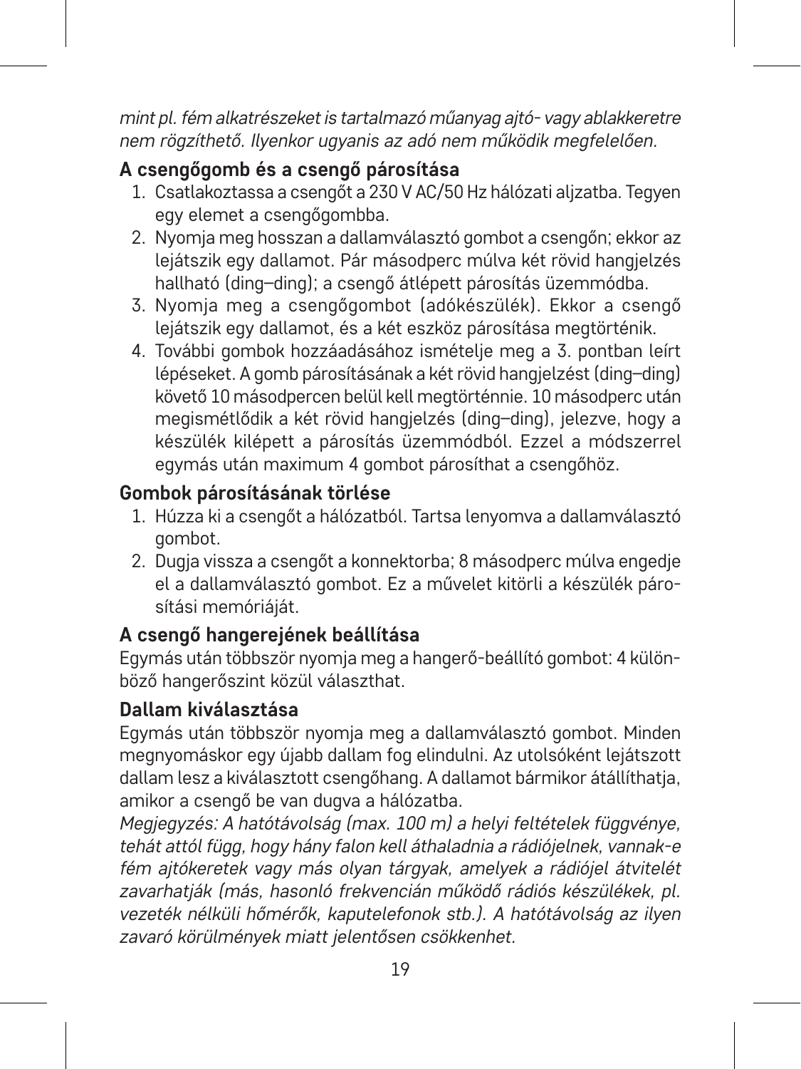*mint pl. fém alkatrészeket is tartalmazó műanyag ajtó- vagy ablakkeretre nem rögzíthető. Ilyenkor ugyanis az adó nem működik megfelelően.*

### A csengőgomb és a csengő párosítása

1. Csatlakoztassa a csengőt a 230 V AC/50 Hz hálózati aljzatba. Tegyen egy elemet a csengőgombba.
2. Nyomja meg hosszan a dallamválasztó gombot a csengőn; ekkor az lejátszik egy dallamot. Pár másodperc múlva két rövid hangjelzés hallható (ding–ding); a csengő átlépett párosítás üzemmódba.
3. Nyomja meg a csengőgombot (adókészülék). Ekkor a csengő lejátszik egy dallamot, és a két eszköz párosítása megtörténik.
4. További gombok hozzáadásához ismételje meg a 3. pontban leírt lépéseket. A gomb párosításának a két rövid hangjelzést (ding–ding) követő 10 másodpercen belül kell megtörténnie. 10 másodperc után megismétlődik a két rövid hangjelzés (ding–ding), jelezve, hogy a készülék kilépett a párosítás üzemmódból. Ezzel a módszerrel egymás után maximum 4 gombot párosíthat a csengőhöz.

### Gombok párosításának törlése

1. Húzza ki a csengőt a hálózatból. Tartsa lenyomva a dallamválasztó gombot.
2. Dugja vissza a csengőt a konnektorba; 8 másodperc múlva engedje el a dallamválasztó gombot. Ez a művelet kitörli a készülék párosítási memóriáját.

### A csengő hangerejének beállítása

Egymás után többször nyomja meg a hangerő-beállító gombot: 4 különböző hangerőszint közül választhat.

### Dallam kiválasztása

Egymás után többször nyomja meg a dallamválasztó gombot. Minden megnyomáskor egy újabb dallam fog elindulni. Az utolsóként lejátszott dallam lesz a kiválasztott csengőhang. A dallamot bármikor átállíthatja, amikor a csengő be van dugva a hálózatba.

*Megjegyzés: A hatótávolság (max. 100 m) a helyi feltételek függvénye, tehát attól függ, hogy hány falon kell áthaladnia a rádiójelnek, vannak-e fém ajtókeretek vagy más olyan tárgyak, amelyek a rádiójel átvitelét zavarhatják (más, hasonló frekvencián működő rádiós készülékek, pl. vezeték nélküli hőmérők, kaputelefonok stb.). A hatótávolság az ilyen zavaró körülmények miatt jelentősen csökkenhet.*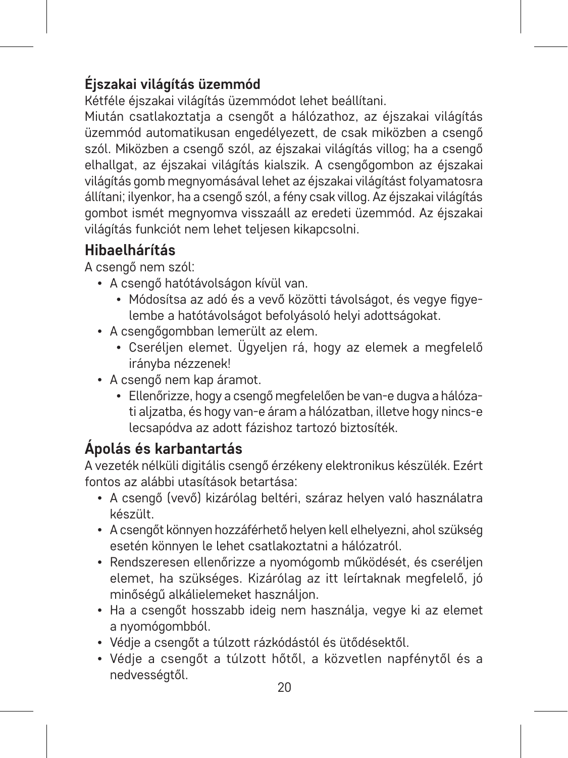## Éjszakai világítás üzemmód

Kétféle éjszakai világítás üzemmódot lehet beállítani.

Miután csatlakoztatja a csengőt a hálózathoz, az éjszakai világítás üzemmód automatikusan engedélyezett, de csak miközben a csengő szól. Miközben a csengő szól, az éjszakai világítás villog; ha a csengő elhallgat, az éjszakai világítás kialszik. A csengőgombon az éjszakai világítás gomb megnyomásával lehet az éjszakai világítást folyamatosra állítani; ilyenkor, ha a csengő szól, a fény csak villog. Az éjszakai világítás gombot ismét megnyomva visszaáll az eredeti üzemmód. Az éjszakai világítás funkciót nem lehet teljesen kikapcsolni.

## Hibaelhárítás

A csengő nem szól:

- A csengő hatótávolságon kívül van.
  - Módosítsa az adó és a vevő közötti távolságot, és vegye figyelembe a hatótávolságot befolyásoló helyi adottságokat.
- A csengőgombban lemerült az elem.
  - Cseréljen elemet. Ügyeljen rá, hogy az elemek a megfelelő irányba nézzenek!
- A csengő nem kap áramot.
  - Ellenőrizze, hogy a csengő megfelelően be van-e dugva a hálózati aljzatba, és hogy van-e áram a hálózatban, illetve hogy nincs-e lecsapódva az adott fázishoz tartozó biztosíték.

## Ápolás és karbantartás

A vezeték nélküli digitális csengő érzékeny elektronikus készülék. Ezért fontos az alábbi utasítások betartása:

- A csengő (vevő) kizárólag beltéri, száraz helyen való használatra készült.
- A csengőt könnyen hozzáférhető helyen kell elhelyezni, ahol szükség esetén könnyen le lehet csatlakoztatni a hálózatról.
- Rendszeresen ellenőrizze a nyomógomb működését, és cseréljen elemet, ha szükséges. Kizárólag az itt leírtaknak megfelelő, jó minőségű alkálielemeket használjon.
- Ha a csengőt hosszabb ideig nem használja, vegye ki az elemet a nyomógombból.
- Védje a csengőt a túlzott rázkódástól és ütődésektől.
- Védje a csengőt a túlzott hőtől, a közvetlen napfénytől és a nedvességtől.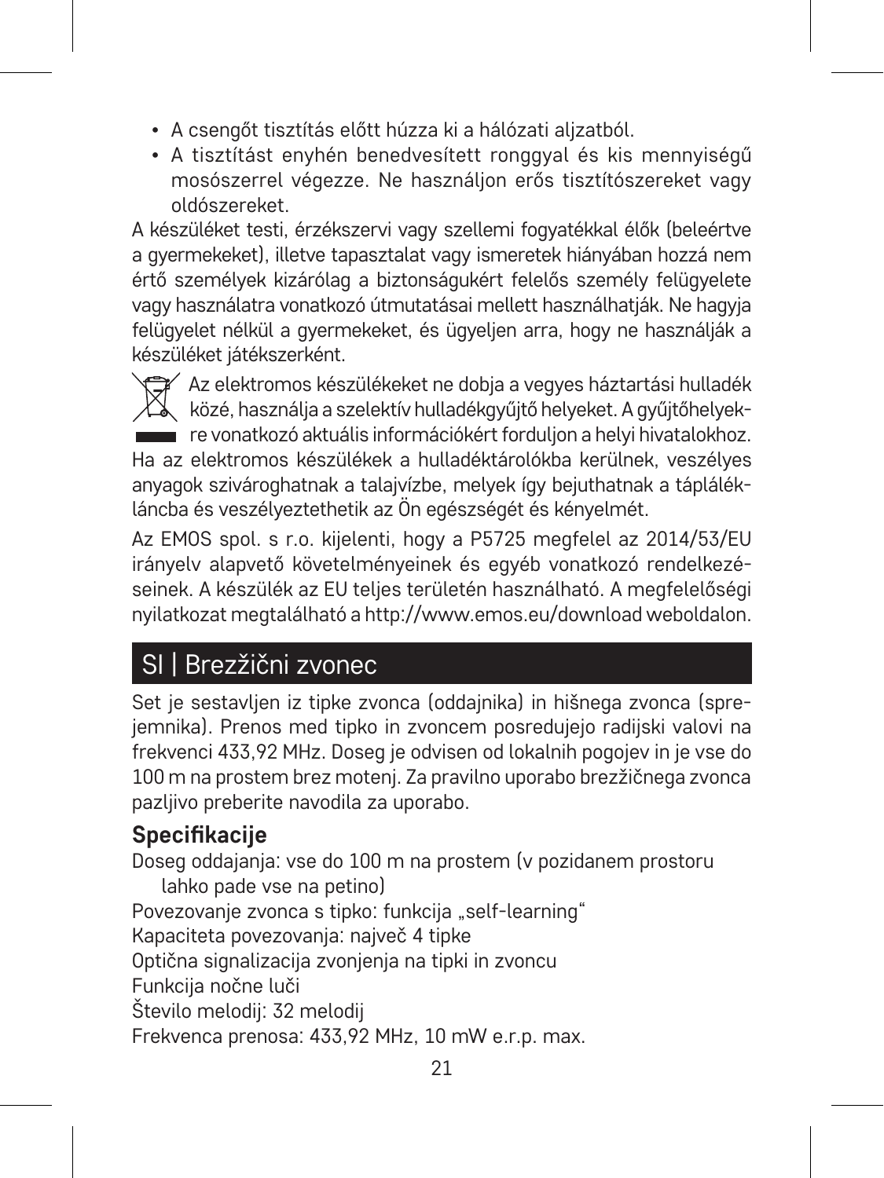- A csengőt tisztítás előtt húzza ki a hálózati aljzatból.
- A tisztítást enyhén benedvesített ronggyal és kis mennyiségű mosószerrel végezze. Ne használjon erős tisztítószereket vagy oldószereket.

A készüléket testi, érzékszervi vagy szellemi fogyatékkal élők (beleértve a gyermekeket), illetve tapasztalat vagy ismeretek hiányában hozzá nem értő személyek kizárólag a biztonságukért felelős személy felügyelete vagy használatra vonatkozó útmutatásai mellett használhatják. Ne hagyja felügyelet nélkül a gyermekeket, és ügyeljen arra, hogy ne használják a készüléket játékszerként.

Az elektromos készülékeket ne dobja a vegyes háztartási hulladék közé, használja a szelektív hulladékgyűjtő helyeket. A gyűjtőhelyekre vonatkozó aktuális információkért forduljon a helyi hivatalokhoz. Ha az elektromos készülékek a hulladéktárolókba kerülnek, veszélyes anyagok szivároghatnak a talajvízbe, melyek így bejuthatnak a táplálékláncba és veszélyeztethetik az Ön egészségét és kényelmét.

Az EMOS spol. s r.o. kijelenti, hogy a P5725 megfelel az 2014/53/EU irányelv alapvető követelményeinek és egyéb vonatkozó rendelkezéseinek. A készülék az EU teljes területén használható. A megfelelőségi nyilatkozat megtalálható a http://www.emos.eu/download weboldalon.

## SI | Brezžični zvonec

Set je sestavljen iz tipke zvonca (oddajnika) in hišnega zvonca (sprejemnika). Prenos med tipko in zvoncem posredujejo radijski valovi na frekvenci 433,92 MHz. Doseg je odvisen od lokalnih pogojev in je vse do 100 m na prostem brez motenj. Za pravilno uporabo brezžičnega zvonca pazljivo preberite navodila za uporabo.

### Specifikacije

Doseg oddajanja: vse do 100 m na prostem (v pozidanem prostoru lahko pade vse na petino)
Povezovanje zvonca s tipko: funkcija „self-learning“
Kapaciteta povezovanja: največ 4 tipke
Optična signalizacija zvonjenja na tipki in zvoncu
Funkcija nočne luči
Število melodij: 32 melodij
Frekvenca prenosa: 433,92 MHz, 10 mW e.r.p. max.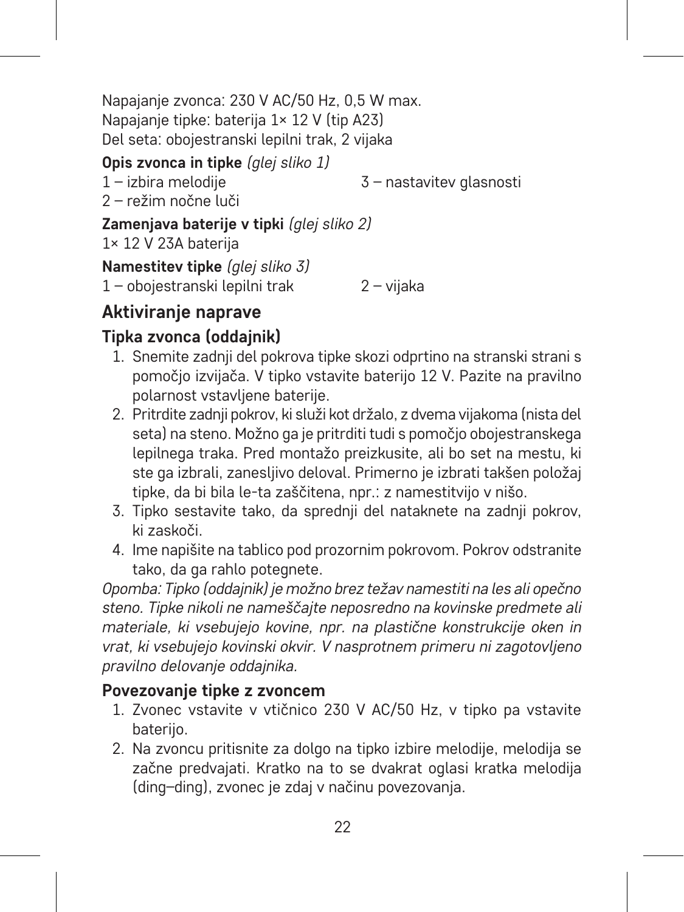Napajanje zvonca: 230 V AC/50 Hz, 0,5 W max.
Napajanje tipke: baterija 1× 12 V (tip A23)
Del seta: obojestranski lepilni trak, 2 vijaka

**Opis zvonca in tipke** *(glej sliko 1)*

1 – izbira melodije
2 – režim nočne luči
3 – nastavitev glasnosti

**Zamenjava baterije v tipki** *(glej sliko 2)*

1× 12 V 23A baterija

**Namestitev tipke** *(glej sliko 3)*

1 – obojestranski lepilni trak
2 – vijaka

## Aktiviranje naprave

### Tipka zvonca (oddajnik)

1. Snemite zadnji del pokrova tipke skozi odprtino na stranski strani s pomočjo izvijača. V tipko vstavite baterijo 12 V. Pazite na pravilno polarnost vstavljene baterije.
2. Pritrdite zadnji pokrov, ki služi kot držalo, z dvema vijakoma (nista del seta) na steno. Možno ga je pritrditi tudi s pomočjo obojestranskega lepilnega traka. Pred montažo preizkusite, ali bo set na mestu, ki ste ga izbrali, zanesljivo deloval. Primerno je izbrati takšen položaj tipke, da bi bila le-ta zaščitena, npr.: z namestitvijo v nišo.
3. Tipko sestavite tako, da sprednji del nataknete na zadnji pokrov, ki zaskoči.
4. Ime napišite na tablico pod prozornim pokrovom. Pokrov odstranite tako, da ga rahlo potegnete.

*Opomba: Tipko (oddajnik) je možno brez težav namestiti na les ali opečno steno. Tipke nikoli ne nameščajte neposredno na kovinske predmete ali materiale, ki vsebujejo kovine, npr. na plastične konstrukcije oken in vrat, ki vsebujejo kovinski okvir. V nasprotnem primeru ni zagotovljeno pravilno delovanje oddajnika.*

### Povezovanje tipke z zvoncem

1. Zvonec vstavite v vtičnico 230 V AC/50 Hz, v tipko pa vstavite baterijo.
2. Na zvoncu pritisnite za dolgo na tipko izbire melodije, melodija se začne predvajati. Kratko na to se dvakrat oglasi kratka melodija (ding–ding), zvonec je zdaj v načinu povezovanja.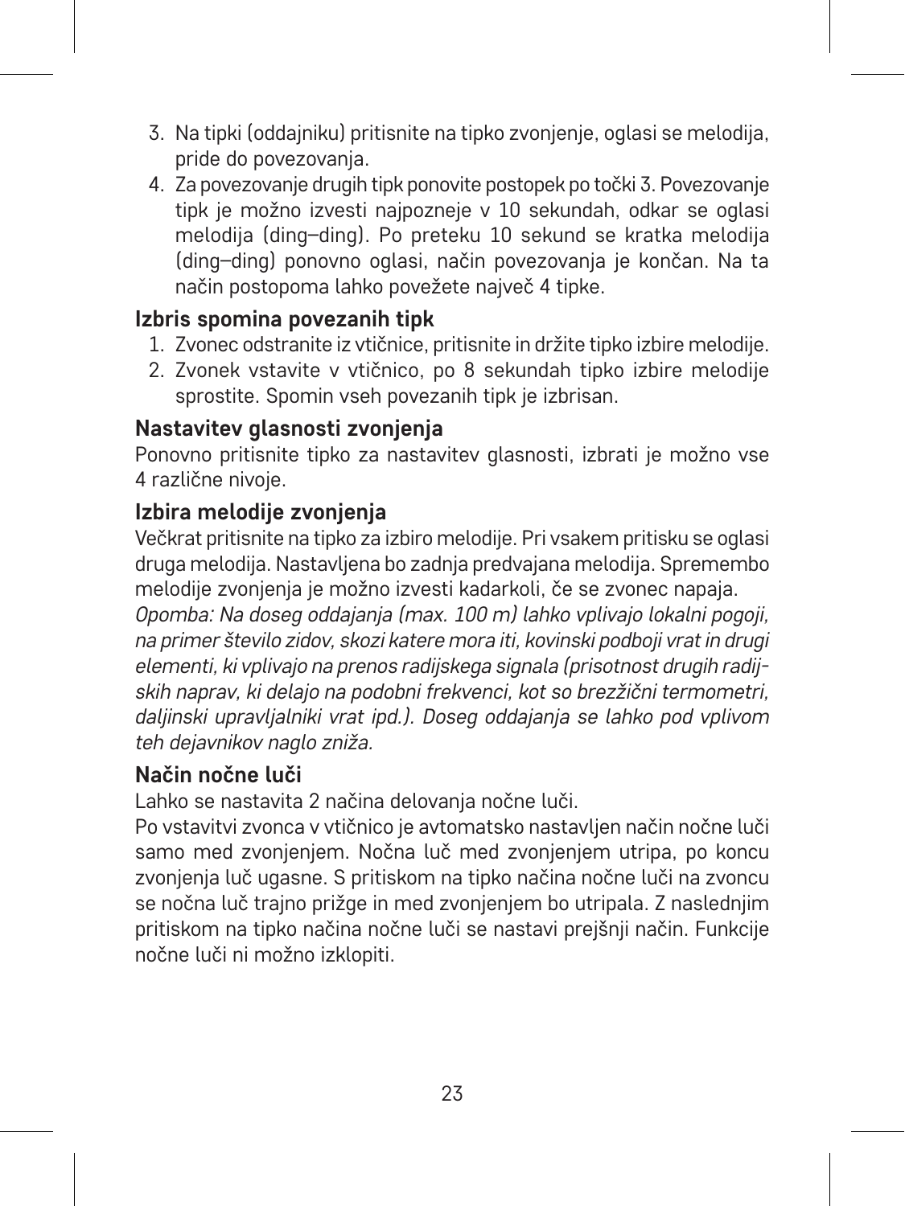3. Na tipki (oddajniku) pritisnite na tipko zvonjenje, oglasi se melodija, pride do povezovanja.
4. Za povezovanje drugih tipk ponovite postopek po točki 3. Povezovanje tipk je možno izvesti najpozneje v 10 sekundah, odkar se oglasi melodija (ding–ding). Po preteku 10 sekund se kratka melodija (ding–ding) ponovno oglasi, način povezovanja je končan. Na ta način postopoma lahko povežete največ 4 tipke.

### Izbris spomina povezanih tipk

1. Zvonec odstranite iz vtičnice, pritisnite in držite tipko izbire melodije.
2. Zvonek vstavite v vtičnico, po 8 sekundah tipko izbire melodije sprostite. Spomin vseh povezanih tipk je izbrisan.

### Nastavitev glasnosti zvonjenja

Ponovno pritisnite tipko za nastavitev glasnosti, izbrati je možno vse 4 različne nivoje.

### Izbira melodije zvonjenja

Večkrat pritisnite na tipko za izbiro melodije. Pri vsakem pritisku se oglasi druga melodija. Nastavljena bo zadnja predvajana melodija. Spremembo melodije zvonjenja je možno izvesti kadarkoli, če se zvonec napaja.

*Opomba: Na doseg oddajanja (max. 100 m) lahko vplivajo lokalni pogoji, na primer število zidov, skozi katere mora iti, kovinski podboji vrat in drugi elementi, ki vplivajo na prenos radijskega signala (prisotnost drugih radijskih naprav, ki delajo na podobni frekvenci, kot so brezžični termometri, daljinski upravljalniki vrat ipd.). Doseg oddajanja se lahko pod vplivom teh dejavnikov naglo zniža.*

### Način nočne luči

Lahko se nastavita 2 načina delovanja nočne luči.

Po vstavitvi zvonca v vtičnico je avtomatsko nastavljen način nočne luči samo med zvonjenjem. Nočna luč med zvonjenjem utripa, po koncu zvonjenja luč ugasne. S pritiskom na tipko načina nočne luči na zvoncu se nočna luč trajno prižge in med zvonjenjem bo utripala. Z naslednjim pritiskom na tipko načina nočne luči se nastavi prejšnji način. Funkcije nočne luči ni možno izklopiti.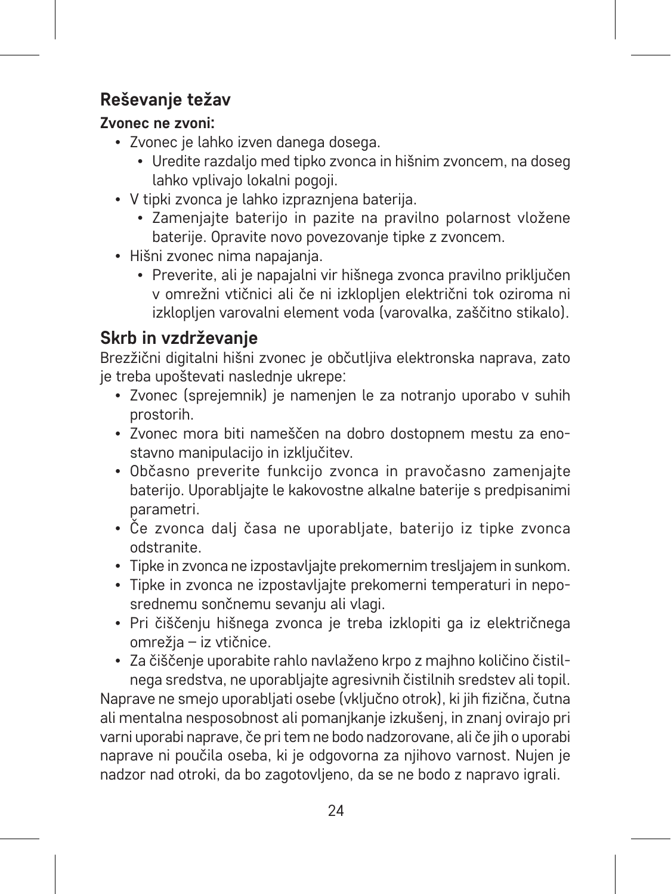## Reševanje težav

**Zvonec ne zvoni:**

- Zvonec je lahko izven danega dosega.
  - Uredite razdaljo med tipko zvonca in hišnim zvoncem, na doseg lahko vplivajo lokalni pogoji.
- V tipki zvonca je lahko izpraznjena baterija.
  - Zamenjajte baterijo in pazite na pravilno polarnost vložene baterije. Opravite novo povezovanje tipke z zvoncem.
- Hišni zvonec nima napajanja.
  - Preverite, ali je napajalni vir hišnega zvonca pravilno priključen v omrežni vtičnici ali če ni izklopljen električni tok oziroma ni izklopljen varovalni element voda (varovalka, zaščitno stikalo).

## Skrb in vzdrževanje

Brezžični digitalni hišni zvonec je občutljiva elektronska naprava, zato je treba upoštevati naslednje ukrepe:

- Zvonec (sprejemnik) je namenjen le za notranjo uporabo v suhih prostorih.
- Zvonec mora biti nameščen na dobro dostopnem mestu za enostavno manipulacijo in izključitev.
- Občasno preverite funkcijo zvonca in pravočasno zamenjajte baterijo. Uporabljajte le kakovostne alkalne baterije s predpisanimi parametri.
- Če zvonca dalj časa ne uporabljate, baterijo iz tipke zvonca odstranite.
- Tipke in zvonca ne izpostavljajte prekomernim tresljajem in sunkom.
- Tipke in zvonca ne izpostavljajte prekomerni temperaturi in neposrednemu sončnemu sevanju ali vlagi.
- Pri čiščenju hišnega zvonca je treba izklopiti ga iz električnega omrežja – iz vtičnice.
- Za čiščenje uporabite rahlo navlaženo krpo z majhno količino čistilnega sredstva, ne uporabljajte agresivnih čistilnih sredstev ali topil.

Naprave ne smejo uporabljati osebe (vključno otrok), ki jih fizična, čutna ali mentalna nesposobnost ali pomanjkanje izkušenj, in znanj ovirajo pri varni uporabi naprave, če pri tem ne bodo nadzorovane, ali če jih o uporabi naprave ni poučila oseba, ki je odgovorna za njihovo varnost. Nujen je nadzor nad otroki, da bo zagotovljeno, da se ne bodo z napravo igrali.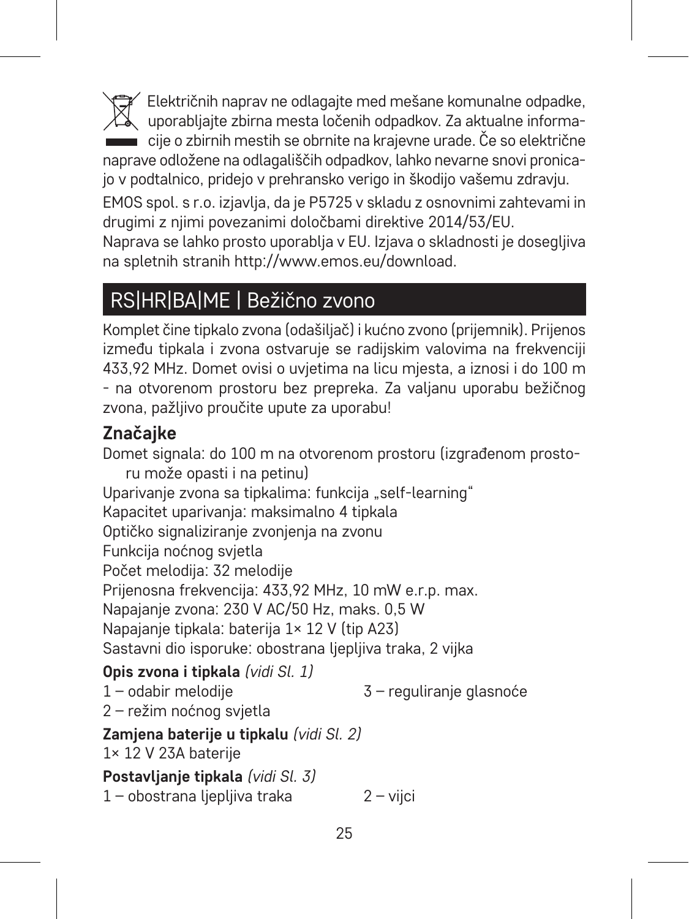Električnih naprav ne odlagajte med mešane komunalne odpadke, uporabljajte zbirna mesta ločenih odpadkov. Za aktualne informacije o zbirnih mestih se obrnite na krajevne urade. Če so električne naprave odložene na odlagališčih odpadkov, lahko nevarne snovi pronicajo v podtalnico, pridejo v prehransko verigo in škodijo vašemu zdravju.

EMOS spol. s r.o. izjavlja, da je P5725 v skladu z osnovnimi zahtevami in drugimi z njimi povezanimi določbami direktive 2014/53/EU.
Naprava se lahko prosto uporablja v EU. Izjava o skladnosti je dosegljiva na spletnih stranih http://www.emos.eu/download.

## RS|HR|BA|ME | Bežično zvono

Komplet čine tipkalo zvona (odašiljač) i kućno zvono (prijemnik). Prijenos između tipkala i zvona ostvaruje se radijskim valovima na frekvenciji 433,92 MHz. Domet ovisi o uvjetima na licu mjesta, a iznosi i do 100 m - na otvorenom prostoru bez prepreka. Za valjanu uporabu bežičnog zvona, pažljivo proučite upute za uporabu!

### Značajke

Domet signala: do 100 m na otvorenom prostoru (izgrađenom prostoru može opasti i na petinu)
Uparivanje zvona sa tipkalima: funkcija „self-learning"
Kapacitet uparivanja: maksimalno 4 tipkala
Optičko signaliziranje zvonjenja na zvonu
Funkcija noćnog svjetla
Počet melodija: 32 melodije
Prijenosna frekvencija: 433,92 MHz, 10 mW e.r.p. max.
Napajanje zvona: 230 V AC/50 Hz, maks. 0,5 W
Napajanje tipkala: baterija 1× 12 V (tip A23)
Sastavni dio isporuke: obostrana ljepljiva traka, 2 vijka

**Opis zvona i tipkala** *(vidi Sl. 1)*
1 – odabir melodije
2 – režim noćnog svjetla
3 – reguliranje glasnoće

**Zamjena baterije u tipkalu** *(vidi Sl. 2)*
1× 12 V 23A baterije

**Postavljanje tipkala** *(vidi Sl. 3)*
1 – obostrana ljepljiva traka
2 – vijci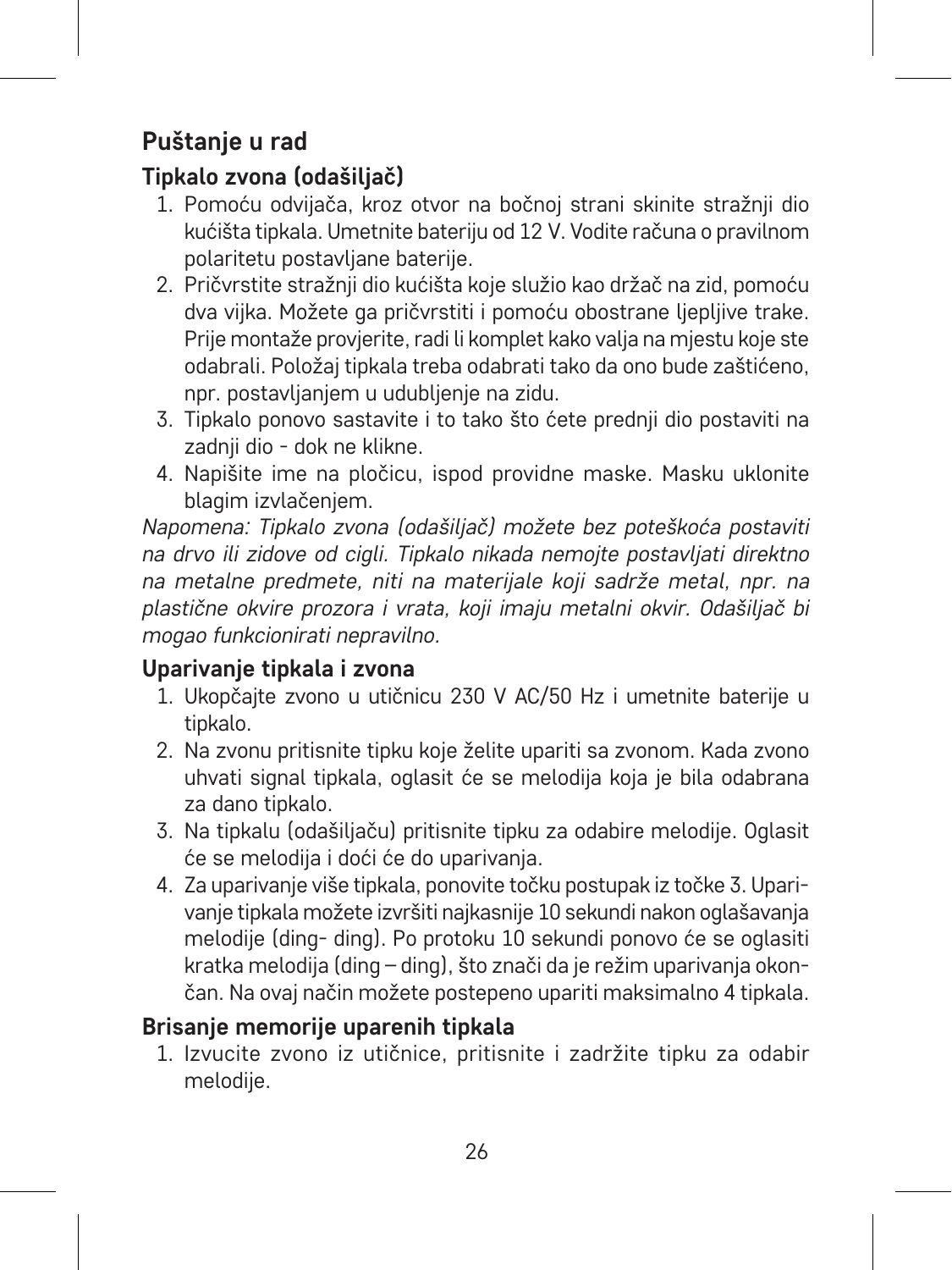## Puštanje u rad

### Tipkalo zvona (odašiljač)

1. Pomoću odvijača, kroz otvor na bočnoj strani skinite stražnji dio kućišta tipkala. Umetnite bateriju od 12 V. Vodite računa o pravilnom polaritetu postavljane baterije.
2. Pričvrstite stražnji dio kućišta koje služio kao držač na zid, pomoću dva vijka. Možete ga pričvrstiti i pomoću obostrane ljepljive trake. Prije montaže provjerite, radi li komplet kako valja na mjestu koje ste odabrali. Položaj tipkala treba odabrati tako da ono bude zaštićeno, npr. postavljanjem u udubljenje na zidu.
3. Tipkalo ponovo sastavite i to tako što ćete prednji dio postaviti na zadnji dio - dok ne klikne.
4. Napišite ime na pločicu, ispod providne maske. Masku uklonite blagim izvlačenjem.

*Napomena: Tipkalo zvona (odašiljač) možete bez poteškoća postaviti na drvo ili zidove od cigli. Tipkalo nikada nemojte postavljati direktno na metalne predmete, niti na materijale koji sadrže metal, npr. na plastične okvire prozora i vrata, koji imaju metalni okvir. Odašiljač bi mogao funkcionirati nepravilno.*

### Uparivanje tipkala i zvona

1. Ukopčajte zvono u utičnicu 230 V AC/50 Hz i umetnite baterije u tipkalo.
2. Na zvonu pritisnite tipku koje želite upariti sa zvonom. Kada zvono uhvati signal tipkala, oglasit će se melodija koja je bila odabrana za dano tipkalo.
3. Na tipkalu (odašiljaču) pritisnite tipku za odabire melodije. Oglasit će se melodija i doći će do uparivanja.
4. Za uparivanje više tipkala, ponovite točku postupak iz točke 3. Uparivanje tipkala možete izvršiti najkasnije 10 sekundi nakon oglašavanja melodije (ding- ding). Po protoku 10 sekundi ponovo će se oglasiti kratka melodija (ding – ding), što znači da je režim uparivanja okončan. Na ovaj način možete postepeno upariti maksimalno 4 tipkala.

### Brisanje memorije uparenih tipkala

1. Izvucite zvono iz utičnice, pritisnite i zadržite tipku za odabir melodije.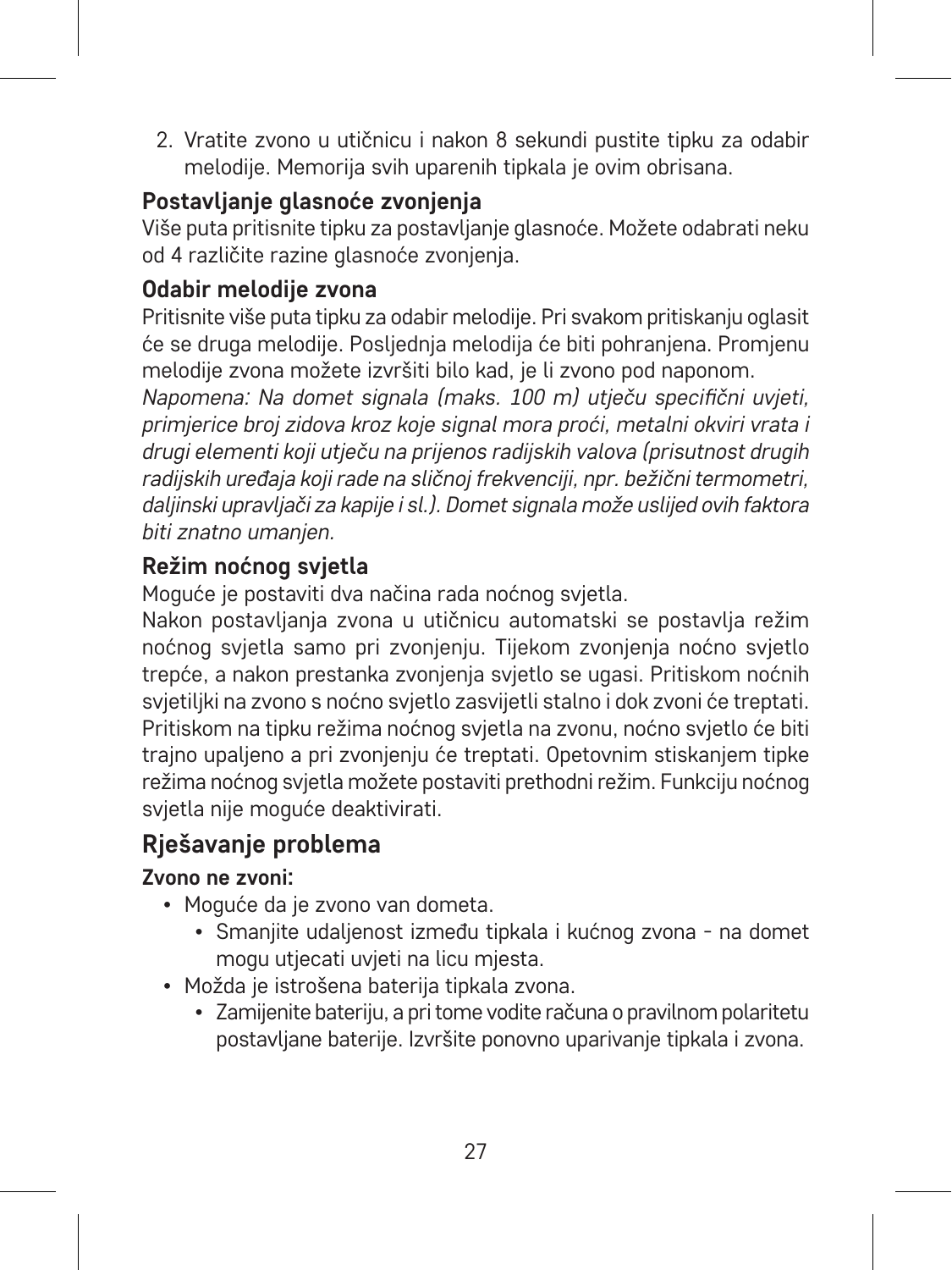2. Vratite zvono u utičnicu i nakon 8 sekundi pustite tipku za odabir melodije. Memorija svih uparenih tipkala je ovim obrisana.

### Postavljanje glasnoće zvonjenja

Više puta pritisnite tipku za postavljanje glasnoće. Možete odabrati neku od 4 različite razine glasnoće zvonjenja.

### Odabir melodije zvona

Pritisnite više puta tipku za odabir melodije. Pri svakom pritiskanju oglasit će se druga melodije. Posljednja melodija će biti pohranjena. Promjenu melodije zvona možete izvršiti bilo kad, je li zvono pod naponom.

*Napomena: Na domet signala (maks. 100 m) utječu specifični uvjeti, primjerice broj zidova kroz koje signal mora proći, metalni okviri vrata i drugi elementi koji utječu na prijenos radijskih valova (prisutnost drugih radijskih uređaja koji rade na sličnoj frekvenciji, npr. bežični termometri, daljinski upravljači za kapije i sl.). Domet signala može uslijed ovih faktora biti znatno umanjen.*

### Režim noćnog svjetla

Moguće je postaviti dva načina rada noćnog svjetla.

Nakon postavljanja zvona u utičnicu automatski se postavlja režim noćnog svjetla samo pri zvonjenju. Tijekom zvonjenja noćno svjetlo trepće, a nakon prestanka zvonjenja svjetlo se ugasi. Pritiskom noćnih svjetiljki na zvono s noćno svjetlo zasvijetli stalno i dok zvoni će treptati. Pritiskom na tipku režima noćnog svjetla na zvonu, noćno svjetlo će biti trajno upaljeno a pri zvonjenju će treptati. Opetovnim stiskanjem tipke režima noćnog svjetla možete postaviti prethodni režim. Funkciju noćnog svjetla nije moguće deaktivirati.

## Rješavanje problema

**Zvono ne zvoni:**

- Moguće da je zvono van dometa.
  - Smanjite udaljenost između tipkala i kućnog zvona - na domet mogu utjecati uvjeti na licu mjesta.
- Možda je istrošena baterija tipkala zvona.
  - Zamijenite bateriju, a pri tome vodite računa o pravilnom polaritetu postavljane baterije. Izvršite ponovno uparivanje tipkala i zvona.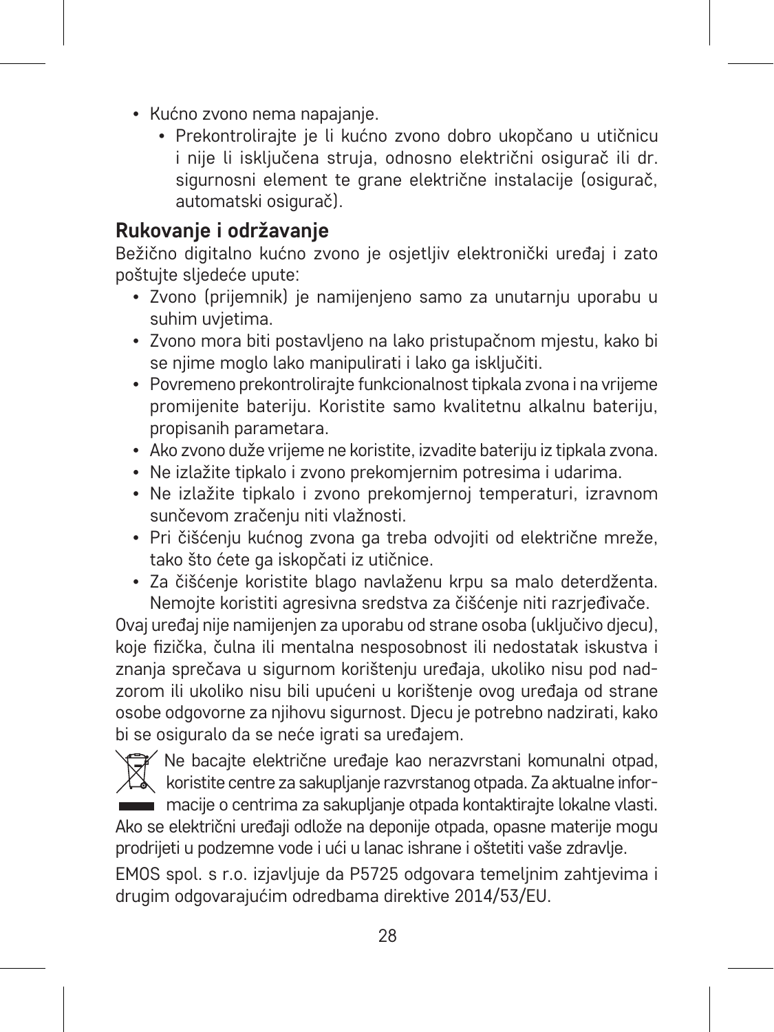- Kućno zvono nema napajanje.
  - Prekontrolirajte je li kućno zvono dobro ukopčano u utičnicu i nije li isključena struja, odnosno električni osigurač ili dr. sigurnosni element te grane električne instalacije (osigurač, automatski osigurač).

## Rukovanje i održavanje

Bežično digitalno kućno zvono je osjetljiv elektronički uređaj i zato poštujte sljedeće upute:

- Zvono (prijemnik) je namijenjeno samo za unutarnju uporabu u suhim uvjetima.
- Zvono mora biti postavljeno na lako pristupačnom mjestu, kako bi se njime moglo lako manipulirati i lako ga isključiti.
- Povremeno prekontrolirajte funkcionalnost tipkala zvona i na vrijeme promijenite bateriju. Koristite samo kvalitetnu alkalnu bateriju, propisanih parametara.
- Ako zvono duže vrijeme ne koristite, izvadite bateriju iz tipkala zvona.
- Ne izlažite tipkalo i zvono prekomjernim potresima i udarima.
- Ne izlažite tipkalo i zvono prekomjernoj temperaturi, izravnom sunčevom zračenju niti vlažnosti.
- Pri čišćenju kućnog zvona ga treba odvojiti od električne mreže, tako što ćete ga iskopčati iz utičnice.
- Za čišćenje koristite blago navlaženu krpu sa malo deterdženta. Nemojte koristiti agresivna sredstva za čišćenje niti razrjeđivače.

Ovaj uređaj nije namijenjen za uporabu od strane osoba (uključivo djecu), koje fizička, čulna ili mentalna nesposobnost ili nedostatak iskustva i znanja sprečava u sigurnom korištenju uređaja, ukoliko nisu pod nadzorom ili ukoliko nisu bili upućeni u korištenje ovog uređaja od strane osobe odgovorne za njihovu sigurnost. Djecu je potrebno nadzirati, kako bi se osiguralo da se neće igrati sa uređajem.

Ne bacajte električne uređaje kao nerazvrstani komunalni otpad, koristite centre za sakupljanje razvrstanog otpada. Za aktualne informacije o centrima za sakupljanje otpada kontaktirajte lokalne vlasti. Ako se električni uređaji odlože na deponije otpada, opasne materije mogu prodrijeti u podzemne vode i ući u lanac ishrane i oštetiti vaše zdravlje.

EMOS spol. s r.o. izjavljuje da P5725 odgovara temeljnim zahtjevima i drugim odgovarajućim odredbama direktive 2014/53/EU.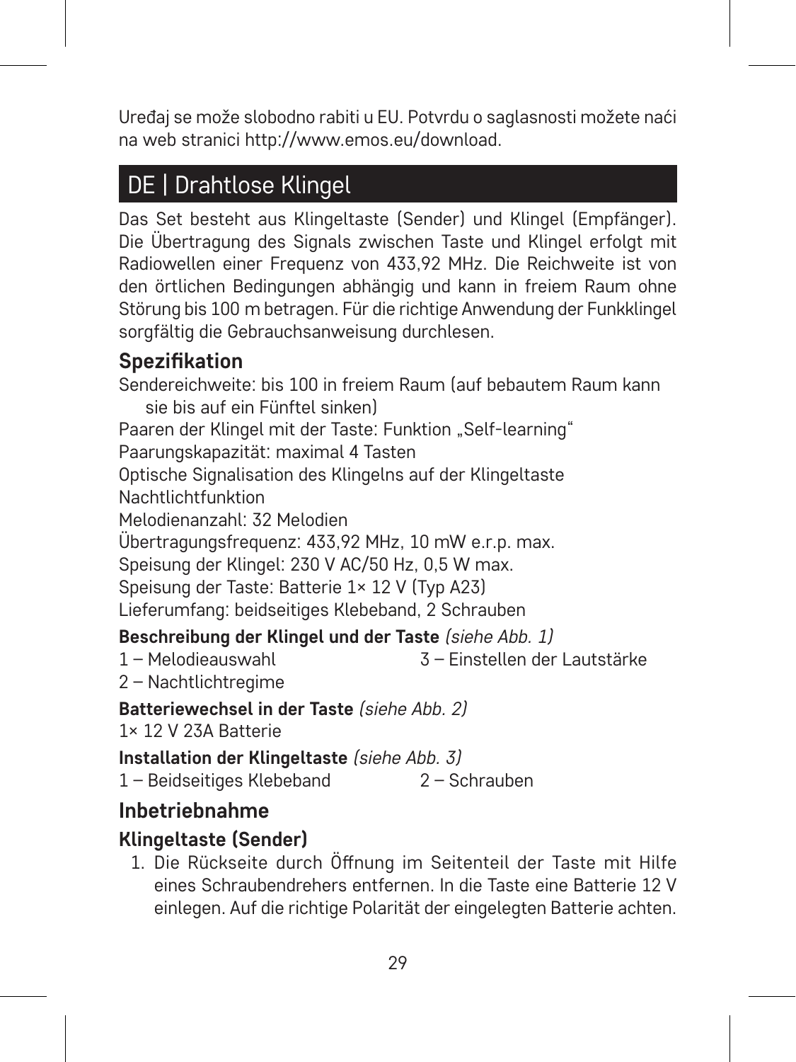Uređaj se može slobodno rabiti u EU. Potvrdu o saglasnosti možete naći na web stranici http://www.emos.eu/download.

# DE | Drahtlose Klingel

Das Set besteht aus Klingeltaste (Sender) und Klingel (Empfänger). Die Übertragung des Signals zwischen Taste und Klingel erfolgt mit Radiowellen einer Frequenz von 433,92 MHz. Die Reichweite ist von den örtlichen Bedingungen abhängig und kann in freiem Raum ohne Störung bis 100 m betragen. Für die richtige Anwendung der Funkklingel sorgfältig die Gebrauchsanweisung durchlesen.

## Spezifikation

Sendereichweite: bis 100 in freiem Raum (auf bebautem Raum kann sie bis auf ein Fünftel sinken)
Paaren der Klingel mit der Taste: Funktion „Self-learning"
Paarungskapazität: maximal 4 Tasten
Optische Signalisation des Klingelns auf der Klingeltaste
Nachtlichtfunktion
Melodienanzahl: 32 Melodien
Übertragungsfrequenz: 433,92 MHz, 10 mW e.r.p. max.
Speisung der Klingel: 230 V AC/50 Hz, 0,5 W max.
Speisung der Taste: Batterie 1× 12 V (Typ A23)
Lieferumfang: beidseitiges Klebeband, 2 Schrauben

**Beschreibung der Klingel und der Taste** *(siehe Abb. 1)*
1 – Melodieauswahl
2 – Nachtlichtregime
3 – Einstellen der Lautstärke

**Batteriewechsel in der Taste** *(siehe Abb. 2)*
1× 12 V 23A Batterie

**Installation der Klingeltaste** *(siehe Abb. 3)*
1 – Beidseitiges Klebeband
2 – Schrauben

## Inbetriebnahme

### Klingeltaste (Sender)

1. Die Rückseite durch Öffnung im Seitenteil der Taste mit Hilfe eines Schraubendrehers entfernen. In die Taste eine Batterie 12 V einlegen. Auf die richtige Polarität der eingelegten Batterie achten.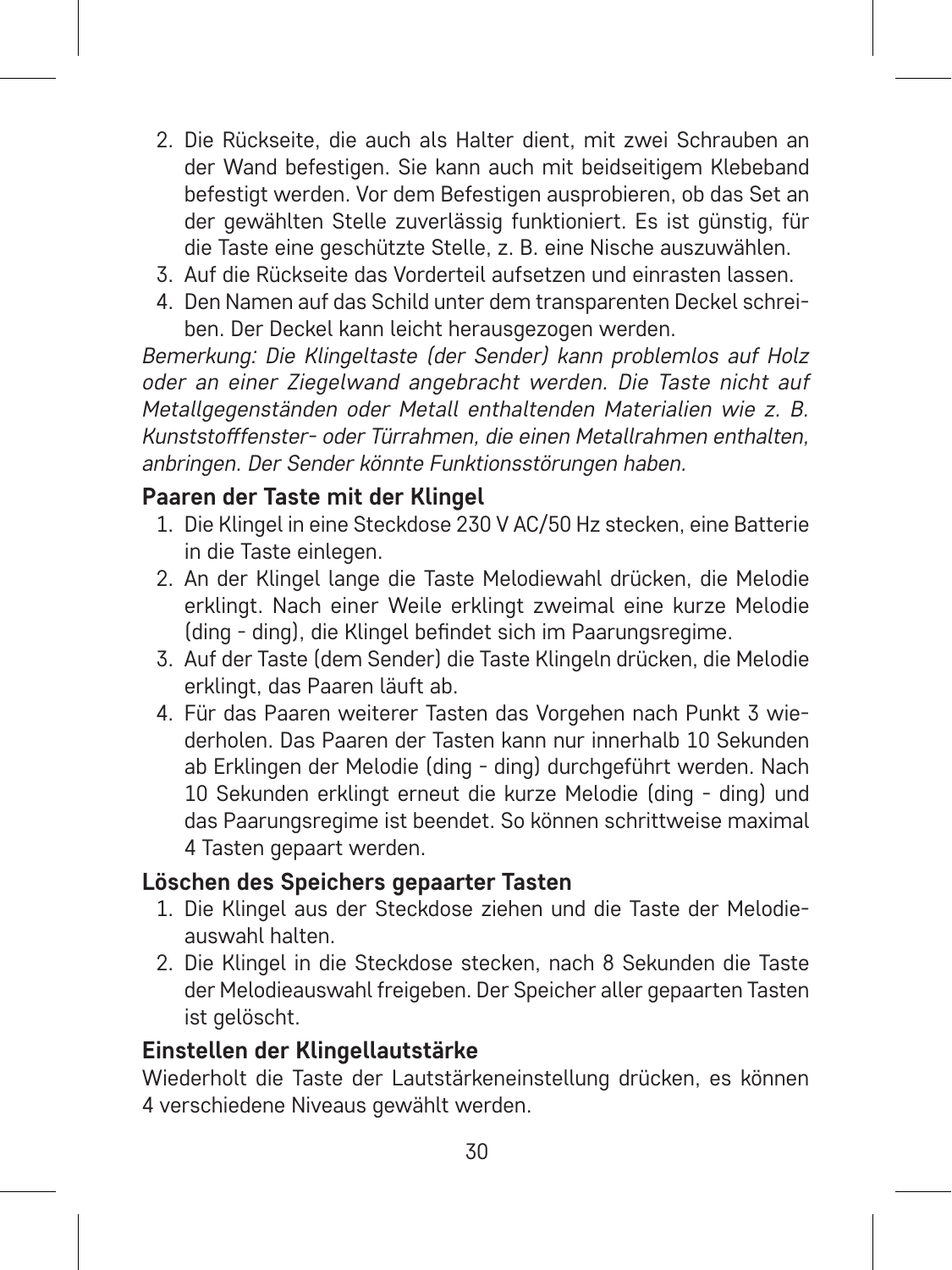2. Die Rückseite, die auch als Halter dient, mit zwei Schrauben an der Wand befestigen. Sie kann auch mit beidseitigem Klebeband befestigt werden. Vor dem Befestigen ausprobieren, ob das Set an der gewählten Stelle zuverlässig funktioniert. Es ist günstig, für die Taste eine geschützte Stelle, z. B. eine Nische auszuwählen.
3. Auf die Rückseite das Vorderteil aufsetzen und einrasten lassen.
4. Den Namen auf das Schild unter dem transparenten Deckel schreiben. Der Deckel kann leicht herausgezogen werden.

*Bemerkung: Die Klingeltaste (der Sender) kann problemlos auf Holz oder an einer Ziegelwand angebracht werden. Die Taste nicht auf Metallgegenständen oder Metall enthaltenden Materialien wie z. B. Kunststofffenster- oder Türrahmen, die einen Metallrahmen enthalten, anbringen. Der Sender könnte Funktionsstörungen haben.*

### Paaren der Taste mit der Klingel

1. Die Klingel in eine Steckdose 230 V AC/50 Hz stecken, eine Batterie in die Taste einlegen.
2. An der Klingel lange die Taste Melodiewahl drücken, die Melodie erklingt. Nach einer Weile erklingt zweimal eine kurze Melodie (ding - ding), die Klingel befindet sich im Paarungsregime.
3. Auf der Taste (dem Sender) die Taste Klingeln drücken, die Melodie erklingt, das Paaren läuft ab.
4. Für das Paaren weiterer Tasten das Vorgehen nach Punkt 3 wiederholen. Das Paaren der Tasten kann nur innerhalb 10 Sekunden ab Erklingen der Melodie (ding - ding) durchgeführt werden. Nach 10 Sekunden erklingt erneut die kurze Melodie (ding - ding) und das Paarungsregime ist beendet. So können schrittweise maximal 4 Tasten gepaart werden.

### Löschen des Speichers gepaarter Tasten

1. Die Klingel aus der Steckdose ziehen und die Taste der Melodieauswahl halten.
2. Die Klingel in die Steckdose stecken, nach 8 Sekunden die Taste der Melodieauswahl freigeben. Der Speicher aller gepaarten Tasten ist gelöscht.

### Einstellen der Klingellautstärke

Wiederholt die Taste der Lautstärkeneinstellung drücken, es können 4 verschiedene Niveaus gewählt werden.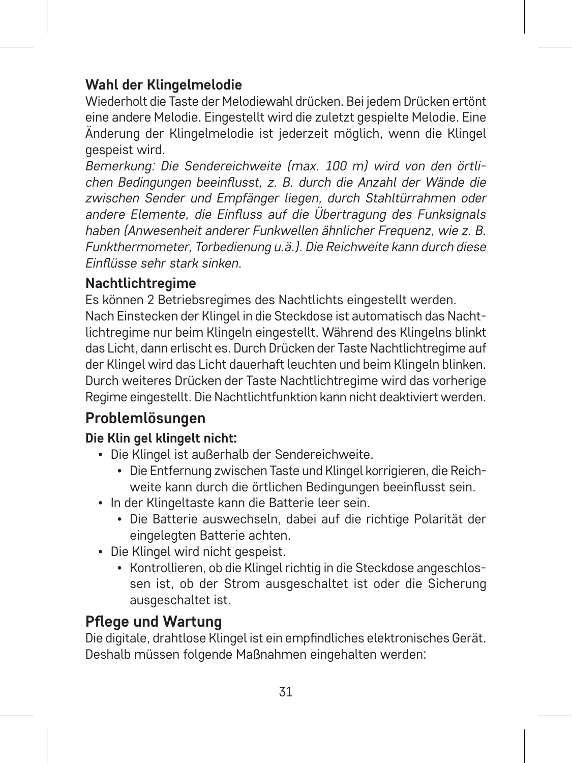### Wahl der Klingelmelodie

Wiederholt die Taste der Melodiewahl drücken. Bei jedem Drücken ertönt eine andere Melodie. Eingestellt wird die zuletzt gespielte Melodie. Eine Änderung der Klingelmelodie ist jederzeit möglich, wenn die Klingel gespeist wird.

*Bemerkung: Die Sendereichweite (max. 100 m) wird von den örtlichen Bedingungen beeinflusst, z. B. durch die Anzahl der Wände die zwischen Sender und Empfänger liegen, durch Stahltürrahmen oder andere Elemente, die Einfluss auf die Übertragung des Funksignals haben (Anwesenheit anderer Funkwellen ähnlicher Frequenz, wie z. B. Funkthermometer, Torbedienung u.ä.). Die Reichweite kann durch diese Einflüsse sehr stark sinken.*

### Nachtlichtregime

Es können 2 Betriebsregimes des Nachtlichts eingestellt werden.
Nach Einstecken der Klingel in die Steckdose ist automatisch das Nachtlichtregime nur beim Klingeln eingestellt. Während des Klingelns blinkt das Licht, dann erlischt es. Durch Drücken der Taste Nachtlichtregime auf der Klingel wird das Licht dauerhaft leuchten und beim Klingeln blinken. Durch weiteres Drücken der Taste Nachtlichtregime wird das vorherige Regime eingestellt. Die Nachtlichtfunktion kann nicht deaktiviert werden.

## Problemlösungen

**Die Klin gel klingelt nicht:**

- Die Klingel ist außerhalb der Sendereichweite.
  - Die Entfernung zwischen Taste und Klingel korrigieren, die Reichweite kann durch die örtlichen Bedingungen beeinflusst sein.
- In der Klingeltaste kann die Batterie leer sein.
  - Die Batterie auswechseln, dabei auf die richtige Polarität der eingelegten Batterie achten.
- Die Klingel wird nicht gespeist.
  - Kontrollieren, ob die Klingel richtig in die Steckdose angeschlossen ist, ob der Strom ausgeschaltet ist oder die Sicherung ausgeschaltet ist.

## Pflege und Wartung

Die digitale, drahtlose Klingel ist ein empfindliches elektronisches Gerät. Deshalb müssen folgende Maßnahmen eingehalten werden: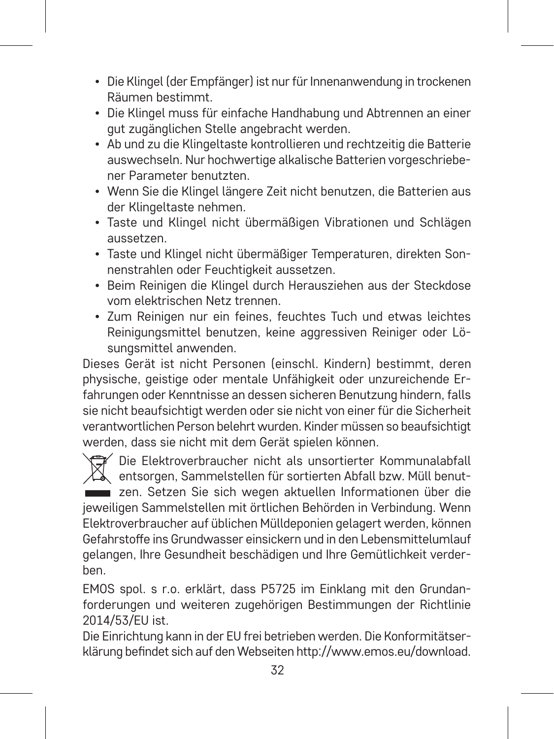- Die Klingel (der Empfänger) ist nur für Innenanwendung in trockenen Räumen bestimmt.
- Die Klingel muss für einfache Handhabung und Abtrennen an einer gut zugänglichen Stelle angebracht werden.
- Ab und zu die Klingeltaste kontrollieren und rechtzeitig die Batterie auswechseln. Nur hochwertige alkalische Batterien vorgeschriebener Parameter benutzten.
- Wenn Sie die Klingel längere Zeit nicht benutzen, die Batterien aus der Klingeltaste nehmen.
- Taste und Klingel nicht übermäßigen Vibrationen und Schlägen aussetzen.
- Taste und Klingel nicht übermäßiger Temperaturen, direkten Sonnenstrahlen oder Feuchtigkeit aussetzen.
- Beim Reinigen die Klingel durch Herausziehen aus der Steckdose vom elektrischen Netz trennen.
- Zum Reinigen nur ein feines, feuchtes Tuch und etwas leichtes Reinigungsmittel benutzen, keine aggressiven Reiniger oder Lösungsmittel anwenden.

Dieses Gerät ist nicht Personen (einschl. Kindern) bestimmt, deren physische, geistige oder mentale Unfähigkeit oder unzureichende Erfahrungen oder Kenntnisse an dessen sicheren Benutzung hindern, falls sie nicht beaufsichtigt werden oder sie nicht von einer für die Sicherheit verantwortlichen Person belehrt wurden. Kinder müssen so beaufsichtigt werden, dass sie nicht mit dem Gerät spielen können.

Die Elektroverbraucher nicht als unsortierter Kommunalabfall entsorgen, Sammelstellen für sortierten Abfall bzw. Müll benutzen. Setzen Sie sich wegen aktuellen Informationen über die jeweiligen Sammelstellen mit örtlichen Behörden in Verbindung. Wenn Elektroverbraucher auf üblichen Mülldeponien gelagert werden, können Gefahrstoffe ins Grundwasser einsickern und in den Lebensmittelumlauf gelangen, Ihre Gesundheit beschädigen und Ihre Gemütlichkeit verderben.

EMOS spol. s r.o. erklärt, dass P5725 im Einklang mit den Grundanforderungen und weiteren zugehörigen Bestimmungen der Richtlinie 2014/53/EU ist.
Die Einrichtung kann in der EU frei betrieben werden. Die Konformitätserklärung befindet sich auf den Webseiten http://www.emos.eu/download.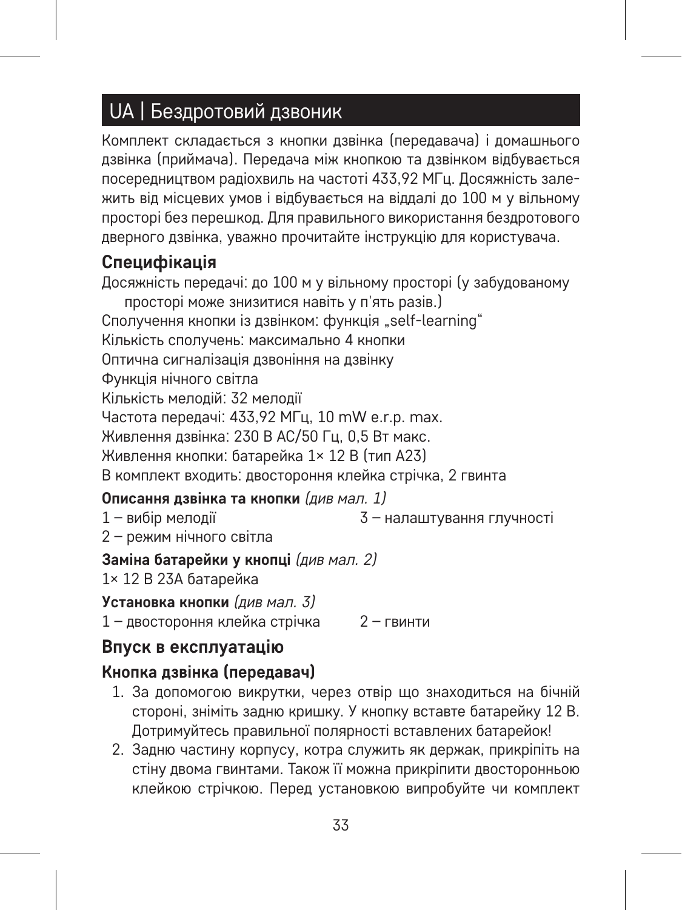# UA | Бездротовий дзвоник

Комплект складається з кнопки дзвінка (передавача) і домашнього дзвінка (приймача). Передача між кнопкою та дзвінком відбувається посередництвом радіохвиль на частоті 433,92 МГц. Досяжність залежить від місцевих умов і відбувається на віддалі до 100 м у вільному просторі без перешкод. Для правильного використання бездротового дверного дзвінка, уважно прочитайте інструкцію для користувача.

## Специфікація

Досяжність передачі: до 100 м у вільному просторі (у забудованому просторі може знизитися навіть у п'ять разів.)
Сполучення кнопки із дзвінком: функція „self-learning"
Кількість сполучень: максимально 4 кнопки
Оптична сигналізація дзвоніння на дзвінку
Функція нічного світла
Кількість мелодій: 32 мелодії
Частота передачі: 433,92 МГц, 10 mW e.r.p. max.
Живлення дзвінка: 230 В AC/50 Гц, 0,5 Вт макс.
Живлення кнопки: батарейка 1× 12 В (тип A23)
В комплект входить: двостороння клейка стрічка, 2 гвинта

**Описання дзвінка та кнопки** *(див мал. 1)*

1 – вибір мелодії
2 – режим нічного світла
3 – налаштування глучності

**Заміна батарейки у кнопці** *(див мал. 2)*

1× 12 В 23A батарейка

**Установка кнопки** *(див мал. 3)*

1 – двостороння клейка стрічка
2 – гвинти

## Впуск в експлуатацію

### Кнопка дзвінка (передавач)

1. За допомогою викрутки, через отвір що знаходиться на бічній стороні, зніміть задню кришку. У кнопку вставте батарейку 12 В. Дотримуйтесь правильної полярності вставлених батарейок!
2. Задню частину корпусу, котра служить як держак, прикріпіть на стіну двома гвинтами. Також її можна прикріпити двосторонньою клейкою стрічкою. Перед установкою випробуйте чи комплект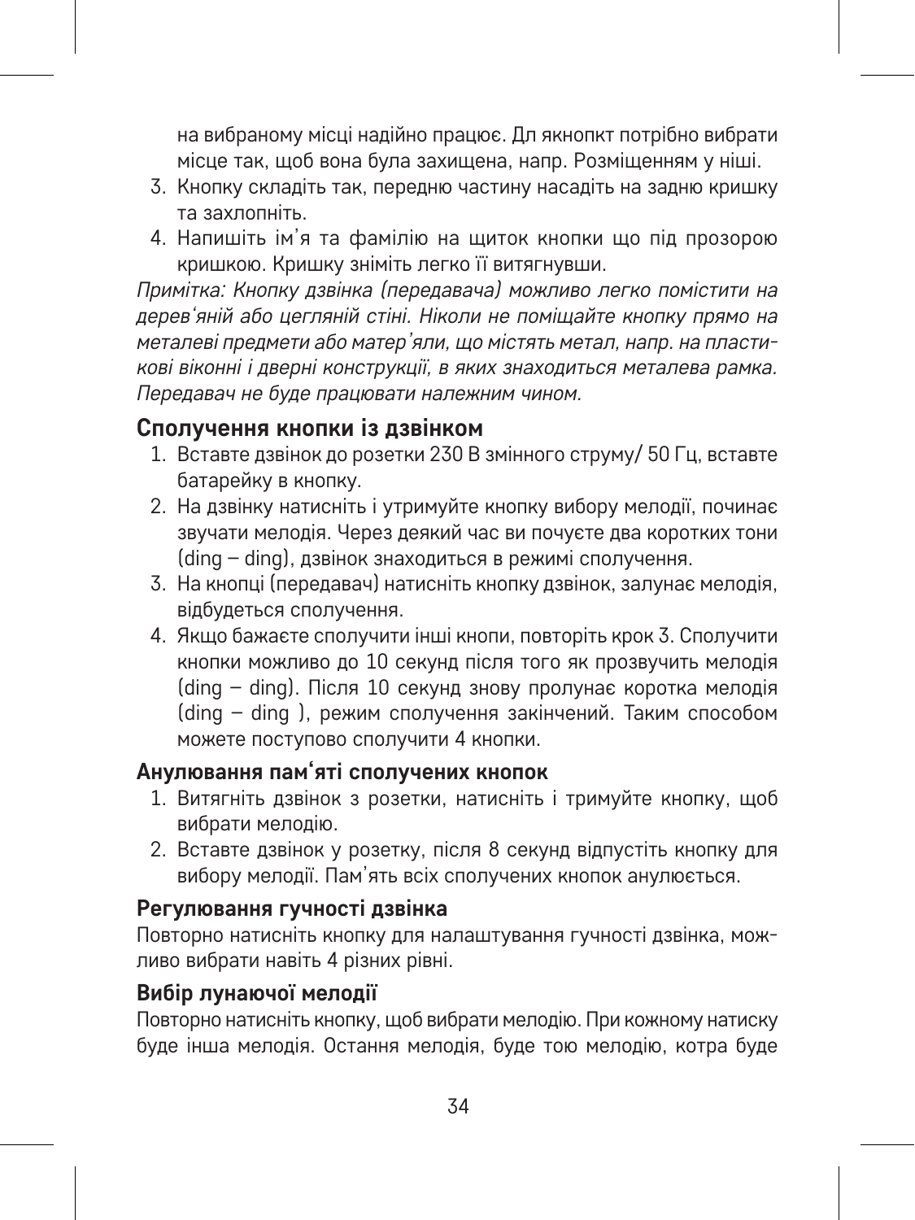на вибраному місці надійно працює. Дл якнопкт потрібно вибрати місце так, щоб вона була захищена, напр. Розміщенням у ніші.

3. Кнопку складіть так, передню частину насадіть на задню кришку та захлопніть.
4. Напишіть ім'я та фамілію на щиток кнопки що під прозорою кришкою. Кришку зніміть легко її витягнувши.

*Примітка: Кнопку дзвінка (передавача) можливо легко помістити на дерев'яній або цегляній стіні. Ніколи не поміщайте кнопку прямо на металеві предмети або матер'яли, що містять метал, напр. на пластикові віконні і дверні конструкції, в яких знаходиться металева рамка. Передавач не буде працювати належним чином.*

### Сполучення кнопки із дзвінком

1. Вставте дзвінок до розетки 230 В змінного струму/ 50 Гц, вставте батарейку в кнопку.
2. На дзвінку натисніть і утримуйте кнопку вибору мелодії, починає звучати мелодія. Через деякий час ви почуєте два коротких тони (ding – ding), дзвінок знаходиться в режимі сполучення.
3. На кнопці (передавач) натисніть кнопку дзвінок, залунає мелодія, відбудеться сполучення.
4. Якщо бажаєте сполучити інші кнопи, повторіть крок 3. Сполучити кнопки можливо до 10 секунд після того як прозвучить мелодія (ding – ding). Після 10 секунд знову пролунає коротка мелодія (ding – ding ), режим сполучення закінчений. Таким способом можете поступово сполучити 4 кнопки.

### Анулювання пам'яті сполучених кнопок

1. Витягніть дзвінок з розетки, натисніть і тримуйте кнопку, щоб вибрати мелодію.
2. Вставте дзвінок у розетку, після 8 секунд відпустіть кнопку для вибору мелодії. Пам'ять всіх сполучених кнопок анулюється.

### Регулювання гучності дзвінка

Повторно натисніть кнопку для налаштування гучності дзвінка, можливо вибрати навіть 4 різних рівні.

### Вибір лунаючої мелодії

Повторно натисніть кнопку, щоб вибрати мелодію. При кожному натиску буде інша мелодія. Остання мелодія, буде тою мелодію, котра буде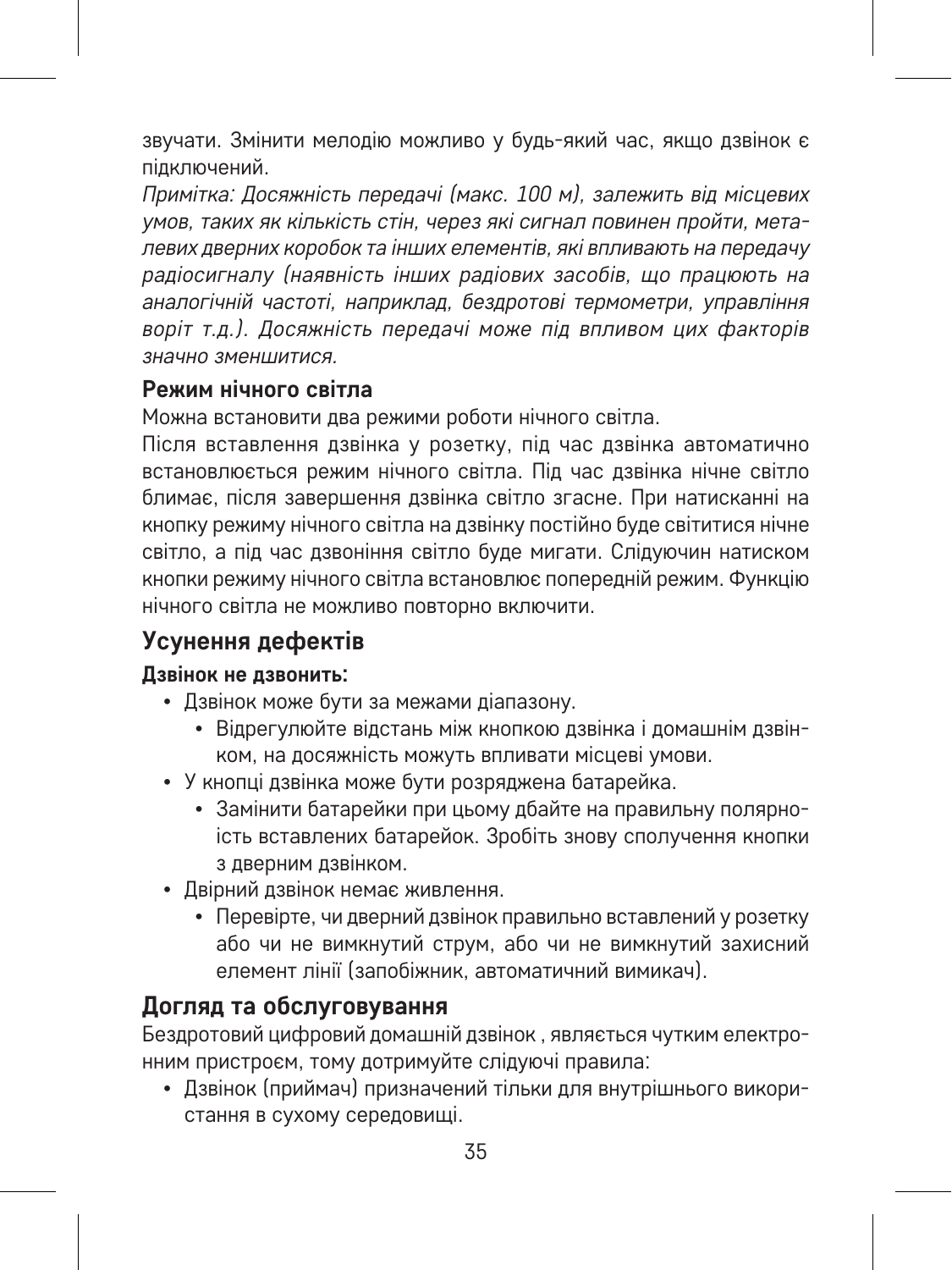звучати. Змінити мелодію можливо у будь-який час, якщо дзвінок є підключений.

*Примітка: Досяжність передачі (макс. 100 м), залежить від місцевих умов, таких як кількість стін, через які сигнал повинен пройти, металевих дверних коробок та інших елементів, які впливають на передачу радіосигналу (наявність інших радіових засобів, що працюють на аналогічній частоті, наприклад, бездротові термометри, управління воріт т.д.). Досяжність передачі може під впливом цих факторів значно зменшитися.*

### Режим нічного світла

Можна встановити два режими роботи нічного світла.

Після вставлення дзвінка у розетку, під час дзвінка автоматично встановлюється режим нічного світла. Під час дзвінка нічне світло блимає, після завершення дзвінка світло згасне. При натисканні на кнопку режиму нічного світла на дзвінку постійно буде світитися нічне світло, а під час дзвоніння світло буде мигати. Слідуючин натиском кнопки режиму нічного світла встановлює попередній режим. Функцію нічного світла не можливо повторно включити.

## Усунення дефектів

**Дзвінок не дзвонить:**

- Дзвінок може бути за межами діапазону.
  - Відрегулюйте відстань між кнопкою дзвінка і домашнім дзвінком, на досяжність можуть впливати місцеві умови.
- У кнопці дзвінка може бути розряджена батарейка.
  - Замінити батарейки при цьому дбайте на правильну полярноість вставлених батарейок. Зробіть знову сполучення кнопки з дверним дзвінком.
- Двірний дзвінок немає живлення.
  - Перевірте, чи дверний дзвінок правильно вставлений у розетку або чи не вимкнутий струм, або чи не вимкнутий захисний елемент лінії (запобіжник, автоматичний вимикач).

## Догляд та обслуговування

Бездротовий цифровий домашній дзвінок , являється чутким електронним пристроєм, тому дотримуйте слідуючі правила:

- Дзвінок (приймач) призначений тільки для внутрішнього використання в сухому середовищі.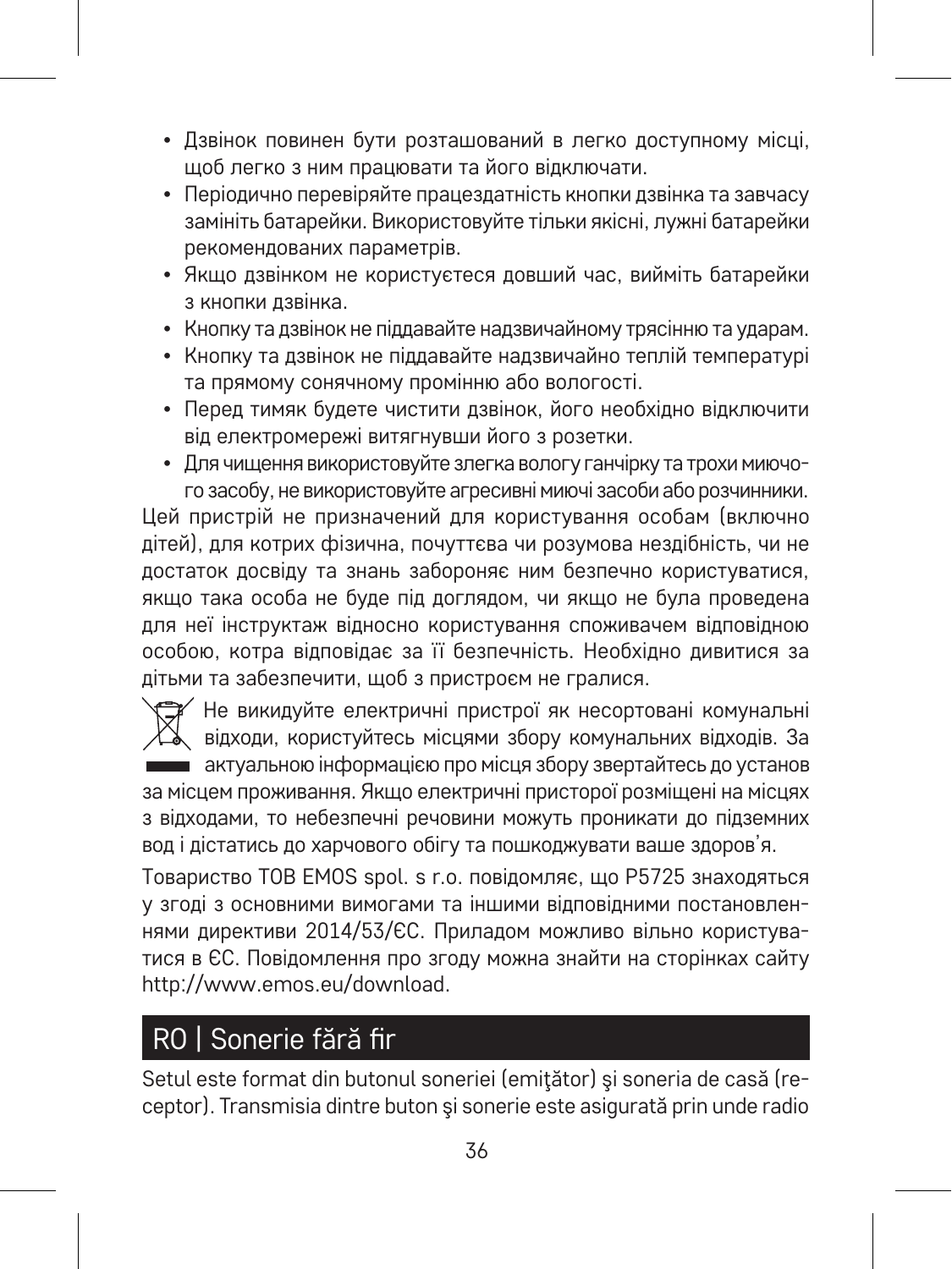- Дзвінок повинен бути розташований в легко доступному місці, щоб легко з ним працювати та його відключати.
- Періодично перевіряйте працездатність кнопки дзвінка та завчасу замініть батарейки. Використовуйте тільки якісні, лужні батарейки рекомендованих параметрів.
- Якщо дзвінком не користуєтеся довший час, вийміть батарейки з кнопки дзвінка.
- Кнопку та дзвінок не піддавайте надзвичайному трясінню та ударам.
- Кнопку та дзвінок не піддавайте надзвичайно теплій температурі та прямому сонячному промінню або вологості.
- Перед тимяк будете чистити дзвінок, його необхідно відключити від електромережі витягнувши його з розетки.
- Для чищення використовуйте злегка вологу ганчірку та трохи миючого засобу, не використовуйте агресивні миючі засоби або розчинники.

Цей пристрій не призначений для користування особам (включно дітей), для котрих фізична, почуттєва чи розумова нездібність, чи не достаток досвіду та знань забороняє ним безпечно користуватися, якщо така особа не буде під доглядом, чи якщо не була проведена для неї інструктаж відносно користування споживачем відповідною особою, котра відповідає за її безпечність. Необхідно дивитися за дітьми та забезпечити, щоб з пристроєм не гралися.

Не викидуйте електричні пристрої як несортовані комунальні відходи, користуйтесь місцями збору комунальних відходів. За актуальною інформацією про місця збору звертайтесь до установ за місцем проживання. Якщо електричні присторої розміщені на місцях з відходами, то небезпечні речовини можуть проникати до підземних вод і дістатись до харчового обігу та пошкоджувати ваше здоров'я.

Товариство ТОВ EMOS spol. s r.o. повідомляє, що P5725 знаходяться у згоді з основними вимогами та іншими відповідними постановленнями директиви 2014/53/ЄС. Приладом можливо вільно користуватися в ЄС. Повідомлення про згоду можна знайти на сторінках сайту http://www.emos.eu/download.

## RO | Sonerie fără fir

Setul este format din butonul soneriei (emiţător) şi soneria de casă (receptor). Transmisia dintre buton şi sonerie este asigurată prin unde radio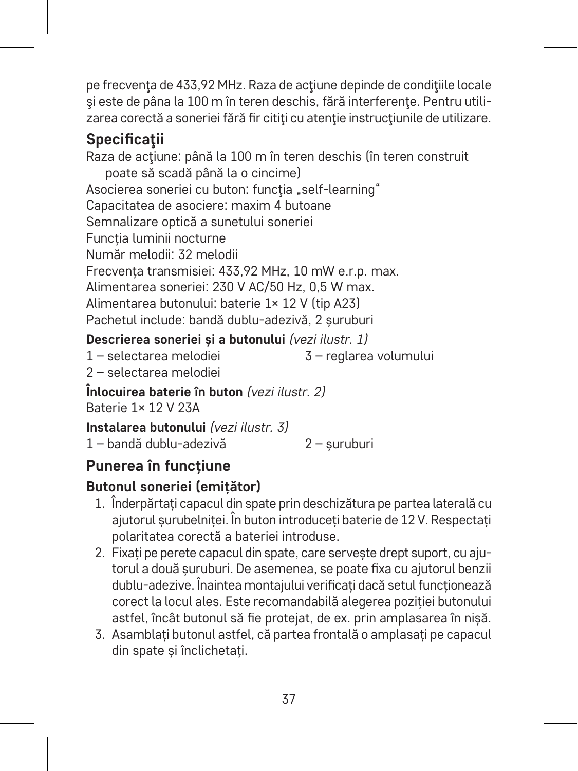pe frecvenţa de 433,92 MHz. Raza de acţiune depinde de condiţiile locale şi este de pâna la 100 m în teren deschis, fără interferenţe. Pentru utilizarea corectă a soneriei fără fir citiţi cu atenţie instrucţiunile de utilizare.

## Specificaţii

Raza de acţiune: până la 100 m în teren deschis (în teren construit poate să scadă până la o cincime)
Asocierea soneriei cu buton: funcţia „self-learning"
Capacitatea de asociere: maxim 4 butoane
Semnalizare optică a sunetului soneriei
Funcția luminii nocturne
Număr melodii: 32 melodii
Frecvența transmisiei: 433,92 MHz, 10 mW e.r.p. max.
Alimentarea soneriei: 230 V AC/50 Hz, 0,5 W max.
Alimentarea butonului: baterie 1× 12 V (tip A23)
Pachetul include: bandă dublu-adezivă, 2 șuruburi

**Descrierea soneriei și a butonului** *(vezi ilustr. 1)*

1 – selectarea melodiei
2 – selectarea melodiei
3 – reglarea volumului

**Înlocuirea baterie în buton** *(vezi ilustr. 2)*

Baterie 1× 12 V 23A

**Instalarea butonului** *(vezi ilustr. 3)*

1 – bandă dublu-adezivă
2 – șuruburi

## Punerea în funcțiune

### Butonul soneriei (emițător)

1. Înderpărtați capacul din spate prin deschizătura pe partea laterală cu ajutorul șurubelniței. În buton introduceți baterie de 12 V. Respectați polaritatea corectă a bateriei introduse.
2. Fixați pe perete capacul din spate, care servește drept suport, cu ajutorul a două șuruburi. De asemenea, se poate fixa cu ajutorul benzii dublu-adezive. Înaintea montajului verificați dacă setul funcționează corect la locul ales. Este recomandabilă alegerea poziției butonului astfel, încât butonul să fie protejat, de ex. prin amplasarea în nișă.
3. Asamblați butonul astfel, că partea frontală o amplasați pe capacul din spate și înclichetați.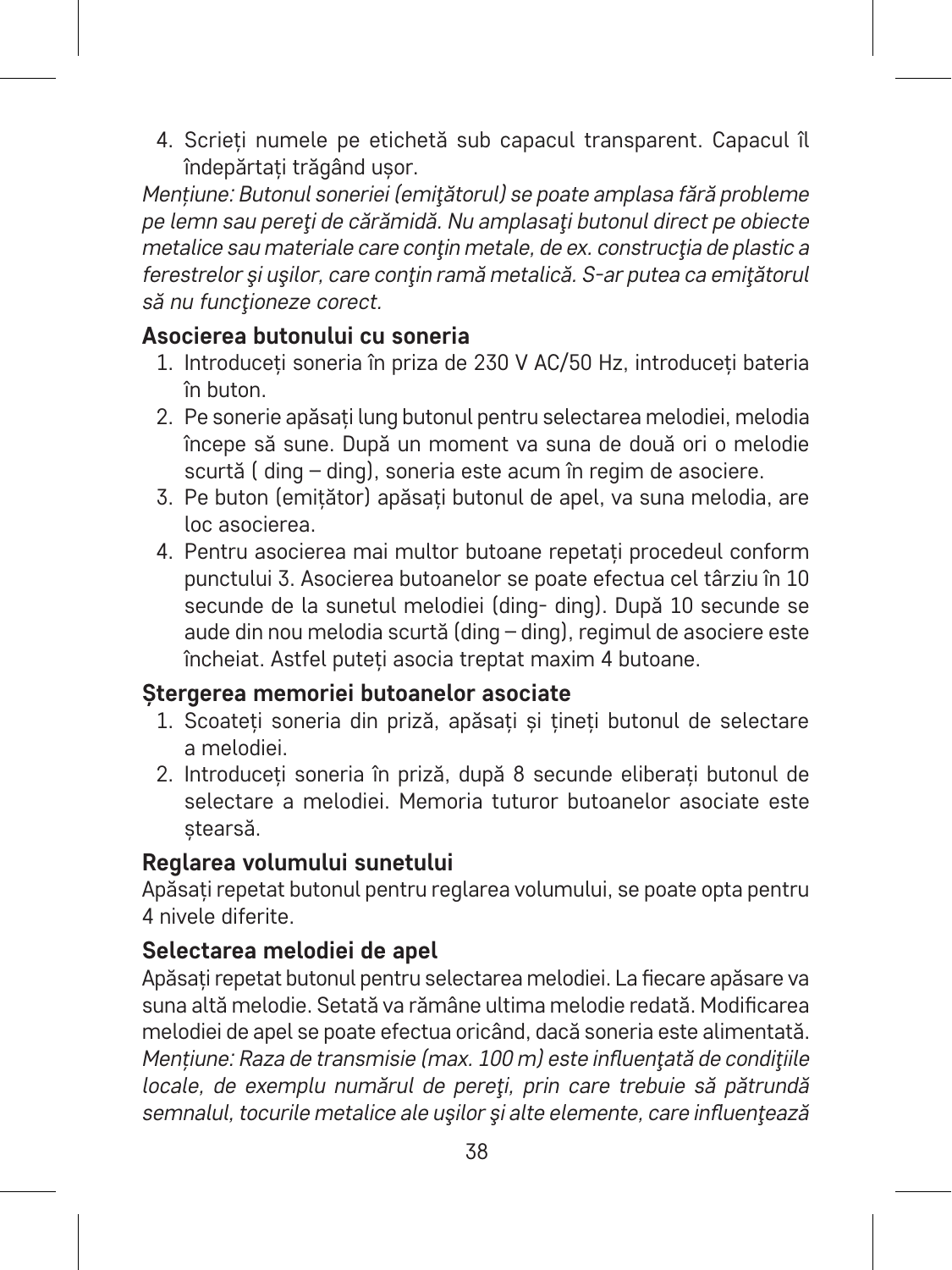4. Scrieți numele pe etichetă sub capacul transparent. Capacul îl îndepărtați trăgând ușor.

*Mențiune: Butonul soneriei (emiţătorul) se poate amplasa fără probleme pe lemn sau pereţi de cărămidă. Nu amplasaţi butonul direct pe obiecte metalice sau materiale care conţin metale, de ex. construcţia de plastic a ferestrelor şi uşilor, care conţin ramă metalică. S-ar putea ca emiţătorul să nu funcţioneze corect.*

### Asocierea butonului cu soneria

1. Introduceți soneria în priza de 230 V AC/50 Hz, introduceți bateria în buton.
2. Pe sonerie apăsați lung butonul pentru selectarea melodiei, melodia începe să sune. După un moment va suna de două ori o melodie scurtă ( ding – ding), soneria este acum în regim de asociere.
3. Pe buton (emițător) apăsați butonul de apel, va suna melodia, are loc asocierea.
4. Pentru asocierea mai multor butoane repetați procedeul conform punctului 3. Asocierea butoanelor se poate efectua cel târziu în 10 secunde de la sunetul melodiei (ding- ding). După 10 secunde se aude din nou melodia scurtă (ding – ding), regimul de asociere este încheiat. Astfel puteți asocia treptat maxim 4 butoane.

### Ștergerea memoriei butoanelor asociate

1. Scoateți soneria din priză, apăsați și țineți butonul de selectare a melodiei.
2. Introduceți soneria în priză, după 8 secunde eliberați butonul de selectare a melodiei. Memoria tuturor butoanelor asociate este ștearsă.

### Reglarea volumului sunetului

Apăsați repetat butonul pentru reglarea volumului, se poate opta pentru 4 nivele diferite.

### Selectarea melodiei de apel

Apăsați repetat butonul pentru selectarea melodiei. La fiecare apăsare va suna altă melodie. Setată va rămâne ultima melodie redată. Modificarea melodiei de apel se poate efectua oricând, dacă soneria este alimentată.

*Mențiune: Raza de transmisie (max. 100 m) este influenţată de condiţiile locale, de exemplu numărul de pereţi, prin care trebuie să pătrundă semnalul, tocurile metalice ale uşilor şi alte elemente, care influenţează*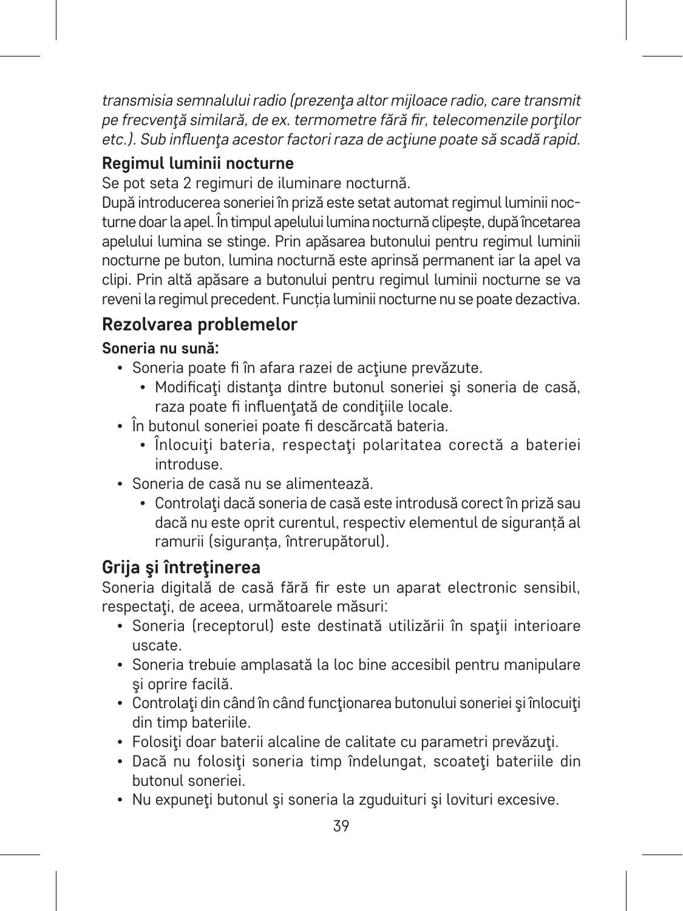*transmisia semnalului radio (prezenţa altor mijloace radio, care transmit pe frecvenţă similară, de ex. termometre fără fir, telecomenzile porţilor etc.). Sub influenţa acestor factori raza de acţiune poate să scadă rapid.*

### Regimul luminii nocturne

Se pot seta 2 regimuri de iluminare nocturnă.

După introducerea soneriei în priză este setat automat regimul luminii nocturne doar la apel. În timpul apelului lumina nocturnă clipește, după încetarea apelului lumina se stinge. Prin apăsarea butonului pentru regimul luminii nocturne pe buton, lumina nocturnă este aprinsă permanent iar la apel va clipi. Prin altă apăsare a butonului pentru regimul luminii nocturne se va reveni la regimul precedent. Funcția luminii nocturne nu se poate dezactiva.

## Rezolvarea problemelor

**Soneria nu sună:**

- Soneria poate fi în afara razei de acţiune prevăzute.
  - Modificaţi distanţa dintre butonul soneriei şi soneria de casă, raza poate fi influenţată de condiţiile locale.
- În butonul soneriei poate fi descărcată bateria.
  - Înlocuiţi bateria, respectaţi polaritatea corectă a bateriei introduse.
- Soneria de casă nu se alimentează.
  - Controlaţi dacă soneria de casă este introdusă corect în priză sau dacă nu este oprit curentul, respectiv elementul de siguranță al ramurii (siguranța, întrerupătorul).

## Grija şi întreţinerea

Soneria digitală de casă fără fir este un aparat electronic sensibil, respectaţi, de aceea, următoarele măsuri:

- Soneria (receptorul) este destinată utilizării în spaţii interioare uscate.
- Soneria trebuie amplasată la loc bine accesibil pentru manipulare şi oprire facilă.
- Controlaţi din când în când funcţionarea butonului soneriei şi înlocuiţi din timp bateriile.
- Folosiţi doar baterii alcaline de calitate cu parametri prevăzuţi.
- Dacă nu folosiţi soneria timp îndelungat, scoateţi bateriile din butonul soneriei.
- Nu expuneţi butonul şi soneria la zguduituri şi lovituri excesive.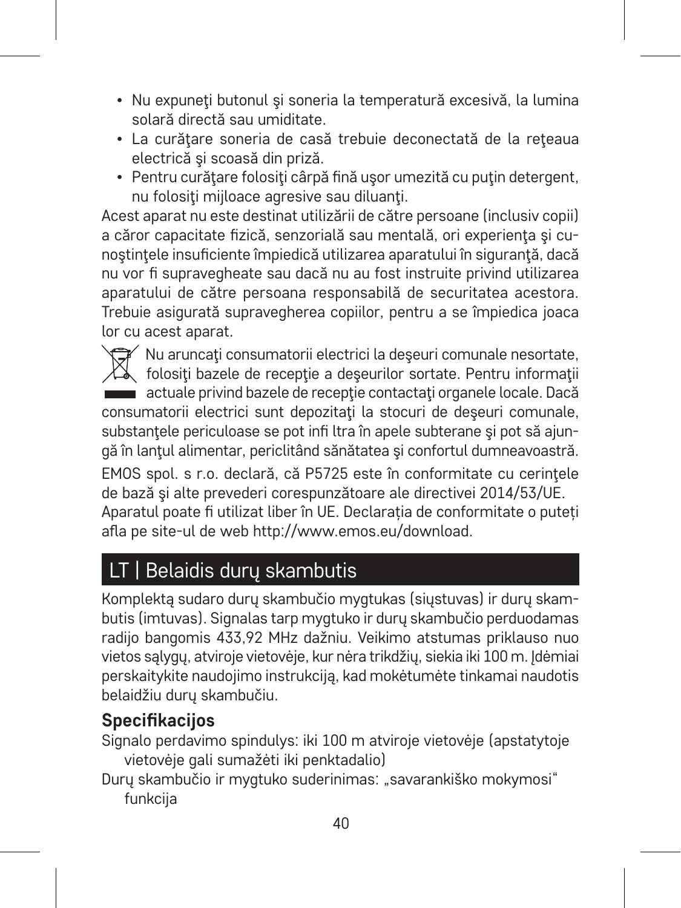- Nu expuneţi butonul şi soneria la temperatură excesivă, la lumina solară directă sau umiditate.
- La curăţare soneria de casă trebuie deconectată de la reţeaua electrică şi scoasă din priză.
- Pentru curăţare folosiţi cârpă fină uşor umezită cu puţin detergent, nu folosiţi mijloace agresive sau diluanţi.

Acest aparat nu este destinat utilizării de către persoane (inclusiv copii) a căror capacitate fizică, senzorială sau mentală, ori experienţa şi cunoştinţele insuficiente împiedică utilizarea aparatului în siguranţă, dacă nu vor fi supravegheate sau dacă nu au fost instruite privind utilizarea aparatului de către persoana responsabilă de securitatea acestora. Trebuie asigurată supravegherea copiilor, pentru a se împiedica joaca lor cu acest aparat.

Nu aruncaţi consumatorii electrici la deşeuri comunale nesortate, folosiţi bazele de recepţie a deşeurilor sortate. Pentru informaţii actuale privind bazele de recepţie contactaţi organele locale. Dacă consumatorii electrici sunt depozitaţi la stocuri de deşeuri comunale, substanţele periculoase se pot infi ltra în apele subterane şi pot să ajungă în lanţul alimentar, periclitând sănătatea şi confortul dumneavoastră.

EMOS spol. s r.o. declară, că P5725 este în conformitate cu cerinţele de bază şi alte prevederi corespunzătoare ale directivei 2014/53/UE. Aparatul poate fi utilizat liber în UE. Declarația de conformitate o puteți afla pe site-ul de web http://www.emos.eu/download.

## LT | Belaidis durų skambutis

Komplektą sudaro durų skambučio mygtukas (siųstuvas) ir durų skambutis (imtuvas). Signalas tarp mygtuko ir durų skambučio perduodamas radijo bangomis 433,92 MHz dažniu. Veikimo atstumas priklauso nuo vietos sąlygų, atviroje vietovėje, kur nėra trikdžių, siekia iki 100 m. Įdėmiai perskaitykite naudojimo instrukciją, kad mokėtumėte tinkamai naudotis belaidžiu durų skambučiu.

### Specifikacijos

Signalo perdavimo spindulys: iki 100 m atviroje vietovėje (apstatytoje vietovėje gali sumažėti iki penktadalio)

Durų skambučio ir mygtuko suderinimas: „savarankiško mokymosi“ funkcija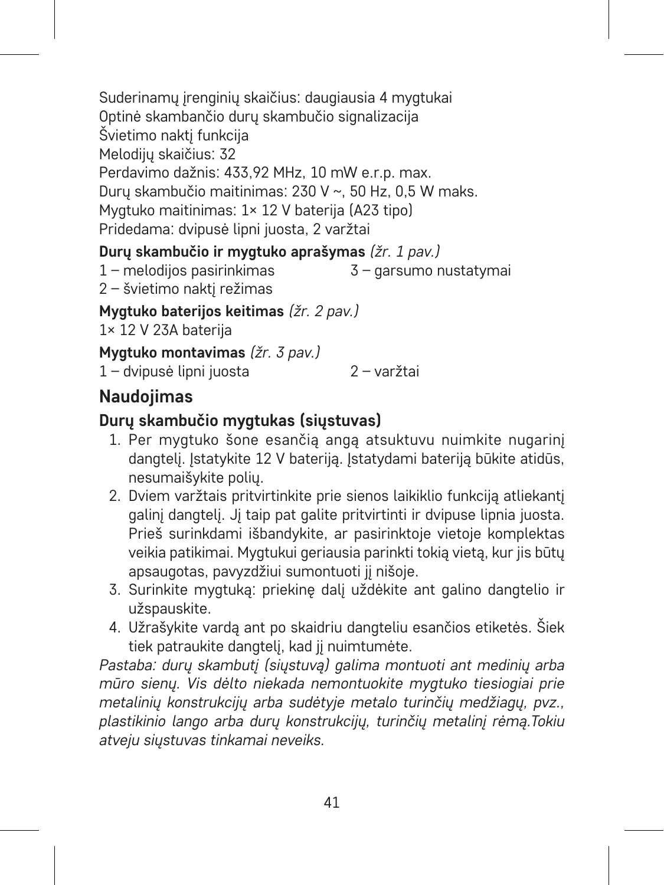Suderinamų įrenginių skaičius: daugiausia 4 mygtukai
Optinė skambančio durų skambučio signalizacija
Švietimo naktį funkcija
Melodijų skaičius: 32
Perdavimo dažnis: 433,92 MHz, 10 mW e.r.p. max.
Durų skambučio maitinimas: 230 V ~, 50 Hz, 0,5 W maks.
Mygtuko maitinimas: 1× 12 V baterija (A23 tipo)
Pridedama: dvipusė lipni juosta, 2 varžtai

**Durų skambučio ir mygtuko aprašymas** *(žr. 1 pav.)*
1 – melodijos pasirinkimas
2 – švietimo naktį režimas
3 – garsumo nustatymai

**Mygtuko baterijos keitimas** *(žr. 2 pav.)*
1× 12 V 23A baterija

**Mygtuko montavimas** *(žr. 3 pav.)*
1 – dvipusė lipni juosta
2 – varžtai

## Naudojimas

### Durų skambučio mygtukas (siųstuvas)

1. Per mygtuko šone esančią angą atsuktuvu nuimkite nugarinį dangtelį. Įstatykite 12 V bateriją. Įstatydami bateriją būkite atidūs, nesumaišykite polių.
2. Dviem varžtais pritvirtinkite prie sienos laikiklio funkciją atliekantį galinį dangtelį. Jį taip pat galite pritvirtinti ir dvipuse lipnia juosta. Prieš surinkdami išbandykite, ar pasirinktoje vietoje komplektas veikia patikimai. Mygtukui geriausia parinkti tokią vietą, kur jis būtų apsaugotas, pavyzdžiui sumontuoti jį nišoje.
3. Surinkite mygtuką: priekinę dalį uždėkite ant galino dangtelio ir užspauskite.
4. Užrašykite vardą ant po skaidriu dangteliu esančios etiketės. Šiek tiek patraukite dangtelį, kad jį nuimtumėte.

*Pastaba: durų skambutį (siųstuvą) galima montuoti ant medinių arba mūro sienų. Vis dėlto niekada nemontuokite mygtuko tiesiogiai prie metalinių konstrukcijų arba sudėtyje metalo turinčių medžiagų, pvz., plastikinio lango arba durų konstrukcijų, turinčių metalinį rėmą.Tokiu atveju siųstuvas tinkamai neveiks.*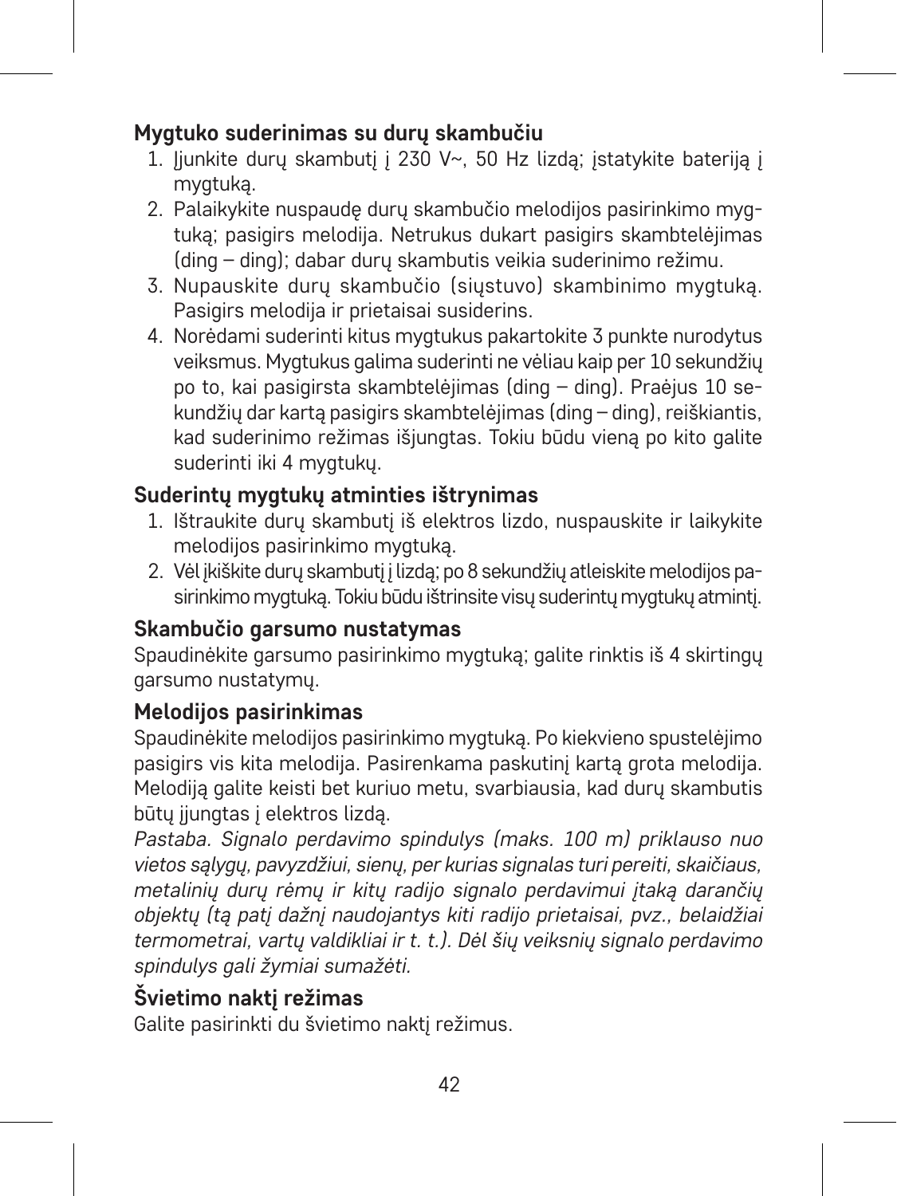### Mygtuko suderinimas su durų skambučiu

1. Įjunkite durų skambutį į 230 V~, 50 Hz lizdą; įstatykite bateriją į mygtuką.
2. Palaikykite nuspaudę durų skambučio melodijos pasirinkimo mygtuką; pasigirs melodija. Netrukus dukart pasigirs skambtelėjimas (ding – ding); dabar durų skambutis veikia suderinimo režimu.
3. Nupauskite durų skambučio (siųstuvo) skambinimo mygtuką. Pasigirs melodija ir prietaisai susiderins.
4. Norėdami suderinti kitus mygtukus pakartokite 3 punkte nurodytus veiksmus. Mygtukus galima suderinti ne vėliau kaip per 10 sekundžių po to, kai pasigirsta skambtelėjimas (ding – ding). Praėjus 10 sekundžių dar kartą pasigirs skambtelėjimas (ding – ding), reiškiantis, kad suderinimo režimas išjungtas. Tokiu būdu vieną po kito galite suderinti iki 4 mygtukų.

### Suderintų mygtukų atminties ištrynimas

1. Ištraukite durų skambutį iš elektros lizdo, nuspauskite ir laikykite melodijos pasirinkimo mygtuką.
2. Vėl įkiškite durų skambutį į lizdą; po 8 sekundžių atleiskite melodijos pasirinkimo mygtuką. Tokiu būdu ištrinsite visų suderintų mygtukų atmintį.

### Skambučio garsumo nustatymas

Spaudinėkite garsumo pasirinkimo mygtuką; galite rinktis iš 4 skirtingų garsumo nustatymų.

### Melodijos pasirinkimas

Spaudinėkite melodijos pasirinkimo mygtuką. Po kiekvieno spustelėjimo pasigirs vis kita melodija. Pasirenkama paskutinį kartą grota melodija. Melodiją galite keisti bet kuriuo metu, svarbiausia, kad durų skambutis būtų įjungtas į elektros lizdą.

*Pastaba. Signalo perdavimo spindulys (maks. 100 m) priklauso nuo vietos sąlygų, pavyzdžiui, sienų, per kurias signalas turi pereiti, skaičiaus, metalinių durų rėmų ir kitų radijo signalo perdavimui įtaką darančių objektų (tą patį dažnį naudojantys kiti radijo prietaisai, pvz., belaidžiai termometrai, vartų valdikliai ir t. t.). Dėl šių veiksnių signalo perdavimo spindulys gali žymiai sumažėti.*

### Švietimo naktį režimas

Galite pasirinkti du švietimo naktį režimus.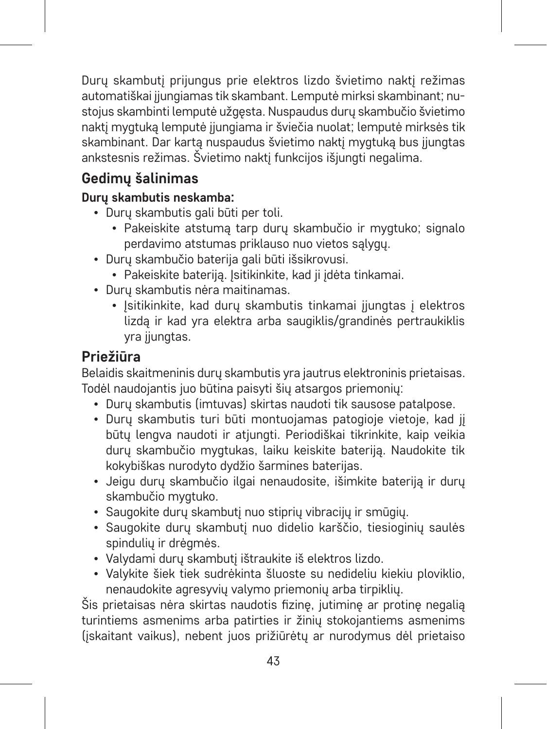Durų skambutį prijungus prie elektros lizdo švietimo naktį režimas automatiškai įjungiamas tik skambant. Lemputė mirksi skambinant; nustojus skambinti lemputė užgęsta. Nuspaudus durų skambučio švietimo naktį mygtuką lemputė įjungiama ir šviečia nuolat; lemputė mirksės tik skambinant. Dar kartą nuspaudus švietimo naktį mygtuką bus įjungtas ankstesnis režimas. Švietimo naktį funkcijos išjungti negalima.

## Gedimų šalinimas

**Durų skambutis neskamba:**

- Durų skambutis gali būti per toli.
  - Pakeiskite atstumą tarp durų skambučio ir mygtuko; signalo perdavimo atstumas priklauso nuo vietos sąlygų.
- Durų skambučio baterija gali būti išsikrovusi.
  - Pakeiskite bateriją. Įsitikinkite, kad ji įdėta tinkamai.
- Durų skambutis nėra maitinamas.
  - Įsitikinkite, kad durų skambutis tinkamai įjungtas į elektros lizdą ir kad yra elektra arba saugiklis/grandinės pertraukiklis yra įjungtas.

## Priežiūra

Belaidis skaitmeninis durų skambutis yra jautrus elektroninis prietaisas. Todėl naudojantis juo būtina paisyti šių atsargos priemonių:

- Durų skambutis (imtuvas) skirtas naudoti tik sausose patalpose.
- Durų skambutis turi būti montuojamas patogioje vietoje, kad jį būtų lengva naudoti ir atjungti. Periodiškai tikrinkite, kaip veikia durų skambučio mygtukas, laiku keiskite bateriją. Naudokite tik kokybiškas nurodyto dydžio šarmines baterijas.
- Jeigu durų skambučio ilgai nenaudosite, išimkite bateriją ir durų skambučio mygtuko.
- Saugokite durų skambutį nuo stiprių vibracijų ir smūgių.
- Saugokite durų skambutį nuo didelio karščio, tiesioginių saulės spindulių ir drėgmės.
- Valydami durų skambutį ištraukite iš elektros lizdo.
- Valykite šiek tiek sudrėkinta šluoste su nedideliu kiekiu ploviklio, nenaudokite agresyvių valymo priemonių arba tirpiklių.

Šis prietaisas nėra skirtas naudotis fizinę, jutiminę ar protinę negalią turintiems asmenims arba patirties ir žinių stokojantiems asmenims (įskaitant vaikus), nebent juos prižiūrėtų ar nurodymus dėl prietaiso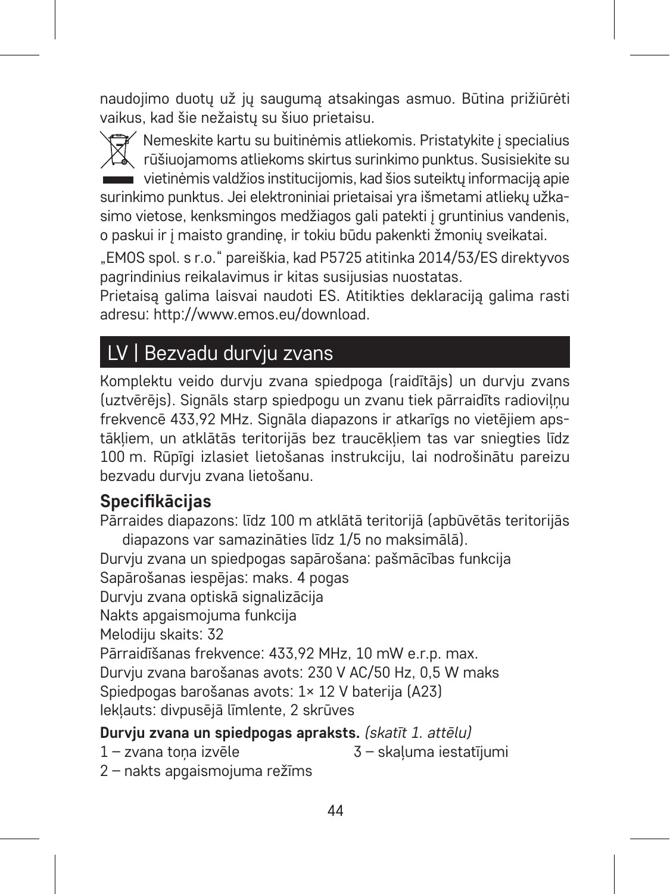naudojimo duotų už jų saugumą atsakingas asmuo. Būtina prižiūrėti vaikus, kad šie nežaistų su šiuo prietaisu.

Nemeskite kartu su buitinėmis atliekomis. Pristatykite į specialius rūšiuojamoms atliekoms skirtus surinkimo punktus. Susisiekite su vietinėmis valdžios institucijomis, kad šios suteiktų informaciją apie surinkimo punktus. Jei elektroniniai prietaisai yra išmetami atliekų užkasimo vietose, kenksmingos medžiagos gali patekti į gruntinius vandenis, o paskui ir į maisto grandinę, ir tokiu būdu pakenkti žmonių sveikatai.

„EMOS spol. s r.o.“ pareiškia, kad P5725 atitinka 2014/53/ES direktyvos pagrindinius reikalavimus ir kitas susijusias nuostatas.
Prietaisą galima laisvai naudoti ES. Atitikties deklaraciją galima rasti adresu: http://www.emos.eu/download.

# LV | Bezvadu durvju zvans

Komplektu veido durvju zvana spiedpoga (raidītājs) un durvju zvans (uztvērējs). Signāls starp spiedpogu un zvanu tiek pārraidīts radioviļņu frekvencē 433,92 MHz. Signāla diapazons ir atkarīgs no vietējiem apstākļiem, un atklātās teritorijās bez traucēkļiem tas var sniegties līdz 100 m. Rūpīgi izlasiet lietošanas instrukciju, lai nodrošinātu pareizu bezvadu durvju zvana lietošanu.

## Specifikācijas

Pārraides diapazons: līdz 100 m atklātā teritorijā (apbūvētās teritorijās diapazons var samazināties līdz 1/5 no maksimālā).
Durvju zvana un spiedpogas sapārošana: pašmācības funkcija
Sapārošanas iespējas: maks. 4 pogas
Durvju zvana optiskā signalizācija
Nakts apgaismojuma funkcija
Melodiju skaits: 32
Pārraidīšanas frekvence: 433,92 MHz, 10 mW e.r.p. max.
Durvju zvana barošanas avots: 230 V AC/50 Hz, 0,5 W maks
Spiedpogas barošanas avots: 1× 12 V baterija (A23)
Iekļauts: divpusējā līmlente, 2 skrūves

**Durvju zvana un spiedpogas apraksts.** *(skatīt 1. attēlu)*
1 – zvana toņa izvēle
2 – nakts apgaismojuma režīms
3 – skaļuma iestatījumi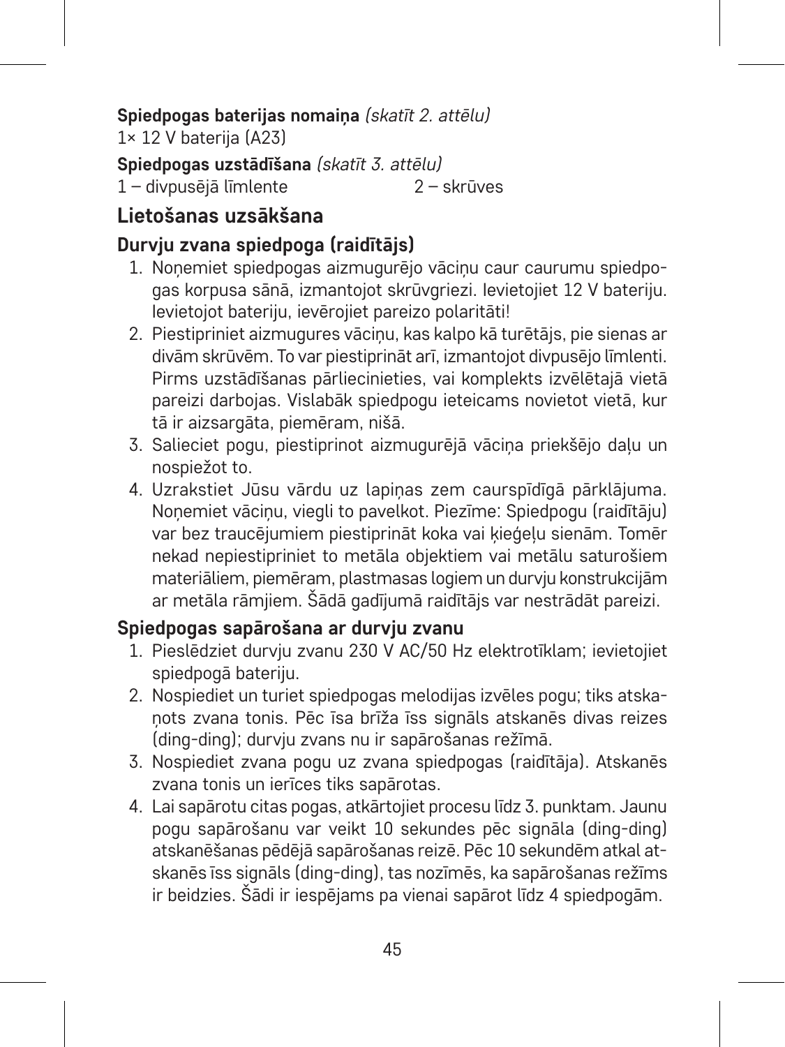**Spiedpogas baterijas nomaiņa** *(skatīt 2. attēlu)*
1× 12 V baterija (A23)

**Spiedpogas uzstādīšana** *(skatīt 3. attēlu)*
1 – divpusējā līmlente 2 – skrūves

## Lietošanas uzsākšana

### Durvju zvana spiedpoga (raidītājs)

1. Noņemiet spiedpogas aizmugurējo vāciņu caur caurumu spiedpogas korpusa sānā, izmantojot skrūvgriezi. Ievietojiet 12 V bateriju. Ievietojot bateriju, ievērojiet pareizo polaritāti!
2. Piestipriniet aizmugures vāciņu, kas kalpo kā turētājs, pie sienas ar divām skrūvēm. To var piestiprināt arī, izmantojot divpusējo līmlenti. Pirms uzstādīšanas pārliecinieties, vai komplekts izvēlētajā vietā pareizi darbojas. Vislabāk spiedpogu ieteicams novietot vietā, kur tā ir aizsargāta, piemēram, nišā.
3. Salieciet pogu, piestiprinot aizmugurējā vāciņa priekšējo daļu un nospiežot to.
4. Uzrakstiet Jūsu vārdu uz lapiņas zem caurspīdīgā pārklājuma. Noņemiet vāciņu, viegli to pavelkot. Piezīme: Spiedpogu (raidītāju) var bez traucējumiem piestiprināt koka vai ķieģeļu sienām. Tomēr nekad nepiestipriniet to metāla objektiem vai metālu saturošiem materiāliem, piemēram, plastmasas logiem un durvju konstrukcijām ar metāla rāmjiem. Šādā gadījumā raidītājs var nestrādāt pareizi.

### Spiedpogas sapārošana ar durvju zvanu

1. Pieslēdziet durvju zvanu 230 V AC/50 Hz elektrotīklam; ievietojiet spiedpogā bateriju.
2. Nospiediet un turiet spiedpogas melodijas izvēles pogu; tiks atskaņots zvana tonis. Pēc īsa brīža īss signāls atskanēs divas reizes (ding-ding); durvju zvans nu ir sapārošanas režīmā.
3. Nospiediet zvana pogu uz zvana spiedpogas (raidītāja). Atskanēs zvana tonis un ierīces tiks sapārotas.
4. Lai sapārotu citas pogas, atkārtojiet procesu līdz 3. punktam. Jaunu pogu sapārošanu var veikt 10 sekundes pēc signāla (ding-ding) atskanēšanas pēdējā sapārošanas reizē. Pēc 10 sekundēm atkal atskanēs īss signāls (ding-ding), tas nozīmēs, ka sapārošanas režīms ir beidzies. Šādi ir iespējams pa vienai sapārot līdz 4 spiedpogām.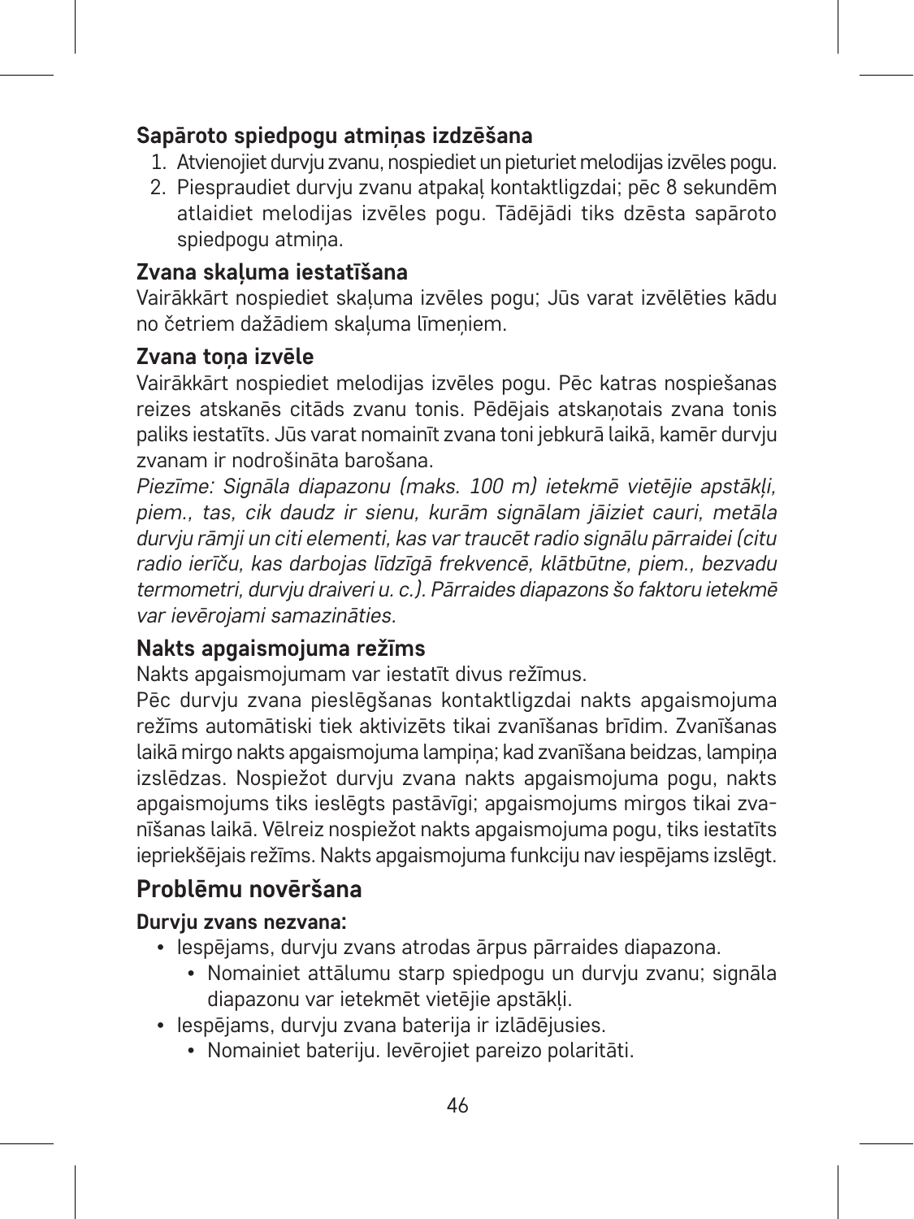### Sapāroto spiedpogu atmiņas izdzēšana

1. Atvienojiet durvju zvanu, nospiediet un pieturiet melodijas izvēles pogu.
2. Piespraudiet durvju zvanu atpakaļ kontaktligzdai; pēc 8 sekundēm atlaidiet melodijas izvēles pogu. Tādējādi tiks dzēsta sapāroto spiedpogu atmiņa.

### Zvana skaļuma iestatīšana

Vairākkārt nospiediet skaļuma izvēles pogu; Jūs varat izvēlēties kādu no četriem dažādiem skaļuma līmeņiem.

### Zvana toņa izvēle

Vairākkārt nospiediet melodijas izvēles pogu. Pēc katras nospiešanas reizes atskanēs citāds zvanu tonis. Pēdējais atskaņotais zvana tonis paliks iestatīts. Jūs varat nomainīt zvana toni jebkurā laikā, kamēr durvju zvanam ir nodrošināta barošana.

*Piezīme: Signāla diapazonu (maks. 100 m) ietekmē vietējie apstākļi, piem., tas, cik daudz ir sienu, kurām signālam jāiziet cauri, metāla durvju rāmji un citi elementi, kas var traucēt radio signālu pārraidei (citu radio ierīču, kas darbojas līdzīgā frekvencē, klātbūtne, piem., bezvadu termometri, durvju draiveri u. c.). Pārraides diapazons šo faktoru ietekmē var ievērojami samazināties.*

### Nakts apgaismojuma režīms

Nakts apgaismojumam var iestatīt divus režīmus.

Pēc durvju zvana pieslēgšanas kontaktligzdai nakts apgaismojuma režīms automātiski tiek aktivizēts tikai zvanīšanas brīdim. Zvanīšanas laikā mirgo nakts apgaismojuma lampiņa; kad zvanīšana beidzas, lampiņa izslēdzas. Nospiežot durvju zvana nakts apgaismojuma pogu, nakts apgaismojums tiks ieslēgts pastāvīgi; apgaismojums mirgos tikai zvanīšanas laikā. Vēlreiz nospiežot nakts apgaismojuma pogu, tiks iestatīts iepriekšējais režīms. Nakts apgaismojuma funkciju nav iespējams izslēgt.

## Problēmu novēršana

**Durvju zvans nezvana:**

- Iespējams, durvju zvans atrodas ārpus pārraides diapazona.
  - Nomainiet attālumu starp spiedpogu un durvju zvanu; signāla diapazonu var ietekmēt vietējie apstākļi.
- Iespējams, durvju zvana baterija ir izlādējusies.
  - Nomainiet bateriju. Ievērojiet pareizo polaritāti.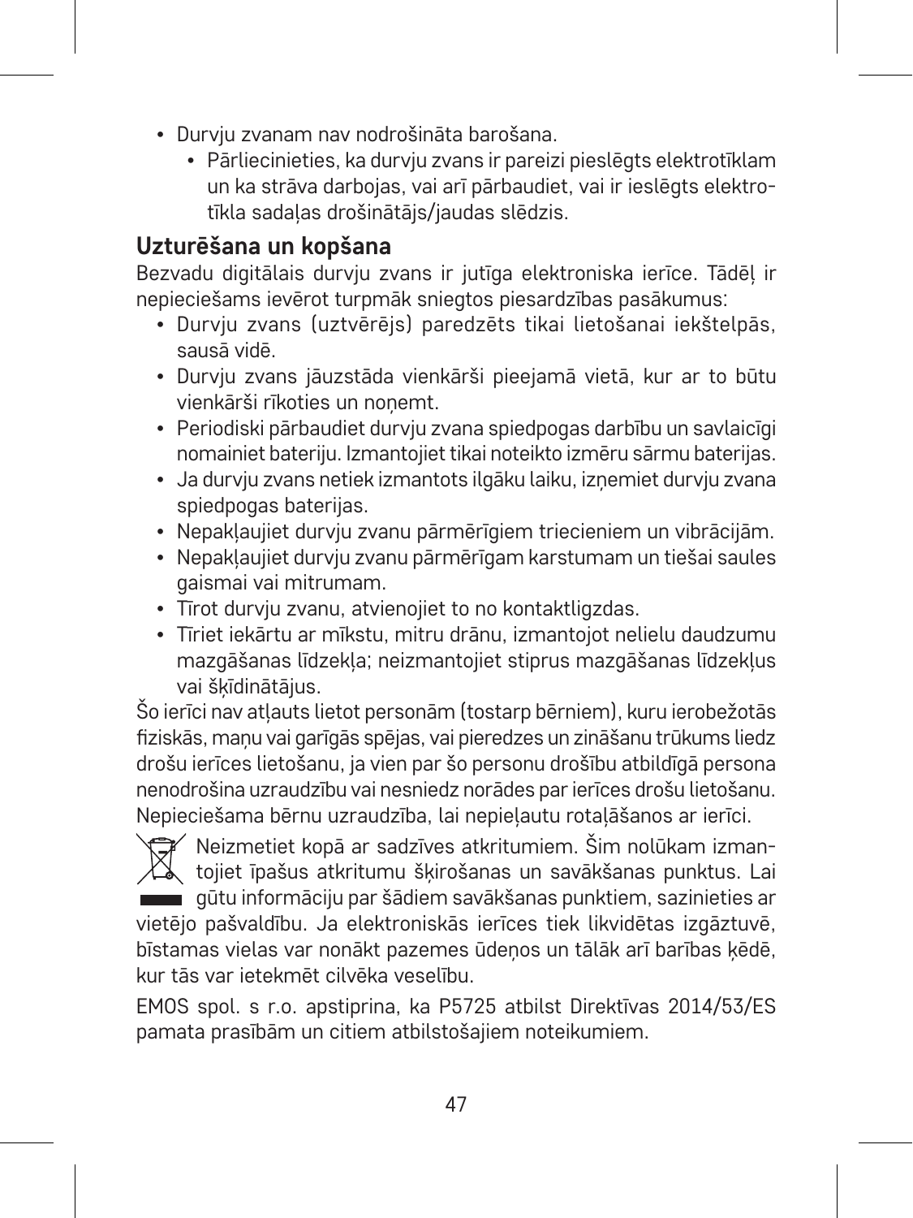- Durvju zvanam nav nodrošināta barošana.
    - Pārliecinieties, ka durvju zvans ir pareizi pieslēgts elektrotīklam un ka strāva darbojas, vai arī pārbaudiet, vai ir ieslēgts elektrotīkla sadaļas drošinātājs/jaudas slēdzis.

## Uzturēšana un kopšana

Bezvadu digitālais durvju zvans ir jutīga elektroniska ierīce. Tādēļ ir nepieciešams ievērot turpmāk sniegtos piesardzības pasākumus:

- Durvju zvans (uztvērējs) paredzēts tikai lietošanai iekštelpās, sausā vidē.
- Durvju zvans jāuzstāda vienkārši pieejamā vietā, kur ar to būtu vienkārši rīkoties un noņemt.
- Periodiski pārbaudiet durvju zvana spiedpogas darbību un savlaicīgi nomainiet bateriju. Izmantojiet tikai noteikto izmēru sārmu baterijas.
- Ja durvju zvans netiek izmantots ilgāku laiku, izņemiet durvju zvana spiedpogas baterijas.
- Nepakļaujiet durvju zvanu pārmērīgiem triecieniem un vibrācijām.
- Nepakļaujiet durvju zvanu pārmērīgam karstumam un tiešai saules gaismai vai mitrumam.
- Tīrot durvju zvanu, atvienojiet to no kontaktligzdas.
- Tīriet iekārtu ar mīkstu, mitru drānu, izmantojot nelielu daudzumu mazgāšanas līdzekļa; neizmantojiet stiprus mazgāšanas līdzekļus vai šķīdinātājus.

Šo ierīci nav atļauts lietot personām (tostarp bērniem), kuru ierobežotās fiziskās, maņu vai garīgās spējas, vai pieredzes un zināšanu trūkums liedz drošu ierīces lietošanu, ja vien par šo personu drošību atbildīgā persona nenodrošina uzraudzību vai nesniedz norādes par ierīces drošu lietošanu. Nepieciešama bērnu uzraudzība, lai nepieļautu rotaļāšanos ar ierīci.

Neizmetiet kopā ar sadzīves atkritumiem. Šim nolūkam izmantojiet īpašus atkritumu šķirošanas un savākšanas punktus. Lai gūtu informāciju par šādiem savākšanas punktiem, sazinieties ar vietējo pašvaldību. Ja elektroniskās ierīces tiek likvidētas izgāztuvē, bīstamas vielas var nonākt pazemes ūdeņos un tālāk arī barības ķēdē, kur tās var ietekmēt cilvēka veselību.

EMOS spol. s r.o. apstiprina, ka P5725 atbilst Direktīvas 2014/53/ES pamata prasībām un citiem atbilstošajiem noteikumiem.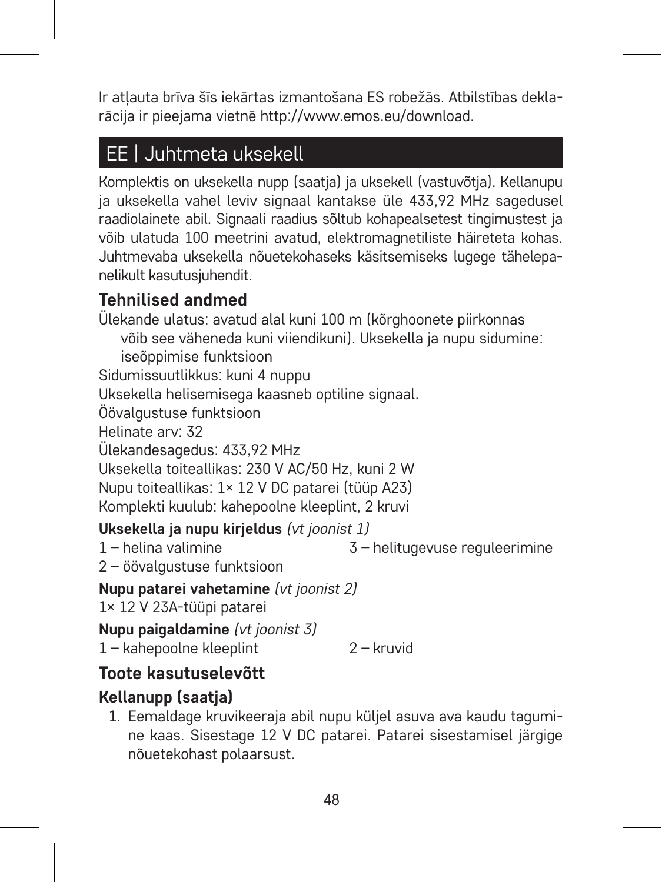Ir atļauta brīva šīs iekārtas izmantošana ES robežās. Atbilstības deklarācija ir pieejama vietnē http://www.emos.eu/download.

# EE | Juhtmeta uksekell

Komplektis on uksekella nupp (saatja) ja uksekell (vastuvõtja). Kellanupu ja uksekella vahel leviv signaal kantakse üle 433,92 MHz sagedusel raadiolainete abil. Signaali raadius sõltub kohapealsetest tingimustest ja võib ulatuda 100 meetrini avatud, elektromagnetiliste häireteta kohas. Juhtmevaba uksekella nõuetekohaseks käsitsemiseks lugege tähelepanelikult kasutusjuhendit.

## Tehnilised andmed

Ülekande ulatus: avatud alal kuni 100 m (kõrghoonete piirkonnas võib see väheneda kuni viiendikuni). Uksekella ja nupu sidumine: iseõppimise funktsioon

Sidumissuutlikkus: kuni 4 nuppu

Uksekella helisemisega kaasneb optiline signaal.

Öövalgustuse funktsioon

Helinate arv: 32

Ülekandesagedus: 433,92 MHz

Uksekella toiteallikas: 230 V AC/50 Hz, kuni 2 W

Nupu toiteallikas: 1× 12 V DC patarei (tüüp A23)

Komplekti kuulub: kahepoolne kleeplint, 2 kruvi

**Uksekella ja nupu kirjeldus** *(vt joonist 1)*

1 – helina valimine

2 – öövalgustuse funktsioon

3 – helitugevuse reguleerimine

**Nupu patarei vahetamine** *(vt joonist 2)*

1× 12 V 23A-tüüpi patarei

**Nupu paigaldamine** *(vt joonist 3)*

1 – kahepoolne kleeplint

2 – kruvid

## Toote kasutuselevõtt

### Kellanupp (saatja)

1. Eemaldage kruvikeeraja abil nupu küljel asuva ava kaudu tagumine kaas. Sisestage 12 V DC patarei. Patarei sisestamisel järgige nõuetekohast polaarsust.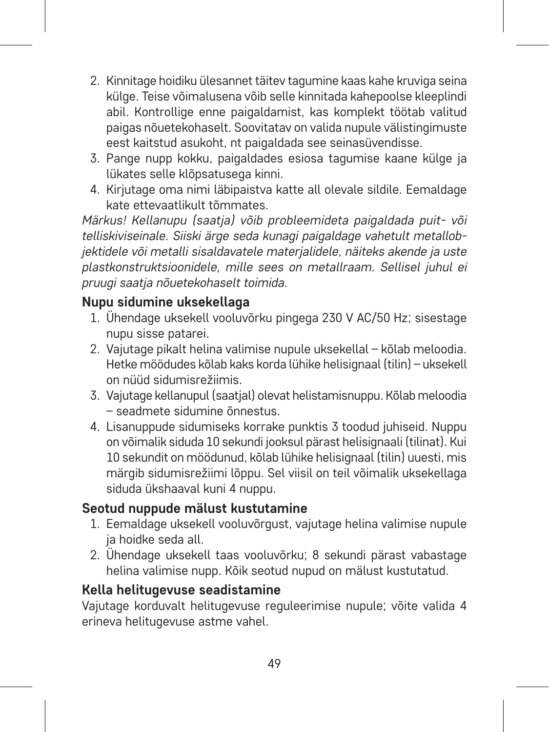2. Kinnitage hoidiku ülesannet täitev tagumine kaas kahe kruviga seina külge. Teise võimalusena võib selle kinnitada kahepoolse kleeplindi abil. Kontrollige enne paigaldamist, kas komplekt töötab valitud paigas nõuetekohaselt. Soovitatav on valida nupule välistingimuste eest kaitstud asukoht, nt paigaldada see seinasüvendisse.
3. Pange nupp kokku, paigaldades esiosa tagumise kaane külge ja lükates selle klõpsatusega kinni.
4. Kirjutage oma nimi läbipaistva katte all olevale sildile. Eemaldage kate ettevaatlikult tõmmates.

*Märkus! Kellanupu (saatja) võib probleemideta paigaldada puit- või telliskiviseinale. Siiski ärge seda kunagi paigaldage vahetult metallobjektidele või metalli sisaldavatele materjalidele, näiteks akende ja uste plastkonstruktsioonidele, mille sees on metallraam. Sellisel juhul ei pruugi saatja nõuetekohaselt toimida.*

**Nupu sidumine uksekellaga**

1. Ühendage uksekell vooluvõrku pingega 230 V AC/50 Hz; sisestage nupu sisse patarei.
2. Vajutage pikalt helina valimise nupule uksekellal – kõlab meloodia. Hetke möödudes kõlab kaks korda lühike helisignaal (tilin) – uksekell on nüüd sidumisrežiimis.
3. Vajutage kellanupul (saatjal) olevat helistamisnuppu. Kõlab meloodia – seadmete sidumine õnnestus.
4. Lisanuppude sidumiseks korrake punktis 3 toodud juhiseid. Nuppu on võimalik siduda 10 sekundi jooksul pärast helisignaali (tilinat). Kui 10 sekundit on möödunud, kõlab lühike helisignaal (tilin) uuesti, mis märgib sidumisrežiimi lõppu. Sel viisil on teil võimalik uksekellaga siduda ükshaaval kuni 4 nuppu.

**Seotud nuppude mälust kustutamine**

1. Eemaldage uksekell vooluvõrgust, vajutage helina valimise nupule ja hoidke seda all.
2. Ühendage uksekell taas vooluvõrku; 8 sekundi pärast vabastage helina valimise nupp. Kõik seotud nupud on mälust kustutatud.

**Kella helitugevuse seadistamine**

Vajutage korduvalt helitugevuse reguleerimise nupule; võite valida 4 erineva helitugevuse astme vahel.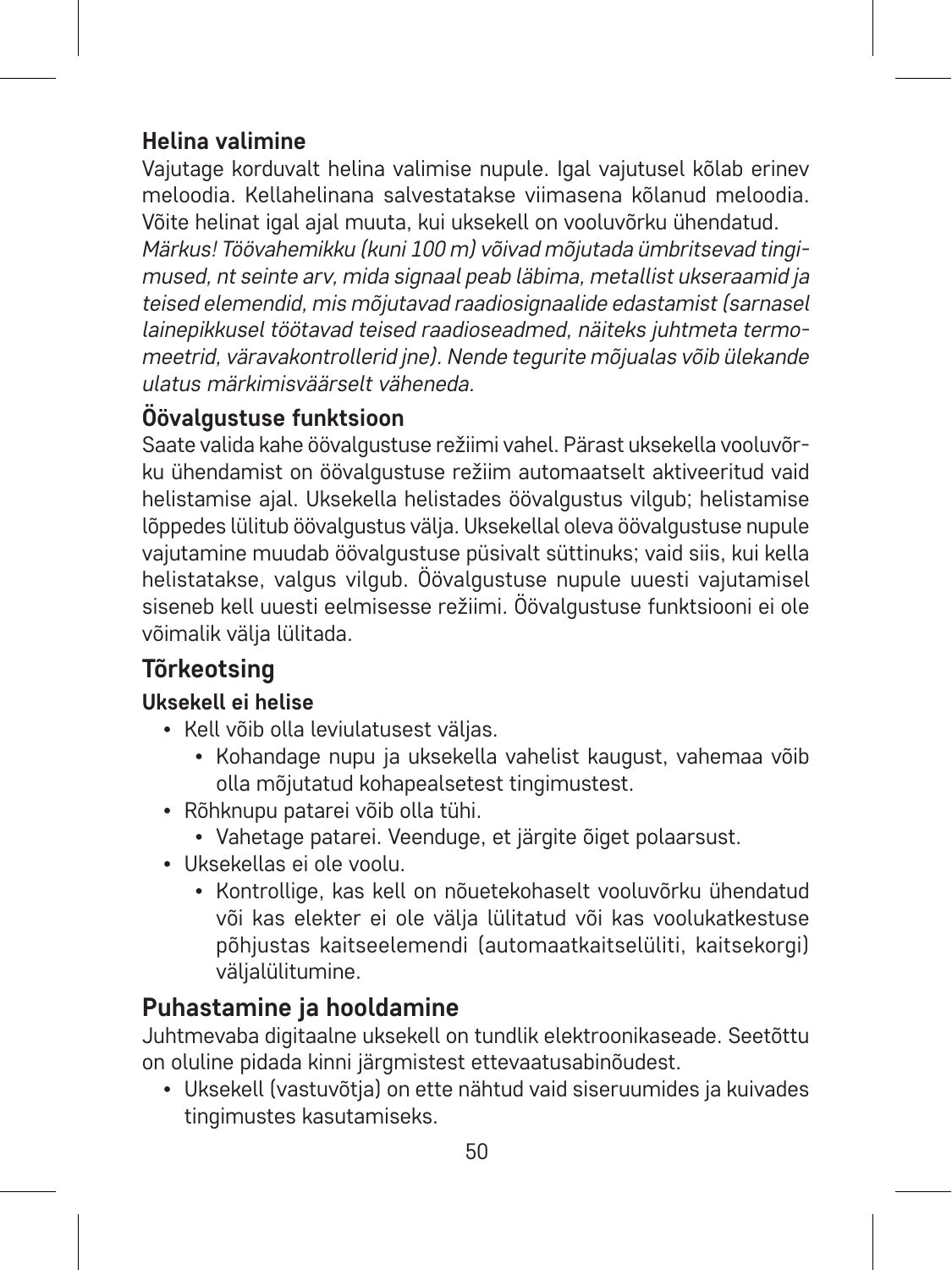### Helina valimine

Vajutage korduvalt helina valimise nupule. Igal vajutusel kõlab erinev meloodia. Kellahelinana salvestatakse viimasena kõlanud meloodia. Võite helinat igal ajal muuta, kui uksekell on vooluvõrku ühendatud.

*Märkus! Töövahemikku (kuni 100 m) võivad mõjutada ümbritsevad tingimused, nt seinte arv, mida signaal peab läbima, metallist ukseraamid ja teised elemendid, mis mõjutavad raadiosignaalide edastamist (sarnasel lainepikkusel töötavad teised raadioseadmed, näiteks juhtmeta termomeetrid, väravakontrollerid jne). Nende tegurite mõjualas võib ülekande ulatus märkimisväärselt väheneda.*

### Öövalgustuse funktsioon

Saate valida kahe öövalgustuse režiimi vahel. Pärast uksekella vooluvõrku ühendamist on öövalgustuse režiim automaatselt aktiveeritud vaid helistamise ajal. Uksekella helistades öövalgustus vilgub; helistamise lõppedes lülitub öövalgustus välja. Uksekellal oleva öövalgustuse nupule vajutamine muudab öövalgustuse püsivalt süttinuks; vaid siis, kui kella helistatakse, valgus vilgub. Öövalgustuse nupule uuesti vajutamisel siseneb kell uuesti eelmisesse režiimi. Öövalgustuse funktsiooni ei ole võimalik välja lülitada.

## Tõrkeotsing

#### Uksekell ei helise

- Kell võib olla leviulatusest väljas.
  - Kohandage nupu ja uksekella vahelist kaugust, vahemaa võib olla mõjutatud kohapealsetest tingimustest.
- Rõhknupu patarei võib olla tühi.
  - Vahetage patarei. Veenduge, et järgite õiget polaarsust.
- Uksekellas ei ole voolu.
  - Kontrollige, kas kell on nõuetekohaselt vooluvõrku ühendatud või kas elekter ei ole välja lülitatud või kas voolukatkestuse põhjustas kaitseelemendi (automaatkaitselüliti, kaitsekorgi) väljalülitumine.

## Puhastamine ja hooldamine

Juhtmevaba digitaalne uksekell on tundlik elektroonikaseade. Seetõttu on oluline pidada kinni järgmistest ettevaatusabinõudest.

- Uksekell (vastuvõtja) on ette nähtud vaid siseruumides ja kuivades tingimustes kasutamiseks.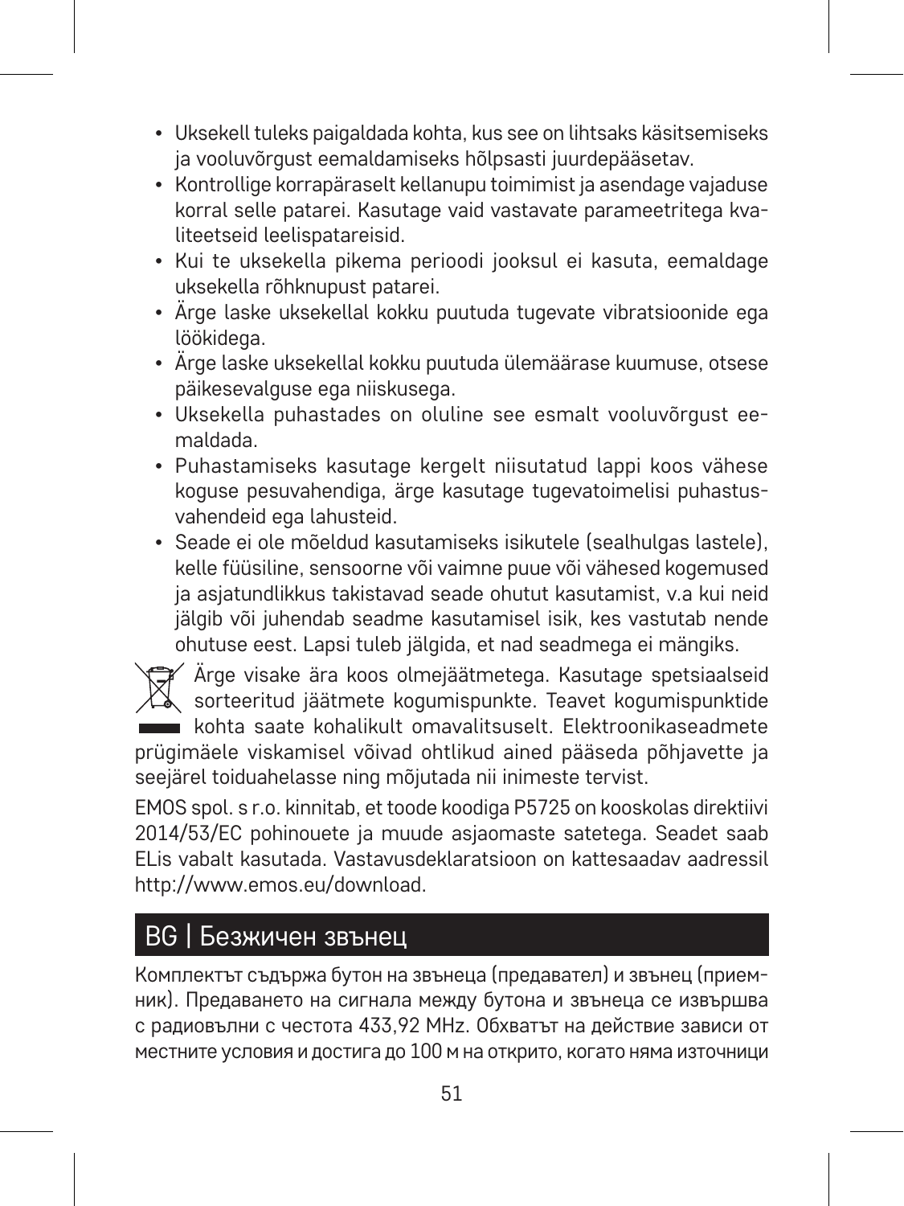- Uksekell tuleks paigaldada kohta, kus see on lihtsaks käsitsemiseks ja vooluvõrgust eemaldamiseks hõlpsasti juurdepääsetav.
- Kontrollige korrapäraselt kellanupu toimimist ja asendage vajaduse korral selle patarei. Kasutage vaid vastavate parameetritega kvaliteetseid leelispatareisid.
- Kui te uksekella pikema perioodi jooksul ei kasuta, eemaldage uksekella rõhknupust patarei.
- Ärge laske uksekellal kokku puutuda tugevate vibratsioonide ega löökidega.
- Ärge laske uksekellal kokku puutuda ülemäärase kuumuse, otsese päikesevalguse ega niiskusega.
- Uksekella puhastades on oluline see esmalt vooluvõrgust eemaldada.
- Puhastamiseks kasutage kergelt niisutatud lappi koos vähese koguse pesuvahendiga, ärge kasutage tugevatoimelisi puhastusvahendeid ega lahusteid.
- Seade ei ole mõeldud kasutamiseks isikutele (sealhulgas lastele), kelle füüsiline, sensoorne või vaimne puue või vähesed kogemused ja asjatundlikkus takistavad seade ohutut kasutamist, v.a kui neid jälgib või juhendab seadme kasutamisel isik, kes vastutab nende ohutuse eest. Lapsi tuleb jälgida, et nad seadmega ei mängiks.

Ärge visake ära koos olmejäätmetega. Kasutage spetsiaalseid sorteeritud jäätmete kogumispunkte. Teavet kogumispunktide kohta saate kohalikult omavalitsuselt. Elektroonikaseadmete prügimäele viskamisel võivad ohtlikud ained pääseda põhjavette ja seejärel toiduahelasse ning mõjutada nii inimeste tervist.

EMOS spol. s r.o. kinnitab, et toode koodiga P5725 on kooskolas direktiivi 2014/53/EC pohinouete ja muude asjaomaste satetega. Seadet saab ELis vabalt kasutada. Vastavusdeklaratsioon on kattesaadav aadressil http://www.emos.eu/download.

## BG | Безжичен звънец

Комплектът съдържа бутон на звънеца (предавател) и звънец (приемник). Предаването на сигнала между бутона и звънеца се извършва с радиовълни с честота 433,92 MHz. Обхватът на действие зависи от местните условия и достига до 100 м на открито, когато няма източници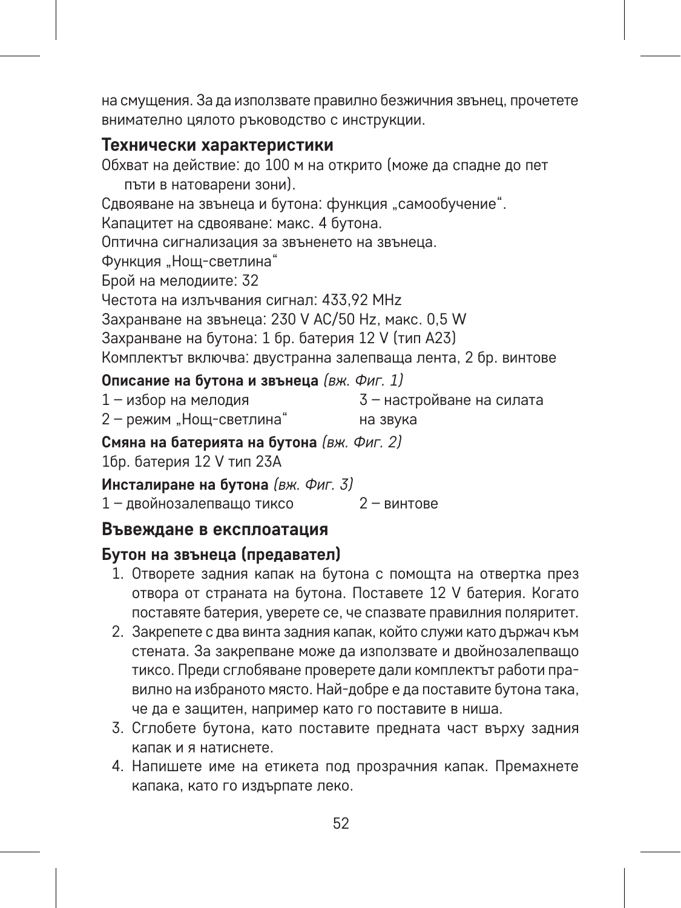на смущения. За да използвате правилно безжичния звънец, прочетете внимателно цялото ръководство с инструкции.

## Технически характеристики

Обхват на действие: до 100 м на открито (може да спадне до пет пъти в натоварени зони).
Сдвояване на звънеца и бутона: функция „самообучение".
Капацитет на сдвояване: макс. 4 бутона.
Оптична сигнализация за звъненето на звънеца.
Функция „Нощ-светлина"
Брой на мелодиите: 32
Честота на излъчвания сигнал: 433,92 MHz
Захранване на звънеца: 230 V AC/50 Hz, макс. 0,5 W
Захранване на бутона: 1 бр. батерия 12 V (тип A23)
Комплектът включва: двустранна залепваща лента, 2 бр. винтове

**Описание на бутона и звънеца** *(вж. Фиг. 1)*

1 – избор на мелодия
2 – режим „Нощ-светлина"
3 – настройване на силата на звука

**Смяна на батерията на бутона** *(вж. Фиг. 2)*

1бр. батерия 12 V тип 23A

**Инсталиране на бутона** *(вж. Фиг. 3)*

1 – двойнозалепващо тиксо
2 – винтове

## Въвеждане в експлоатация

### Бутон на звънеца (предавател)

1. Отворете задния капак на бутона с помощта на отвертка през отвора от страната на бутона. Поставете 12 V батерия. Когато поставяте батерия, уверете се, че спазвате правилния поляритет.
2. Закрепете с два винта задния капак, който служи като държач към стената. За закрепване може да използвате и двойнозалепващо тиксо. Преди сглобяване проверете дали комплектът работи правилно на избраното място. Най-добре е да поставите бутона така, че да е защитен, например като го поставите в ниша.
3. Сглобете бутона, като поставите предната част върху задния капак и я натиснете.
4. Напишете име на етикета под прозрачния капак. Премахнете капака, като го издърпате леко.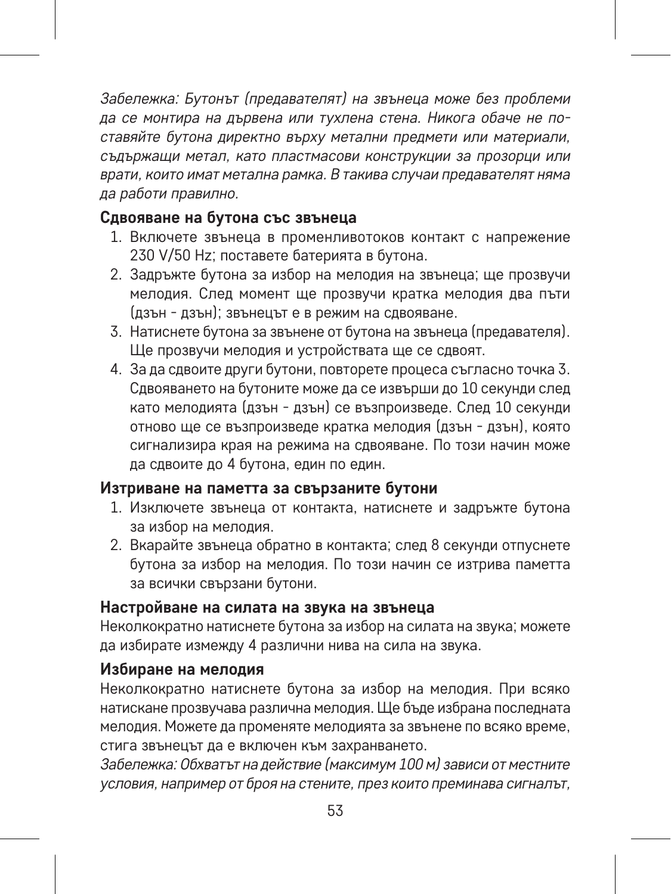*Забележка: Бутонът (предавателят) на звънеца може без проблеми да се монтира на дървена или тухлена стена. Никога обаче не поставяйте бутона директно върху метални предмети или материали, съдържащи метал, като пластмасови конструкции за прозорци или врати, които имат метална рамка. В такива случаи предавателят няма да работи правилно.*

### Сдвояване на бутона със звънеца

1. Включете звънеца в променливотоков контакт с напрежение 230 V/50 Hz; поставете батерията в бутона.
2. Задръжте бутона за избор на мелодия на звънеца; ще прозвучи мелодия. След момент ще прозвучи кратка мелодия два пъти (дзън - дзън); звънецът е в режим на сдвояване.
3. Натиснете бутона за звънене от бутона на звънеца (предавателя). Ще прозвучи мелодия и устройствата ще се сдвоят.
4. За да сдвоите други бутони, повторете процеса съгласно точка 3. Сдвояването на бутоните може да се извърши до 10 секунди след като мелодията (дзън - дзън) се възпроизведе. След 10 секунди отново ще се възпроизведе кратка мелодия (дзън - дзън), която сигнализира края на режима на сдвояване. По този начин може да сдвоите до 4 бутона, един по един.

### Изтриване на паметта за свързаните бутони

1. Изключете звънеца от контакта, натиснете и задръжте бутона за избор на мелодия.
2. Вкарайте звънеца обратно в контакта; след 8 секунди отпуснете бутона за избор на мелодия. По този начин се изтрива паметта за всички свързани бутони.

### Настройване на силата на звука на звънеца

Неколкократно натиснете бутона за избор на силата на звука; можете да избирате измежду 4 различни нива на сила на звука.

### Избиране на мелодия

Неколкократно натиснете бутона за избор на мелодия. При всяко натискане прозвучава различна мелодия. Ще бъде избрана последната мелодия. Можете да променяте мелодията за звънене по всяко време, стига звънецът да е включен към захранването.

*Забележка: Обхватът на действие (максимум 100 м) зависи от местните условия, например от броя на стените, през които преминава сигналът,*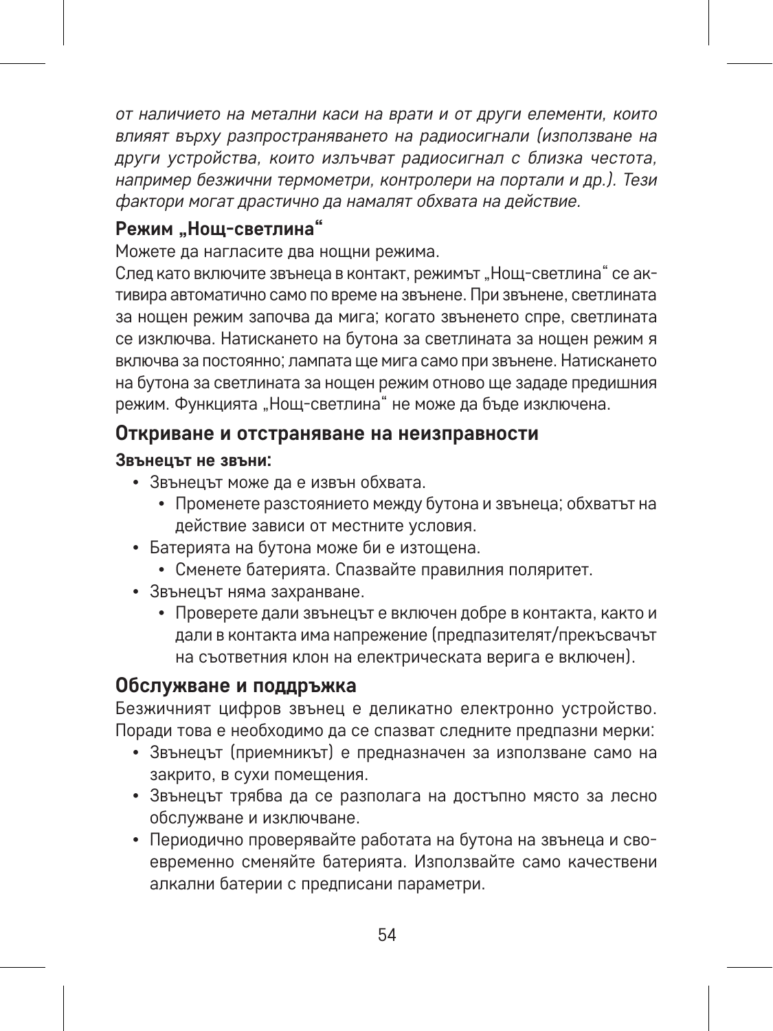*от наличието на метални каси на врати и от други елементи, които влияят върху разпространяването на радиосигнали (използване на други устройства, които излъчват радиосигнал с близка честота, например безжични термометри, контролери на портали и др.). Тези фактори могат драстично да намалят обхвата на действие.*

### Режим „Нощ-светлина“

Можете да нагласите два нощни режима.

След като включите звънеца в контакт, режимът „Нощ-светлина“ се активира автоматично само по време на звънене. При звънене, светлината за нощен режим започва да мига; когато звъненето спре, светлината се изключва. Натискането на бутона за светлината за нощен режим я включва за постоянно; лампата ще мига само при звънене. Натискането на бутона за светлината за нощен режим отново ще зададе предишния режим. Функцията „Нощ-светлина“ не може да бъде изключена.

## Откриване и отстраняване на неизправности

**Звънецът не звъни:**

- Звънецът може да е извън обхвата.
  - Променете разстоянието между бутона и звънеца; обхватът на действие зависи от местните условия.
- Батерията на бутона може би е изтощена.
  - Сменете батерията. Спазвайте правилния поляритет.
- Звънецът няма захранване.
  - Проверете дали звънецът е включен добре в контакта, както и дали в контакта има напрежение (предпазителят/прекъсвачът на съответния клон на електрическата верига е включен).

## Обслужване и поддръжка

Безжичният цифров звънец е деликатно електронно устройство. Поради това е необходимо да се спазват следните предпазни мерки:

- Звънецът (приемникът) е предназначен за използване само на закрито, в сухи помещения.
- Звънецът трябва да се разполага на достъпно място за лесно обслужване и изключване.
- Периодично проверявайте работата на бутона на звънеца и своевременно сменяйте батерията. Използвайте само качествени алкални батерии с предписани параметри.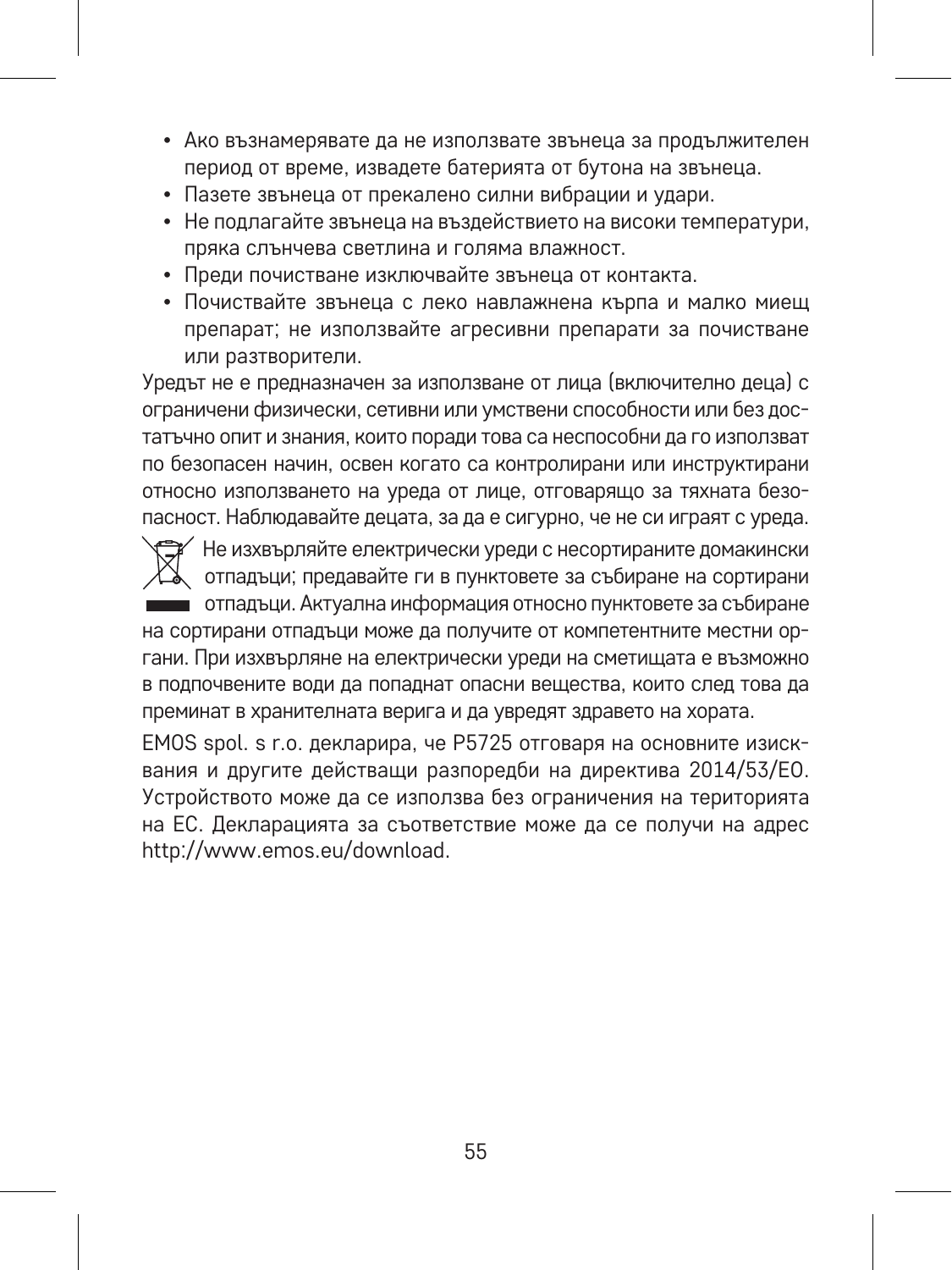- Ако възнамерявате да не използвате звънеца за продължителен период от време, извадете батерията от бутона на звънеца.
- Пазете звънеца от прекалено силни вибрации и удари.
- Не подлагайте звънеца на въздействието на високи температури, пряка слънчева светлина и голяма влажност.
- Преди почистване изключвайте звънеца от контакта.
- Почиствайте звънеца с леко навлажнена кърпа и малко миещ препарат; не използвайте агресивни препарати за почистване или разтворители.

Уредът не е предназначен за използване от лица (включително деца) с ограничени физически, сетивни или умствени способности или без достатъчно опит и знания, които поради това са неспособни да го използват по безопасен начин, освен когато са контролирани или инструктирани относно използването на уреда от лице, отговарящо за тяхната безопасност. Наблюдавайте децата, за да е сигурно, че не си играят с уреда.

Не изхвърляйте електрически уреди с несортираните домакински отпадъци; предавайте ги в пунктовете за събиране на сортирани отпадъци. Актуална информация относно пунктовете за събиране на сортирани отпадъци може да получите от компетентните местни органи. При изхвърляне на електрически уреди на сметищата е възможно в подпочвените води да попаднат опасни вещества, които след това да преминат в хранителната верига и да увредят здравето на хората.

EMOS spol. s r.o. декларира, че P5725 отговаря на основните изисквания и другите действащи разпоредби на директива 2014/53/ЕО. Устройството може да се използва без ограничения на територията на ЕС. Декларацията за съответствие може да се получи на адрес http://www.emos.eu/download.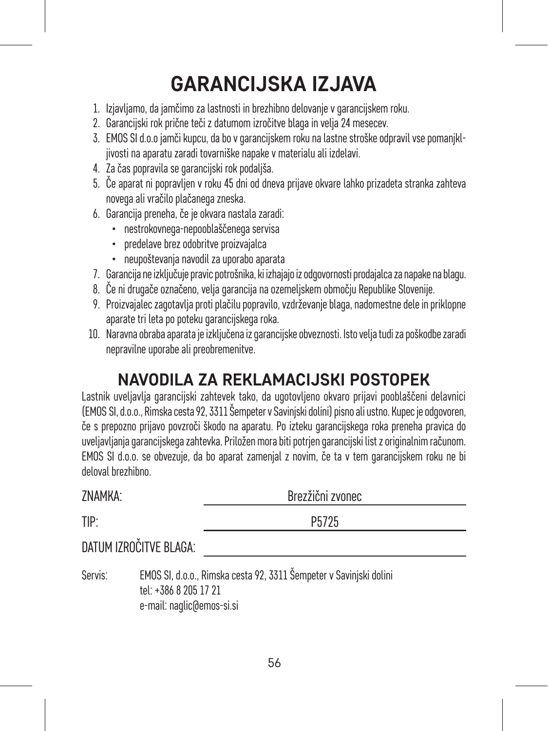# GARANCIJSKA IZJAVA

1. Izjavljamo, da jamčimo za lastnosti in brezhibno delovanje v garancijskem roku.
2. Garancijski rok prične teči z datumom izročitve blaga in velja 24 mesecev.
3. EMOS SI d.o.o jamči kupcu, da bo v garancijskem roku na lastne stroške odpravil vse pomanjkljivosti na aparatu zaradi tovarniške napake v materialu ali izdelavi.
4. Za čas popravila se garancijski rok podaljša.
5. Če aparat ni popravljen v roku 45 dni od dneva prijave okvare lahko prizadeta stranka zahteva novega ali vračilo plačanega zneska.
6. Garancija preneha, če je okvara nastala zaradi:
   - nestrokovnega-nepooblaščenega servisa
   - predelave brez odobritve proizvajalca
   - neupoštevanja navodil za uporabo aparata
7. Garancija ne izključuje pravic potrošnika, ki izhajajo iz odgovornosti prodajalca za napake na blagu.
8. Če ni drugače označeno, velja garancija na ozemeljskem območju Republike Slovenije.
9. Proizvajalec zagotavlja proti plačilu popravilo, vzdrževanje blaga, nadomestne dele in priklopne aparate tri leta po poteku garancijskega roka.
10. Naravna obraba aparata je izključena iz garancijske obveznosti. Isto velja tudi za poškodbe zaradi nepravilne uporabe ali preobremenitve.

## NAVODILA ZA REKLAMACIJSKI POSTOPEK

Lastnik uveljavlja garancijski zahtevek tako, da ugotovljeno okvaro prijavi pooblaščeni delavnici (EMOS SI, d.o.o., Rimska cesta 92, 3311 Šempeter v Savinjski dolini) pisno ali ustno. Kupec je odgovoren, če s prepozno prijavo povzroči škodo na aparatu. Po izteku garancijskega roka preneha pravica do uveljavljanja garancijskega zahtevka. Priložen mora biti potrjen garancijski list z originalnim računom. EMOS SI d.o.o. se obvezuje, da bo aparat zamenjal z novim, če ta v tem garancijskem roku ne bi deloval brezhibno.

ZNAMKA: Brezžični zvonec

TIP: P5725

DATUM IZROČITVE BLAGA: ____________________

Servis: EMOS SI, d.o.o., Rimska cesta 92, 3311 Šempeter v Savinjski dolini
tel: +386 8 205 17 21
e-mail: naglic@emos-si.si